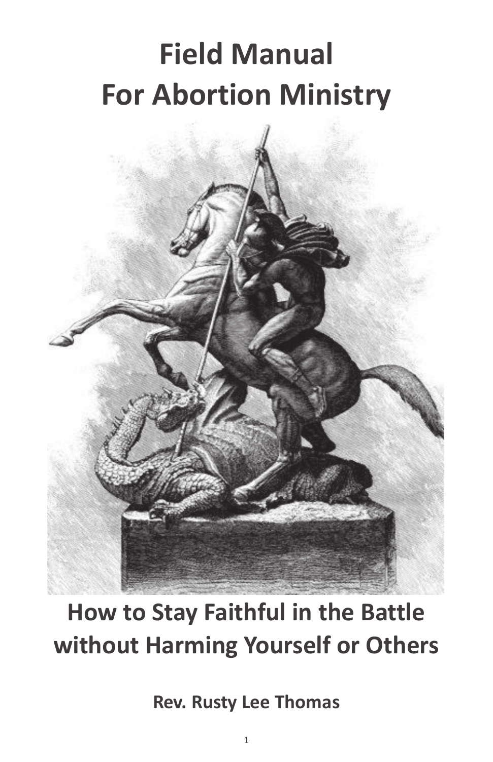# Field Manual For Abortion Ministry

## How to Stay Faithful in the Battle without Harming Yourself or Others

**Rev. Rusty Lee Thomas**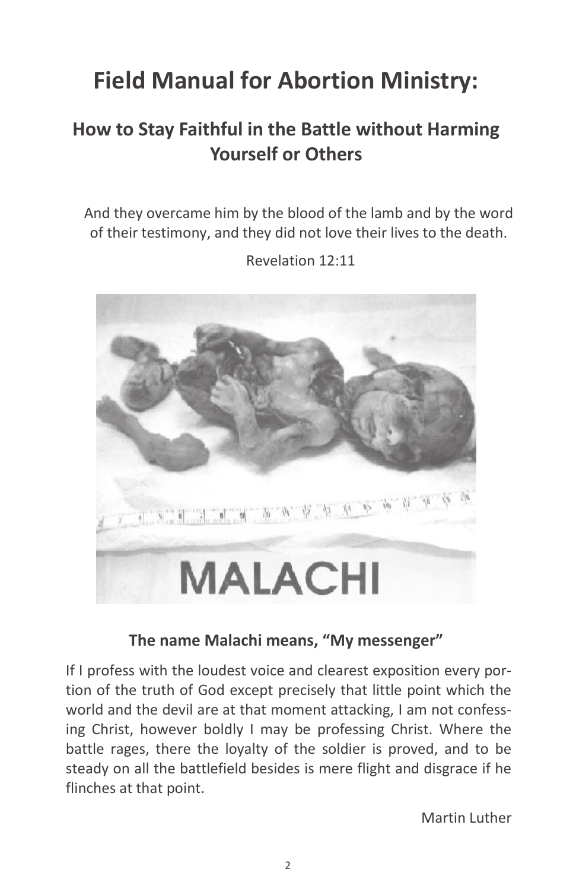# Field Manual for Abortion Ministry:

## How to Stay Faithful in the Battle without Harming Yourself or Others

And they overcame him by the blood of the lamb and by the word of their testimony, and they did not love their lives to the death.

Revelation 12:11

MALACHI

**The name Malachi means, "My messenger"**

If I profess with the loudest voice and clearest exposition every portion of the truth of God except precisely that little point which the world and the devil are at that moment attacking, I am not confessing Christ, however boldly I may be professing Christ. Where the battle rages, there the loyalty of the soldier is proved, and to be steady on all the battlefield besides is mere flight and disgrace if he flinches at that point.

Martin Luther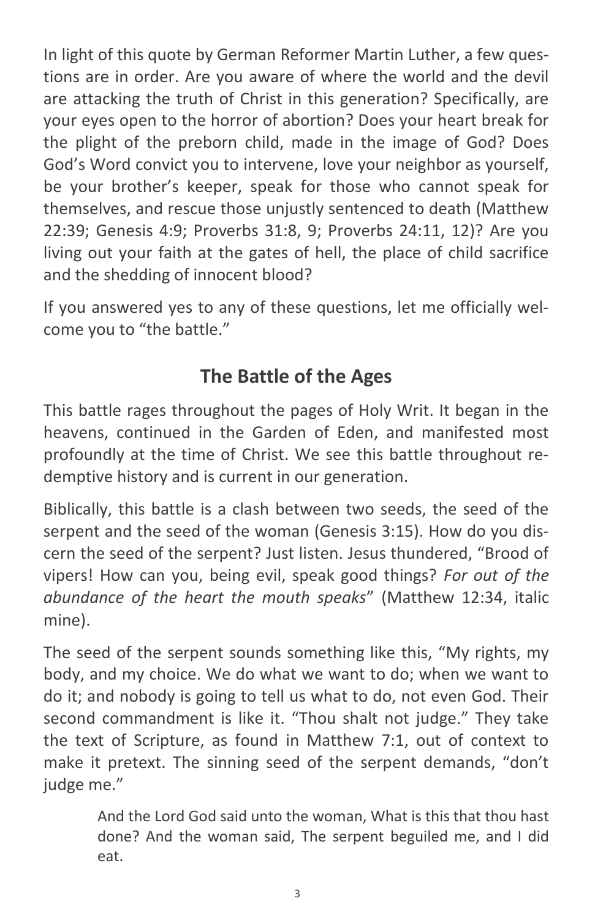In light of this quote by German Reformer Martin Luther, a few questions are in order. Are you aware of where the world and the devil are attacking the truth of Christ in this generation? Specifically, are your eyes open to the horror of abortion? Does your heart break for the plight of the preborn child, made in the image of God? Does God's Word convict you to intervene, love your neighbor as yourself, be your brother's keeper, speak for those who cannot speak for themselves, and rescue those unjustly sentenced to death (Matthew 22:39; Genesis 4:9; Proverbs 31:8, 9; Proverbs 24:11, 12)? Are you living out your faith at the gates of hell, the place of child sacrifice and the shedding of innocent blood?

If you answered yes to any of these questions, let me officially welcome you to "the battle."

## The Battle of the Ages

This battle rages throughout the pages of Holy Writ. It began in the heavens, continued in the Garden of Eden, and manifested most profoundly at the time of Christ. We see this battle throughout redemptive history and is current in our generation.

Biblically, this battle is a clash between two seeds, the seed of the serpent and the seed of the woman (Genesis 3:15). How do you discern the seed of the serpent? Just listen. Jesus thundered, "Brood of vipers! How can you, being evil, speak good things? *For out of the abundance of the heart the mouth speaks*" (Matthew 12:34, italic mine).

The seed of the serpent sounds something like this, "My rights, my body, and my choice. We do what we want to do; when we want to do it; and nobody is going to tell us what to do, not even God. Their second commandment is like it. "Thou shalt not judge." They take the text of Scripture, as found in Matthew 7:1, out of context to make it pretext. The sinning seed of the serpent demands, "don't judge me."

> And the Lord God said unto the woman, What is this that thou hast done? And the woman said, The serpent beguiled me, and I did eat.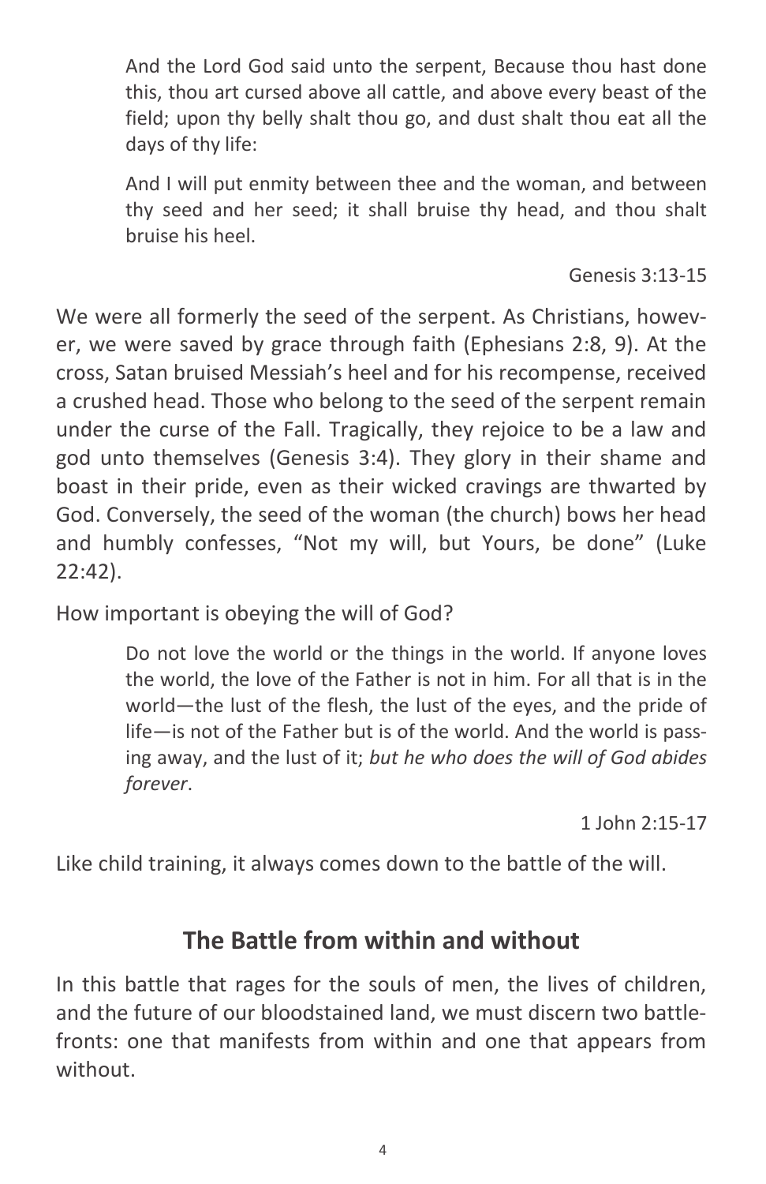> And the Lord God said unto the serpent, Because thou hast done this, thou art cursed above all cattle, and above every beast of the field; upon thy belly shalt thou go, and dust shalt thou eat all the days of thy life:
>
> And I will put enmity between thee and the woman, and between thy seed and her seed; it shall bruise thy head, and thou shalt bruise his heel.
>
> Genesis 3:13-15

We were all formerly the seed of the serpent. As Christians, however, we were saved by grace through faith (Ephesians 2:8, 9). At the cross, Satan bruised Messiah's heel and for his recompense, received a crushed head. Those who belong to the seed of the serpent remain under the curse of the Fall. Tragically, they rejoice to be a law and god unto themselves (Genesis 3:4). They glory in their shame and boast in their pride, even as their wicked cravings are thwarted by God. Conversely, the seed of the woman (the church) bows her head and humbly confesses, "Not my will, but Yours, be done" (Luke 22:42).

How important is obeying the will of God?

> Do not love the world or the things in the world. If anyone loves the world, the love of the Father is not in him. For all that is in the world—the lust of the flesh, the lust of the eyes, and the pride of life—is not of the Father but is of the world. And the world is passing away, and the lust of it; *but he who does the will of God abides forever*.
>
> 1 John 2:15-17

Like child training, it always comes down to the battle of the will.

## The Battle from within and without

In this battle that rages for the souls of men, the lives of children, and the future of our bloodstained land, we must discern two battlefronts: one that manifests from within and one that appears from without.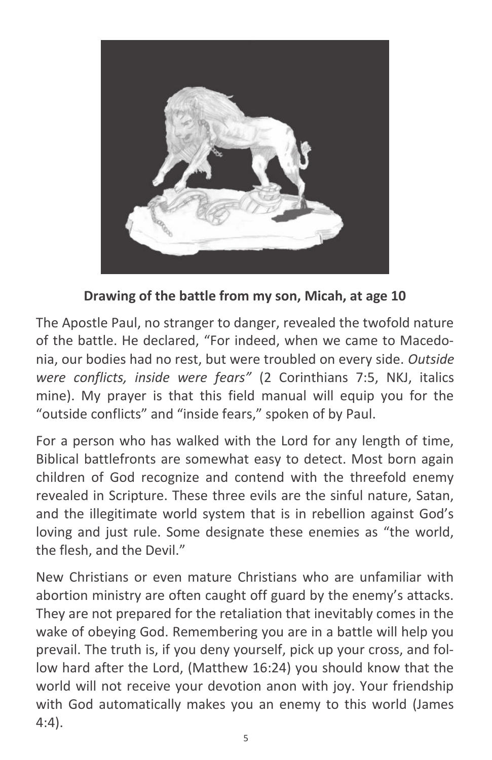**Drawing of the battle from my son, Micah, at age 10**

The Apostle Paul, no stranger to danger, revealed the twofold nature of the battle. He declared, "For indeed, when we came to Macedonia, our bodies had no rest, but were troubled on every side. *Outside were conflicts, inside were fears"* (2 Corinthians 7:5, NKJ, italics mine). My prayer is that this field manual will equip you for the "outside conflicts" and "inside fears," spoken of by Paul.

For a person who has walked with the Lord for any length of time, Biblical battlefronts are somewhat easy to detect. Most born again children of God recognize and contend with the threefold enemy revealed in Scripture. These three evils are the sinful nature, Satan, and the illegitimate world system that is in rebellion against God's loving and just rule. Some designate these enemies as "the world, the flesh, and the Devil."

New Christians or even mature Christians who are unfamiliar with abortion ministry are often caught off guard by the enemy's attacks. They are not prepared for the retaliation that inevitably comes in the wake of obeying God. Remembering you are in a battle will help you prevail. The truth is, if you deny yourself, pick up your cross, and follow hard after the Lord, (Matthew 16:24) you should know that the world will not receive your devotion anon with joy. Your friendship with God automatically makes you an enemy to this world (James 4:4).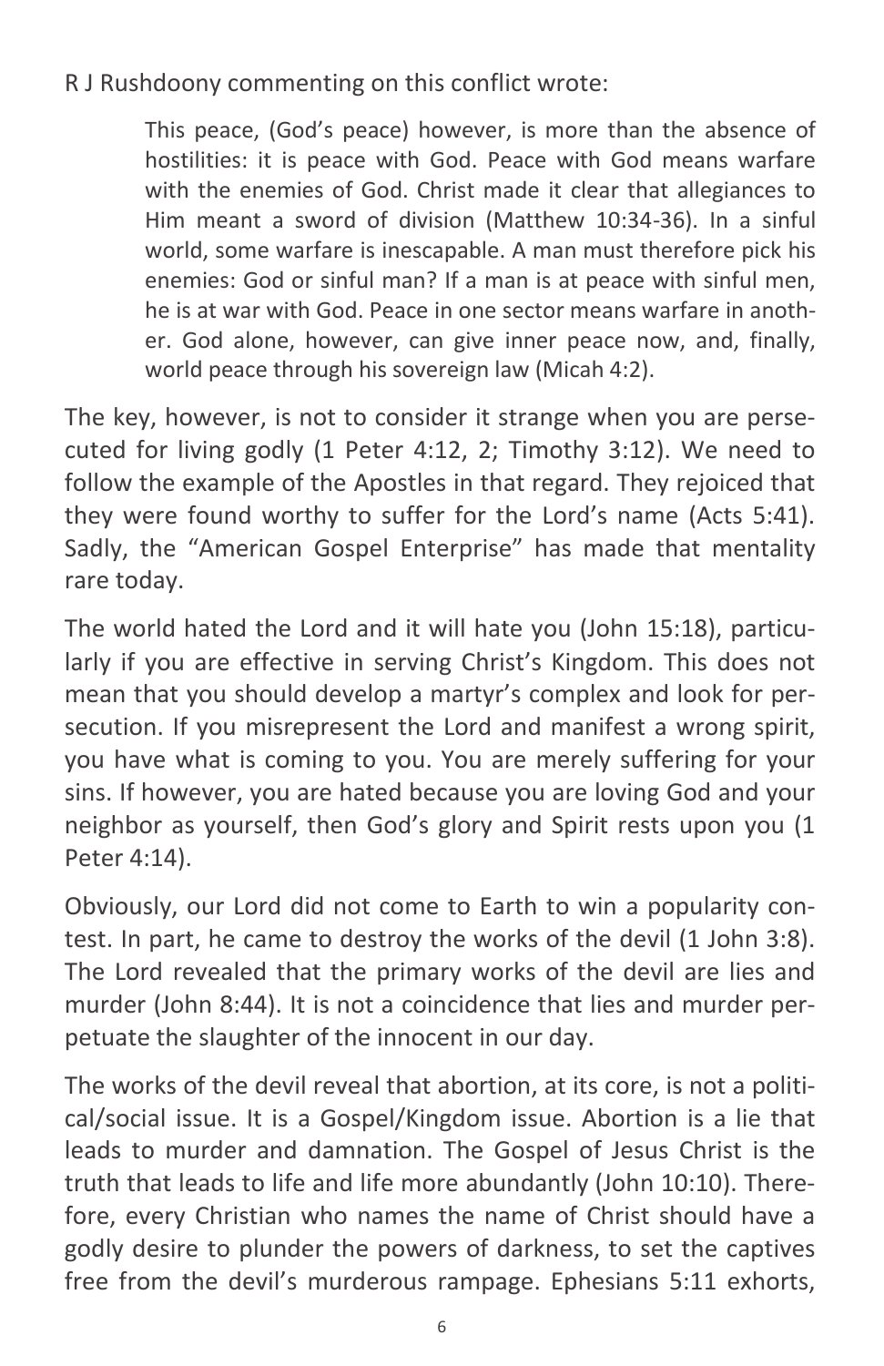R J Rushdoony commenting on this conflict wrote:

> This peace, (God's peace) however, is more than the absence of hostilities: it is peace with God. Peace with God means warfare with the enemies of God. Christ made it clear that allegiances to Him meant a sword of division (Matthew 10:34-36). In a sinful world, some warfare is inescapable. A man must therefore pick his enemies: God or sinful man? If a man is at peace with sinful men, he is at war with God. Peace in one sector means warfare in another. God alone, however, can give inner peace now, and, finally, world peace through his sovereign law (Micah 4:2).

The key, however, is not to consider it strange when you are persecuted for living godly (1 Peter 4:12, 2; Timothy 3:12). We need to follow the example of the Apostles in that regard. They rejoiced that they were found worthy to suffer for the Lord's name (Acts 5:41). Sadly, the "American Gospel Enterprise" has made that mentality rare today.

The world hated the Lord and it will hate you (John 15:18), particularly if you are effective in serving Christ's Kingdom. This does not mean that you should develop a martyr's complex and look for persecution. If you misrepresent the Lord and manifest a wrong spirit, you have what is coming to you. You are merely suffering for your sins. If however, you are hated because you are loving God and your neighbor as yourself, then God's glory and Spirit rests upon you (1 Peter 4:14).

Obviously, our Lord did not come to Earth to win a popularity contest. In part, he came to destroy the works of the devil (1 John 3:8). The Lord revealed that the primary works of the devil are lies and murder (John 8:44). It is not a coincidence that lies and murder perpetuate the slaughter of the innocent in our day.

The works of the devil reveal that abortion, at its core, is not a political/social issue. It is a Gospel/Kingdom issue. Abortion is a lie that leads to murder and damnation. The Gospel of Jesus Christ is the truth that leads to life and life more abundantly (John 10:10). Therefore, every Christian who names the name of Christ should have a godly desire to plunder the powers of darkness, to set the captives free from the devil's murderous rampage. Ephesians 5:11 exhorts,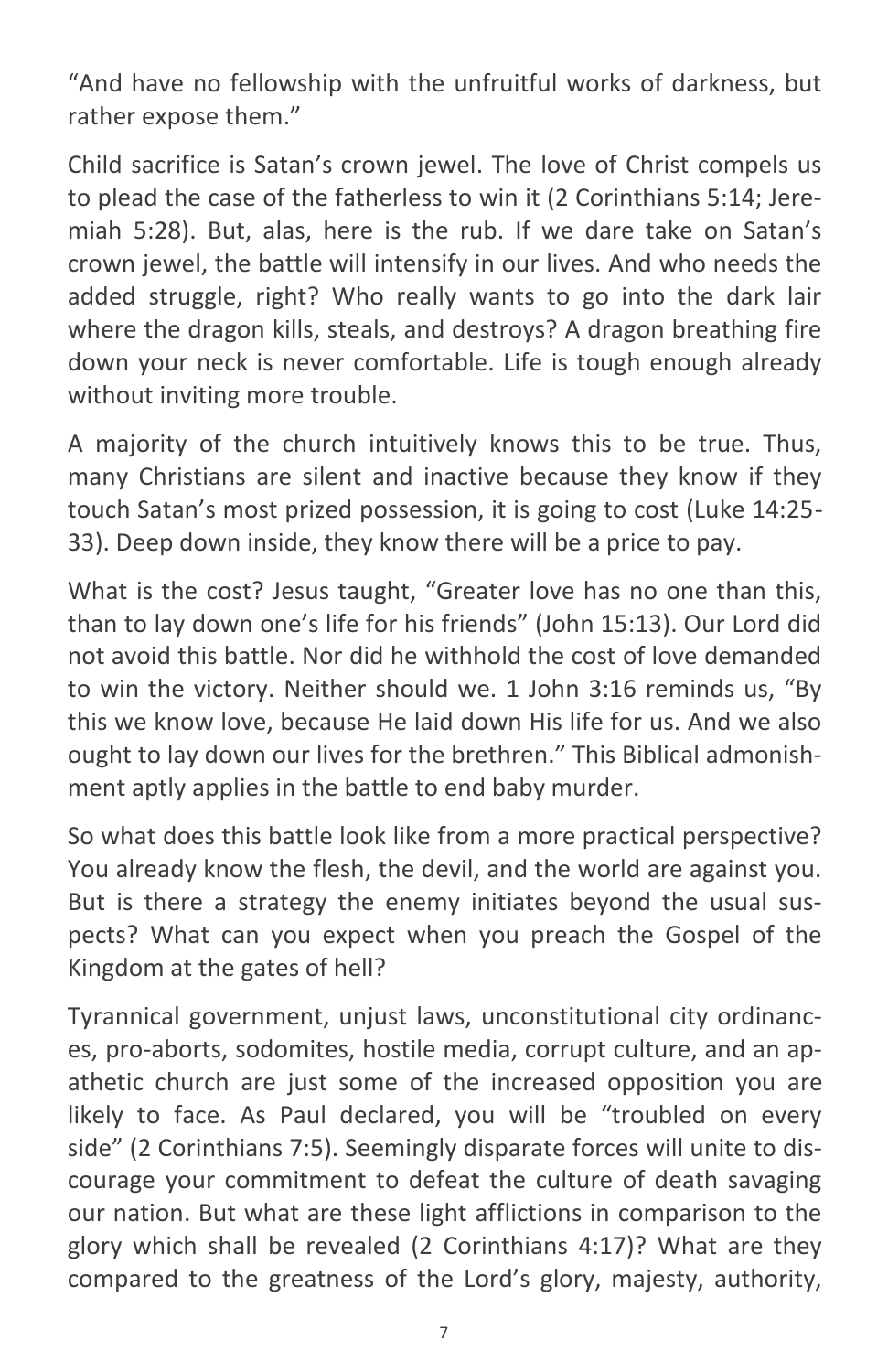"And have no fellowship with the unfruitful works of darkness, but rather expose them."

Child sacrifice is Satan's crown jewel. The love of Christ compels us to plead the case of the fatherless to win it (2 Corinthians 5:14; Jeremiah 5:28). But, alas, here is the rub. If we dare take on Satan's crown jewel, the battle will intensify in our lives. And who needs the added struggle, right? Who really wants to go into the dark lair where the dragon kills, steals, and destroys? A dragon breathing fire down your neck is never comfortable. Life is tough enough already without inviting more trouble.

A majority of the church intuitively knows this to be true. Thus, many Christians are silent and inactive because they know if they touch Satan's most prized possession, it is going to cost (Luke 14:25-33). Deep down inside, they know there will be a price to pay.

What is the cost? Jesus taught, "Greater love has no one than this, than to lay down one's life for his friends" (John 15:13). Our Lord did not avoid this battle. Nor did he withhold the cost of love demanded to win the victory. Neither should we. 1 John 3:16 reminds us, "By this we know love, because He laid down His life for us. And we also ought to lay down our lives for the brethren." This Biblical admonishment aptly applies in the battle to end baby murder.

So what does this battle look like from a more practical perspective? You already know the flesh, the devil, and the world are against you. But is there a strategy the enemy initiates beyond the usual suspects? What can you expect when you preach the Gospel of the Kingdom at the gates of hell?

Tyrannical government, unjust laws, unconstitutional city ordinances, pro-aborts, sodomites, hostile media, corrupt culture, and an apathetic church are just some of the increased opposition you are likely to face. As Paul declared, you will be "troubled on every side" (2 Corinthians 7:5). Seemingly disparate forces will unite to discourage your commitment to defeat the culture of death savaging our nation. But what are these light afflictions in comparison to the glory which shall be revealed (2 Corinthians 4:17)? What are they compared to the greatness of the Lord's glory, majesty, authority,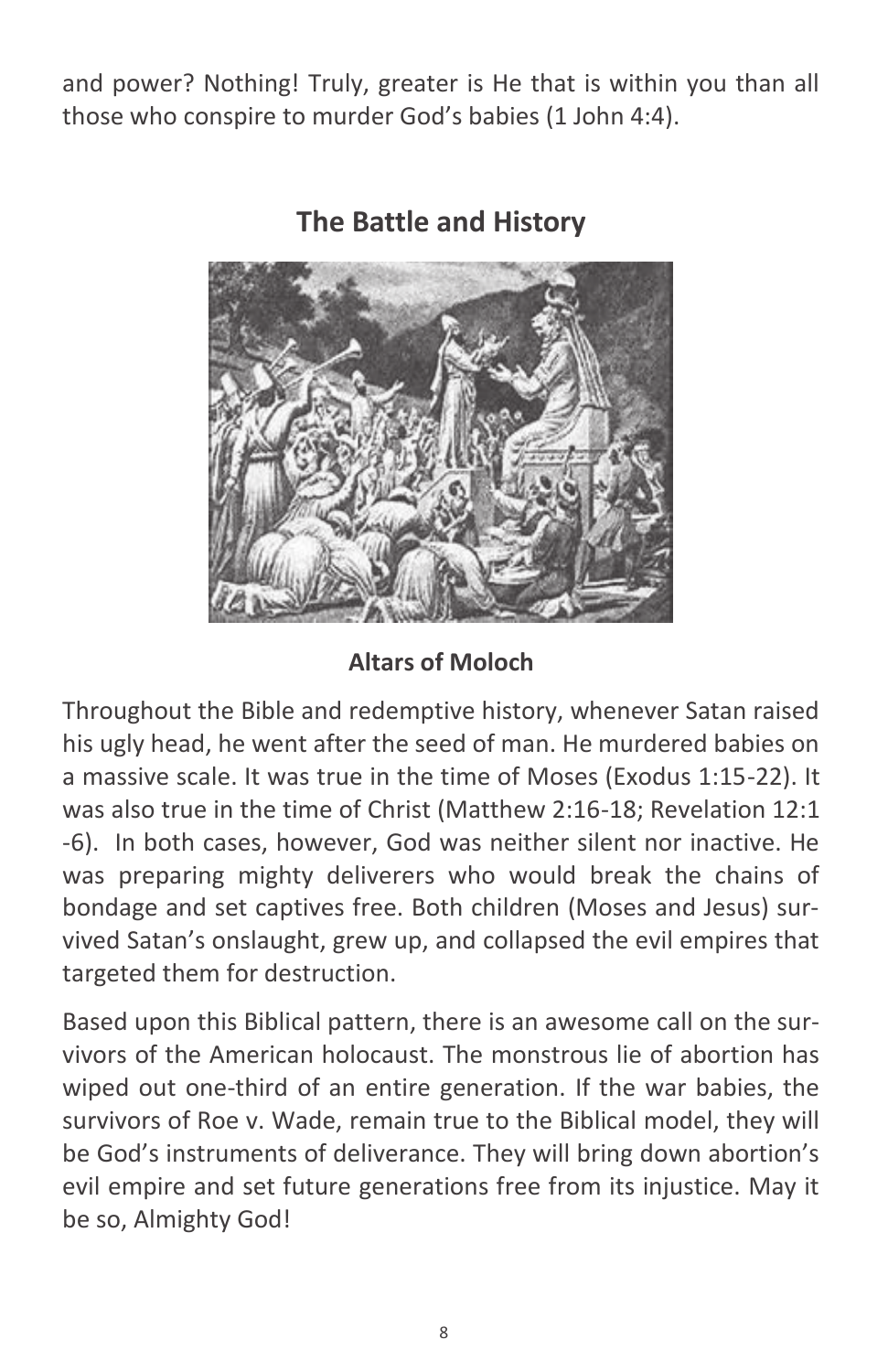and power? Nothing! Truly, greater is He that is within you than all those who conspire to murder God's babies (1 John 4:4).

## The Battle and History

**Altars of Moloch**

Throughout the Bible and redemptive history, whenever Satan raised his ugly head, he went after the seed of man. He murdered babies on a massive scale. It was true in the time of Moses (Exodus 1:15-22). It was also true in the time of Christ (Matthew 2:16-18; Revelation 12:1-6). In both cases, however, God was neither silent nor inactive. He was preparing mighty deliverers who would break the chains of bondage and set captives free. Both children (Moses and Jesus) survived Satan's onslaught, grew up, and collapsed the evil empires that targeted them for destruction.

Based upon this Biblical pattern, there is an awesome call on the survivors of the American holocaust. The monstrous lie of abortion has wiped out one-third of an entire generation. If the war babies, the survivors of Roe v. Wade, remain true to the Biblical model, they will be God's instruments of deliverance. They will bring down abortion's evil empire and set future generations free from its injustice. May it be so, Almighty God!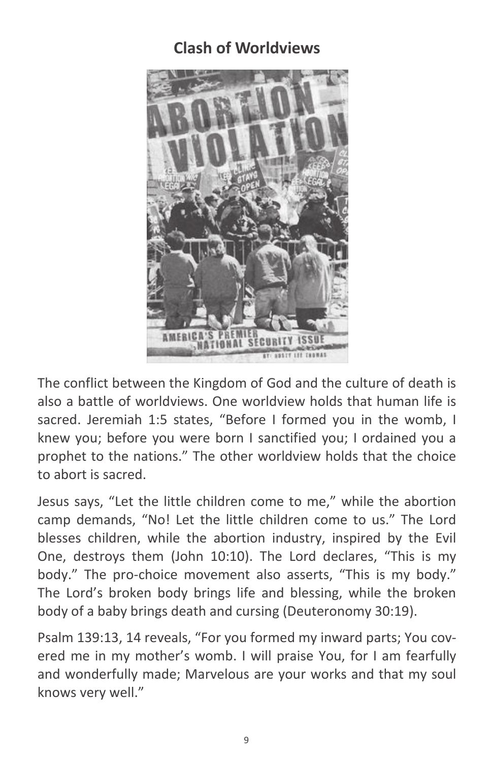## Clash of Worldviews

The conflict between the Kingdom of God and the culture of death is also a battle of worldviews. One worldview holds that human life is sacred. Jeremiah 1:5 states, "Before I formed you in the womb, I knew you; before you were born I sanctified you; I ordained you a prophet to the nations." The other worldview holds that the choice to abort is sacred.

Jesus says, "Let the little children come to me," while the abortion camp demands, "No! Let the little children come to us." The Lord blesses children, while the abortion industry, inspired by the Evil One, destroys them (John 10:10). The Lord declares, "This is my body." The pro-choice movement also asserts, "This is my body." The Lord's broken body brings life and blessing, while the broken body of a baby brings death and cursing (Deuteronomy 30:19).

Psalm 139:13, 14 reveals, "For you formed my inward parts; You covered me in my mother's womb. I will praise You, for I am fearfully and wonderfully made; Marvelous are your works and that my soul knows very well."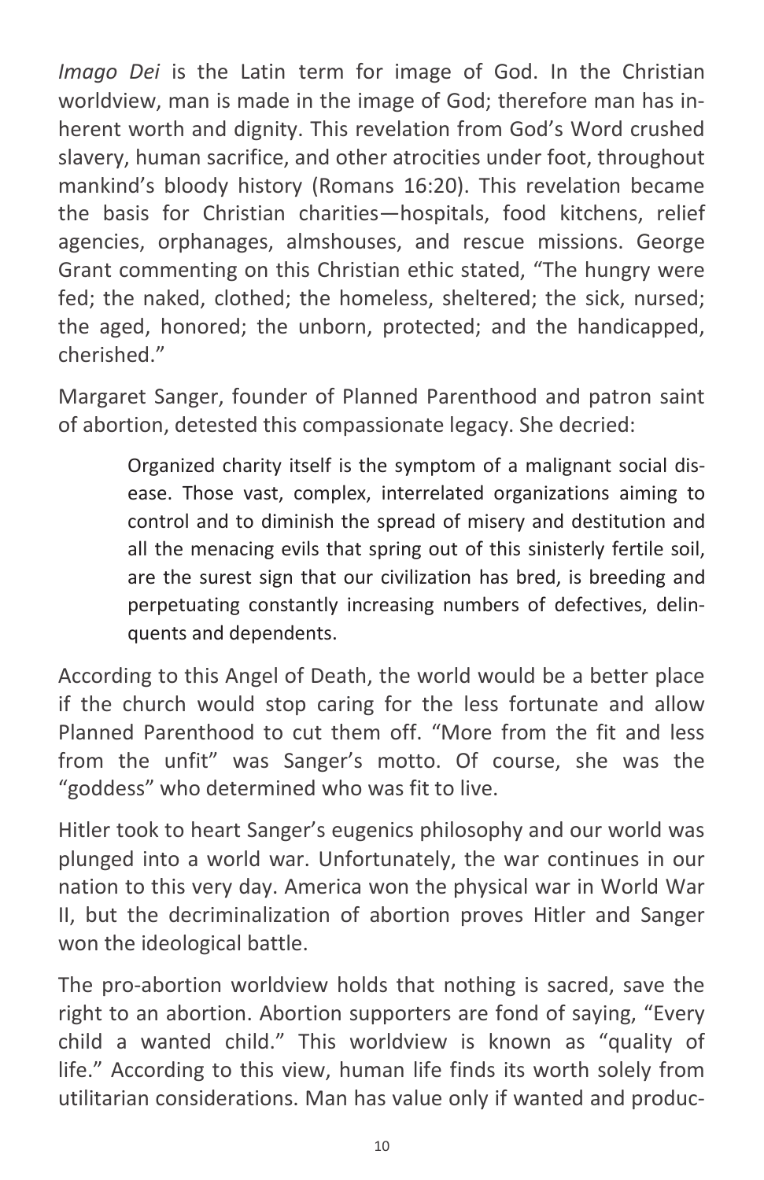*Imago Dei* is the Latin term for image of God. In the Christian worldview, man is made in the image of God; therefore man has inherent worth and dignity. This revelation from God's Word crushed slavery, human sacrifice, and other atrocities under foot, throughout mankind's bloody history (Romans 16:20). This revelation became the basis for Christian charities—hospitals, food kitchens, relief agencies, orphanages, almshouses, and rescue missions. George Grant commenting on this Christian ethic stated, "The hungry were fed; the naked, clothed; the homeless, sheltered; the sick, nursed; the aged, honored; the unborn, protected; and the handicapped, cherished."

Margaret Sanger, founder of Planned Parenthood and patron saint of abortion, detested this compassionate legacy. She decried:

> Organized charity itself is the symptom of a malignant social disease. Those vast, complex, interrelated organizations aiming to control and to diminish the spread of misery and destitution and all the menacing evils that spring out of this sinisterly fertile soil, are the surest sign that our civilization has bred, is breeding and perpetuating constantly increasing numbers of defectives, delinquents and dependents.

According to this Angel of Death, the world would be a better place if the church would stop caring for the less fortunate and allow Planned Parenthood to cut them off. "More from the fit and less from the unfit" was Sanger's motto. Of course, she was the "goddess" who determined who was fit to live.

Hitler took to heart Sanger's eugenics philosophy and our world was plunged into a world war. Unfortunately, the war continues in our nation to this very day. America won the physical war in World War II, but the decriminalization of abortion proves Hitler and Sanger won the ideological battle.

The pro-abortion worldview holds that nothing is sacred, save the right to an abortion. Abortion supporters are fond of saying, "Every child a wanted child." This worldview is known as "quality of life." According to this view, human life finds its worth solely from utilitarian considerations. Man has value only if wanted and produc-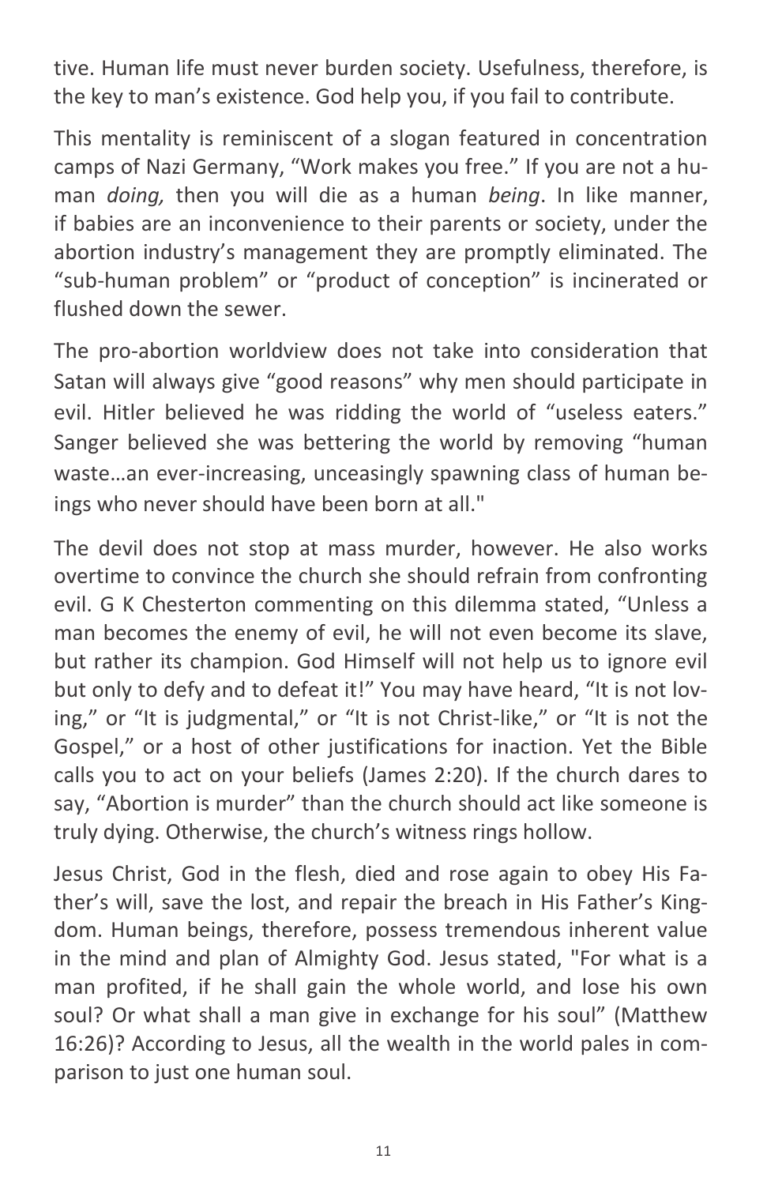tive. Human life must never burden society. Usefulness, therefore, is the key to man's existence. God help you, if you fail to contribute.

This mentality is reminiscent of a slogan featured in concentration camps of Nazi Germany, "Work makes you free." If you are not a human *doing,* then you will die as a human *being*. In like manner, if babies are an inconvenience to their parents or society, under the abortion industry's management they are promptly eliminated. The "sub-human problem" or "product of conception" is incinerated or flushed down the sewer.

The pro-abortion worldview does not take into consideration that Satan will always give "good reasons" why men should participate in evil. Hitler believed he was ridding the world of "useless eaters." Sanger believed she was bettering the world by removing "human waste…an ever-increasing, unceasingly spawning class of human beings who never should have been born at all."

The devil does not stop at mass murder, however. He also works overtime to convince the church she should refrain from confronting evil. G K Chesterton commenting on this dilemma stated, "Unless a man becomes the enemy of evil, he will not even become its slave, but rather its champion. God Himself will not help us to ignore evil but only to defy and to defeat it!" You may have heard, "It is not loving," or "It is judgmental," or "It is not Christ-like," or "It is not the Gospel," or a host of other justifications for inaction. Yet the Bible calls you to act on your beliefs (James 2:20). If the church dares to say, "Abortion is murder" than the church should act like someone is truly dying. Otherwise, the church's witness rings hollow.

Jesus Christ, God in the flesh, died and rose again to obey His Father's will, save the lost, and repair the breach in His Father's Kingdom. Human beings, therefore, possess tremendous inherent value in the mind and plan of Almighty God. Jesus stated, "For what is a man profited, if he shall gain the whole world, and lose his own soul? Or what shall a man give in exchange for his soul" (Matthew 16:26)? According to Jesus, all the wealth in the world pales in comparison to just one human soul.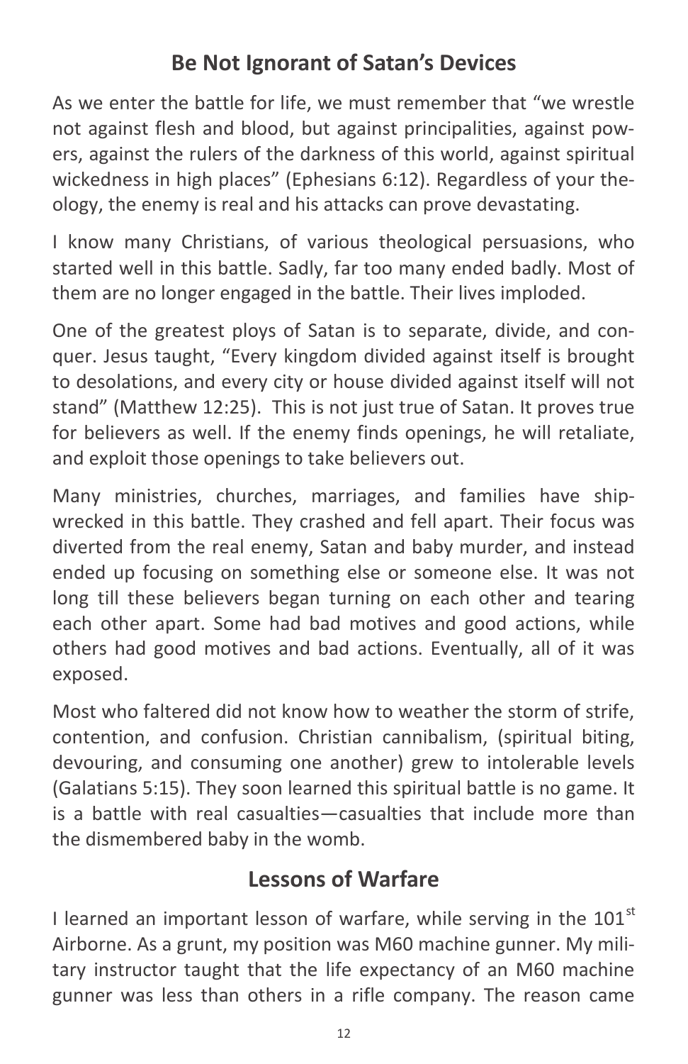## Be Not Ignorant of Satan's Devices

As we enter the battle for life, we must remember that "we wrestle not against flesh and blood, but against principalities, against powers, against the rulers of the darkness of this world, against spiritual wickedness in high places" (Ephesians 6:12). Regardless of your theology, the enemy is real and his attacks can prove devastating.

I know many Christians, of various theological persuasions, who started well in this battle. Sadly, far too many ended badly. Most of them are no longer engaged in the battle. Their lives imploded.

One of the greatest ploys of Satan is to separate, divide, and conquer. Jesus taught, "Every kingdom divided against itself is brought to desolations, and every city or house divided against itself will not stand" (Matthew 12:25). This is not just true of Satan. It proves true for believers as well. If the enemy finds openings, he will retaliate, and exploit those openings to take believers out.

Many ministries, churches, marriages, and families have shipwrecked in this battle. They crashed and fell apart. Their focus was diverted from the real enemy, Satan and baby murder, and instead ended up focusing on something else or someone else. It was not long till these believers began turning on each other and tearing each other apart. Some had bad motives and good actions, while others had good motives and bad actions. Eventually, all of it was exposed.

Most who faltered did not know how to weather the storm of strife, contention, and confusion. Christian cannibalism, (spiritual biting, devouring, and consuming one another) grew to intolerable levels (Galatians 5:15). They soon learned this spiritual battle is no game. It is a battle with real casualties—casualties that include more than the dismembered baby in the womb.

## Lessons of Warfare

I learned an important lesson of warfare, while serving in the 101st Airborne. As a grunt, my position was M60 machine gunner. My military instructor taught that the life expectancy of an M60 machine gunner was less than others in a rifle company. The reason came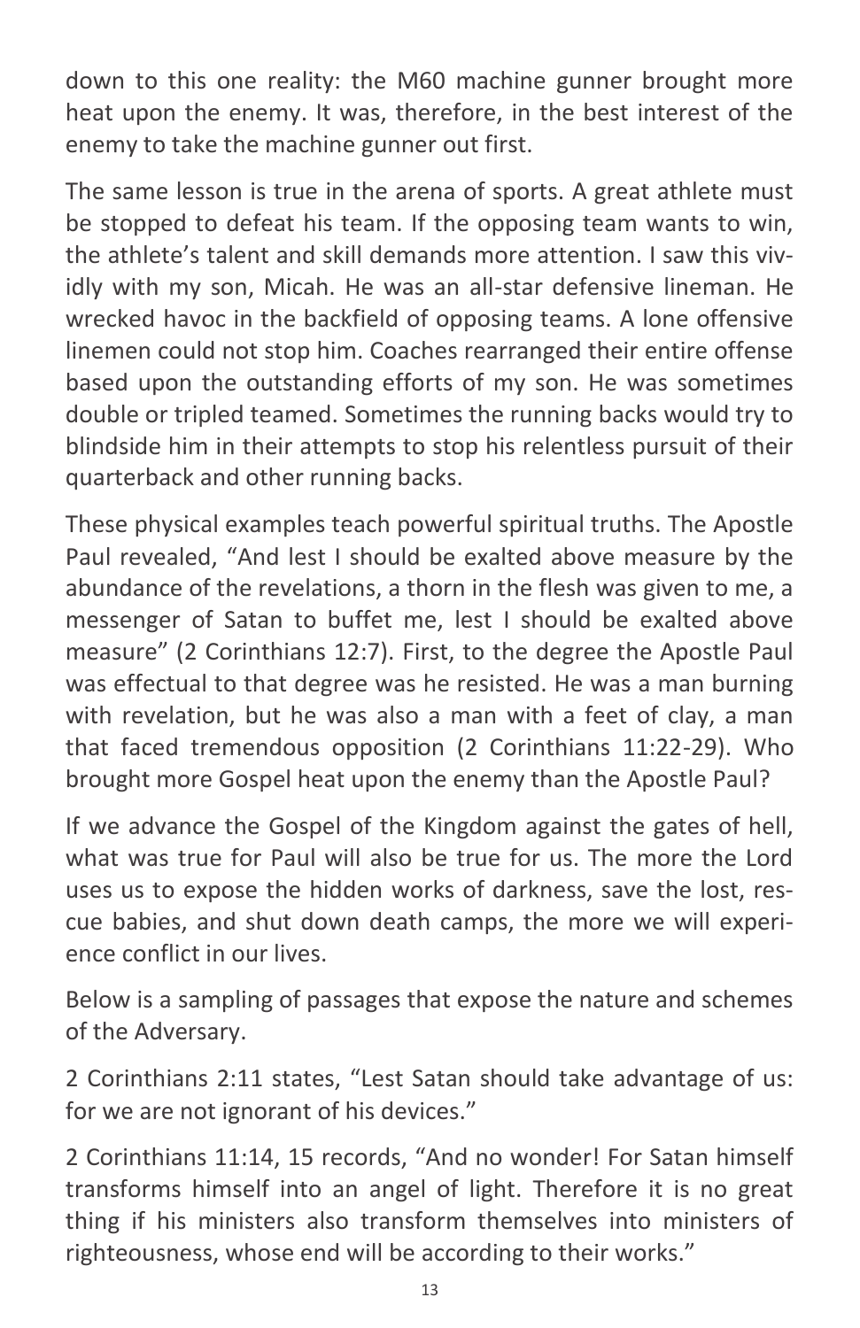down to this one reality: the M60 machine gunner brought more heat upon the enemy. It was, therefore, in the best interest of the enemy to take the machine gunner out first.

The same lesson is true in the arena of sports. A great athlete must be stopped to defeat his team. If the opposing team wants to win, the athlete's talent and skill demands more attention. I saw this vividly with my son, Micah. He was an all-star defensive lineman. He wrecked havoc in the backfield of opposing teams. A lone offensive linemen could not stop him. Coaches rearranged their entire offense based upon the outstanding efforts of my son. He was sometimes double or tripled teamed. Sometimes the running backs would try to blindside him in their attempts to stop his relentless pursuit of their quarterback and other running backs.

These physical examples teach powerful spiritual truths. The Apostle Paul revealed, "And lest I should be exalted above measure by the abundance of the revelations, a thorn in the flesh was given to me, a messenger of Satan to buffet me, lest I should be exalted above measure" (2 Corinthians 12:7). First, to the degree the Apostle Paul was effectual to that degree was he resisted. He was a man burning with revelation, but he was also a man with a feet of clay, a man that faced tremendous opposition (2 Corinthians 11:22-29). Who brought more Gospel heat upon the enemy than the Apostle Paul?

If we advance the Gospel of the Kingdom against the gates of hell, what was true for Paul will also be true for us. The more the Lord uses us to expose the hidden works of darkness, save the lost, rescue babies, and shut down death camps, the more we will experience conflict in our lives.

Below is a sampling of passages that expose the nature and schemes of the Adversary.

2 Corinthians 2:11 states, "Lest Satan should take advantage of us: for we are not ignorant of his devices."

2 Corinthians 11:14, 15 records, "And no wonder! For Satan himself transforms himself into an angel of light. Therefore it is no great thing if his ministers also transform themselves into ministers of righteousness, whose end will be according to their works."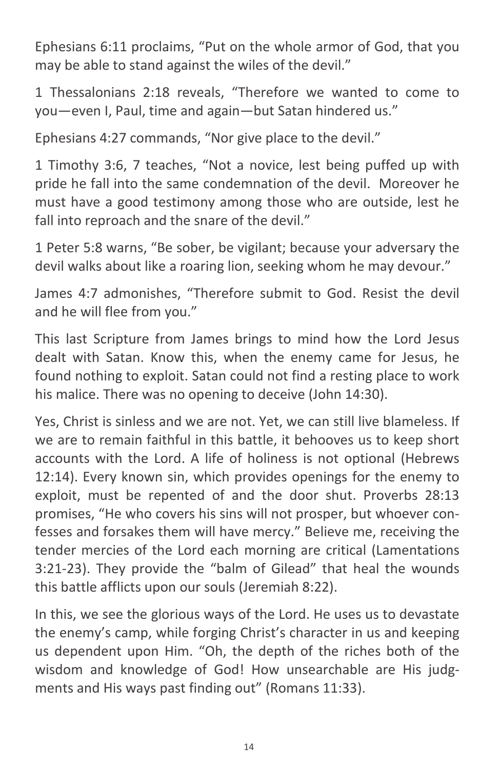Ephesians 6:11 proclaims, “Put on the whole armor of God, that you may be able to stand against the wiles of the devil.”

1 Thessalonians 2:18 reveals, “Therefore we wanted to come to you—even I, Paul, time and again—but Satan hindered us.”

Ephesians 4:27 commands, “Nor give place to the devil.”

1 Timothy 3:6, 7 teaches, “Not a novice, lest being puffed up with pride he fall into the same condemnation of the devil. Moreover he must have a good testimony among those who are outside, lest he fall into reproach and the snare of the devil.”

1 Peter 5:8 warns, “Be sober, be vigilant; because your adversary the devil walks about like a roaring lion, seeking whom he may devour.”

James 4:7 admonishes, “Therefore submit to God. Resist the devil and he will flee from you.”

This last Scripture from James brings to mind how the Lord Jesus dealt with Satan. Know this, when the enemy came for Jesus, he found nothing to exploit. Satan could not find a resting place to work his malice. There was no opening to deceive (John 14:30).

Yes, Christ is sinless and we are not. Yet, we can still live blameless. If we are to remain faithful in this battle, it behooves us to keep short accounts with the Lord. A life of holiness is not optional (Hebrews 12:14). Every known sin, which provides openings for the enemy to exploit, must be repented of and the door shut. Proverbs 28:13 promises, “He who covers his sins will not prosper, but whoever confesses and forsakes them will have mercy.” Believe me, receiving the tender mercies of the Lord each morning are critical (Lamentations 3:21-23). They provide the “balm of Gilead” that heal the wounds this battle afflicts upon our souls (Jeremiah 8:22).

In this, we see the glorious ways of the Lord. He uses us to devastate the enemy’s camp, while forging Christ’s character in us and keeping us dependent upon Him. “Oh, the depth of the riches both of the wisdom and knowledge of God! How unsearchable are His judgments and His ways past finding out” (Romans 11:33).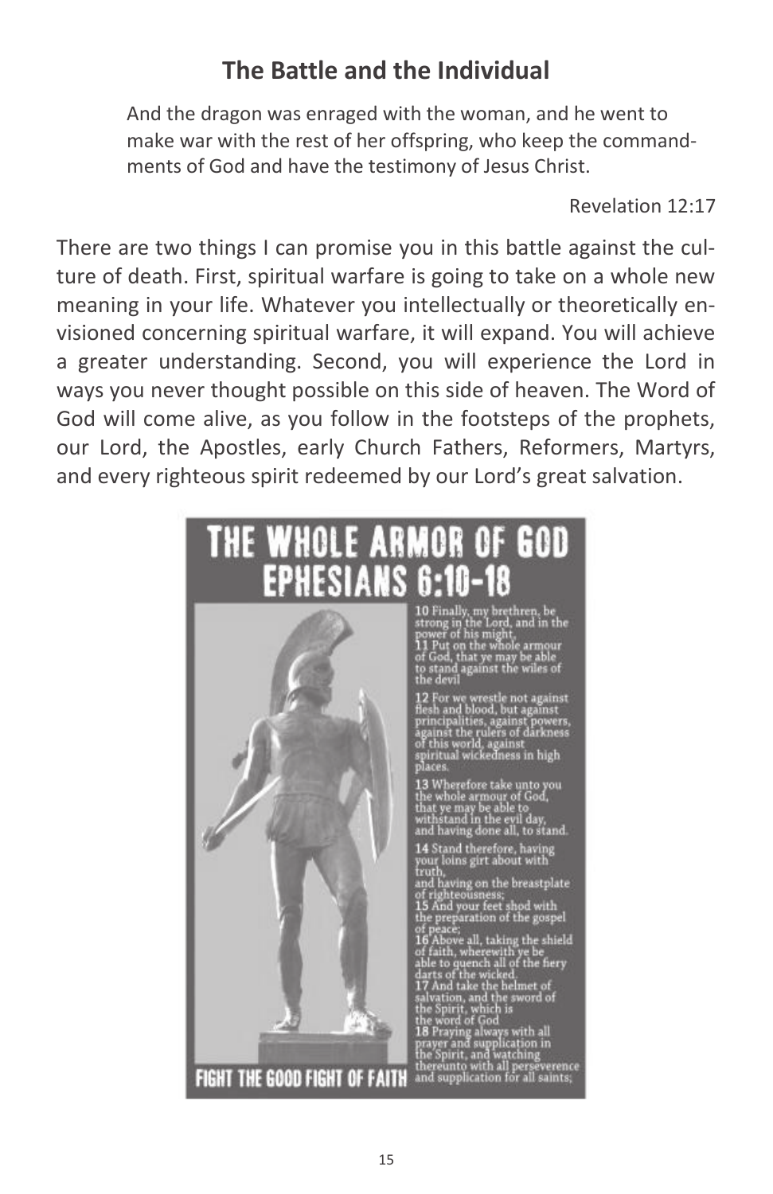## The Battle and the Individual

> And the dragon was enraged with the woman, and he went to make war with the rest of her offspring, who keep the commandments of God and have the testimony of Jesus Christ.
>
> Revelation 12:17

There are two things I can promise you in this battle against the culture of death. First, spiritual warfare is going to take on a whole new meaning in your life. Whatever you intellectually or theoretically envisioned concerning spiritual warfare, it will expand. You will achieve a greater understanding. Second, you will experience the Lord in ways you never thought possible on this side of heaven. The Word of God will come alive, as you follow in the footsteps of the prophets, our Lord, the Apostles, early Church Fathers, Reformers, Martyrs, and every righteous spirit redeemed by our Lord's great salvation.

THE WHOLE ARMOR OF GOD
EPHESIANS 6:10-18

10 Finally, my brethren, be strong in the Lord, and in the power of his might,
11 Put on the whole armour of God, that ye may be able to stand against the wiles of the devil

12 For we wrestle not against flesh and blood, but against principalities, against powers, against the rulers of darkness of this world, against spiritual wickedness in high places.

13 Wherefore take unto you the whole armour of God, that ye may be able to withstand in the evil day, and having done all, to stand.

14 Stand therefore, having your loins girt about with truth,
and having on the breastplate of righteousness;
15 And your feet shod with the preparation of the gospel of peace;
16 Above all, taking the shield of faith, wherewith ye be able to quench all of the fiery darts of the wicked.
17 And take the helmet of salvation, and the sword of the Spirit, which is the word of God
18 Praying always with all prayer and supplication in the Spirit, and watching thereunto with all perseverence and supplication for all saints;

FIGHT THE GOOD FIGHT OF FAITH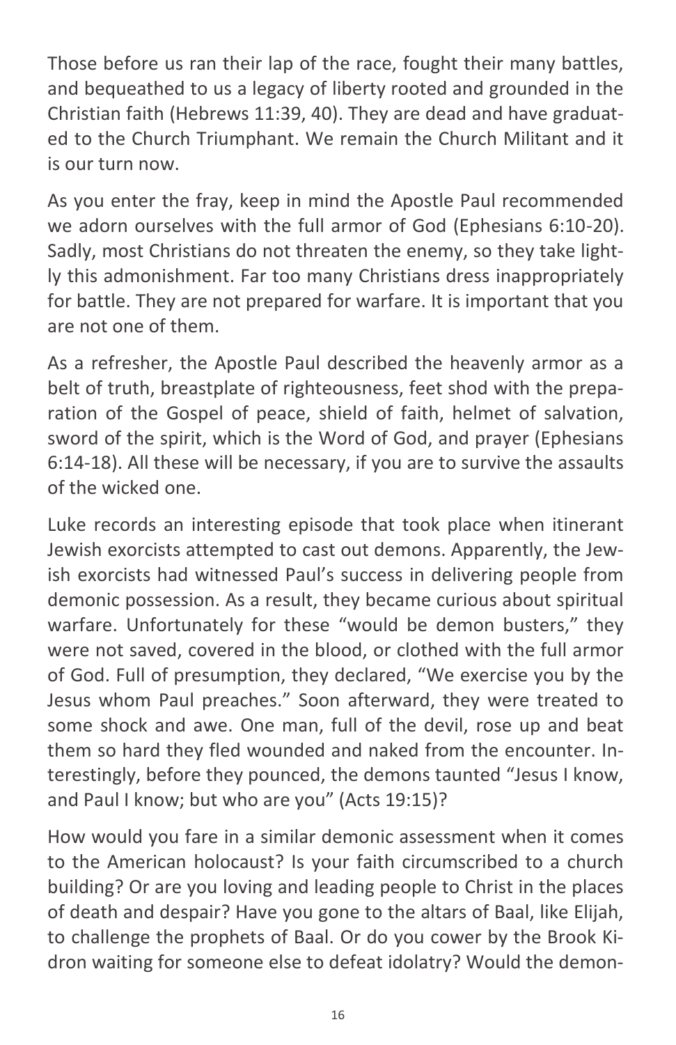Those before us ran their lap of the race, fought their many battles, and bequeathed to us a legacy of liberty rooted and grounded in the Christian faith (Hebrews 11:39, 40). They are dead and have graduated to the Church Triumphant. We remain the Church Militant and it is our turn now.

As you enter the fray, keep in mind the Apostle Paul recommended we adorn ourselves with the full armor of God (Ephesians 6:10-20). Sadly, most Christians do not threaten the enemy, so they take lightly this admonishment. Far too many Christians dress inappropriately for battle. They are not prepared for warfare. It is important that you are not one of them.

As a refresher, the Apostle Paul described the heavenly armor as a belt of truth, breastplate of righteousness, feet shod with the preparation of the Gospel of peace, shield of faith, helmet of salvation, sword of the spirit, which is the Word of God, and prayer (Ephesians 6:14-18). All these will be necessary, if you are to survive the assaults of the wicked one.

Luke records an interesting episode that took place when itinerant Jewish exorcists attempted to cast out demons. Apparently, the Jewish exorcists had witnessed Paul's success in delivering people from demonic possession. As a result, they became curious about spiritual warfare. Unfortunately for these "would be demon busters," they were not saved, covered in the blood, or clothed with the full armor of God. Full of presumption, they declared, "We exercise you by the Jesus whom Paul preaches." Soon afterward, they were treated to some shock and awe. One man, full of the devil, rose up and beat them so hard they fled wounded and naked from the encounter. Interestingly, before they pounced, the demons taunted "Jesus I know, and Paul I know; but who are you" (Acts 19:15)?

How would you fare in a similar demonic assessment when it comes to the American holocaust? Is your faith circumscribed to a church building? Or are you loving and leading people to Christ in the places of death and despair? Have you gone to the altars of Baal, like Elijah, to challenge the prophets of Baal. Or do you cower by the Brook Kidron waiting for someone else to defeat idolatry? Would the demon-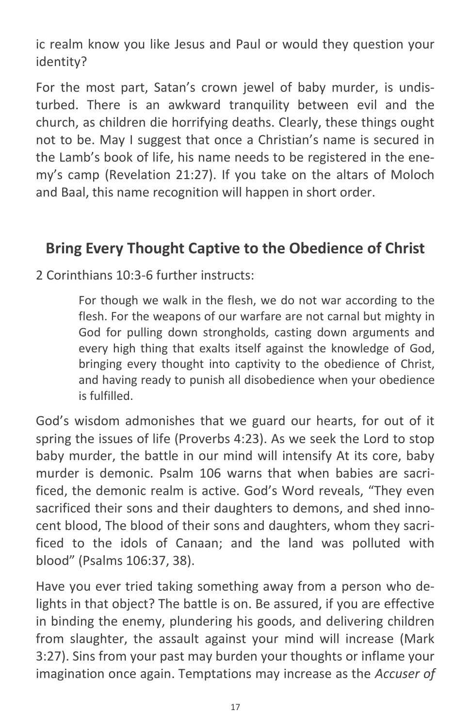ic realm know you like Jesus and Paul or would they question your identity?

For the most part, Satan's crown jewel of baby murder, is undisturbed. There is an awkward tranquility between evil and the church, as children die horrifying deaths. Clearly, these things ought not to be. May I suggest that once a Christian's name is secured in the Lamb's book of life, his name needs to be registered in the enemy's camp (Revelation 21:27). If you take on the altars of Moloch and Baal, this name recognition will happen in short order.

## Bring Every Thought Captive to the Obedience of Christ

2 Corinthians 10:3-6 further instructs:

> For though we walk in the flesh, we do not war according to the flesh. For the weapons of our warfare are not carnal but mighty in God for pulling down strongholds, casting down arguments and every high thing that exalts itself against the knowledge of God, bringing every thought into captivity to the obedience of Christ, and having ready to punish all disobedience when your obedience is fulfilled.

God's wisdom admonishes that we guard our hearts, for out of it spring the issues of life (Proverbs 4:23). As we seek the Lord to stop baby murder, the battle in our mind will intensify At its core, baby murder is demonic. Psalm 106 warns that when babies are sacrificed, the demonic realm is active. God's Word reveals, "They even sacrificed their sons and their daughters to demons, and shed innocent blood, The blood of their sons and daughters, whom they sacrificed to the idols of Canaan; and the land was polluted with blood" (Psalms 106:37, 38).

Have you ever tried taking something away from a person who delights in that object? The battle is on. Be assured, if you are effective in binding the enemy, plundering his goods, and delivering children from slaughter, the assault against your mind will increase (Mark 3:27). Sins from your past may burden your thoughts or inflame your imagination once again. Temptations may increase as the *Accuser of*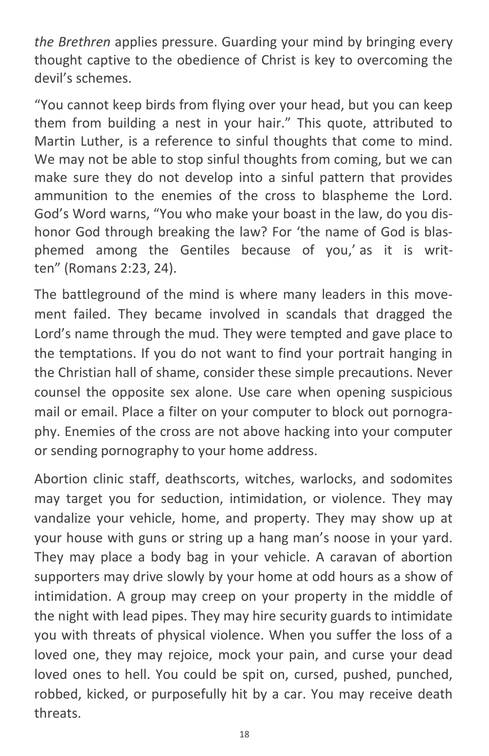*the Brethren* applies pressure. Guarding your mind by bringing every thought captive to the obedience of Christ is key to overcoming the devil's schemes.

"You cannot keep birds from flying over your head, but you can keep them from building a nest in your hair." This quote, attributed to Martin Luther, is a reference to sinful thoughts that come to mind. We may not be able to stop sinful thoughts from coming, but we can make sure they do not develop into a sinful pattern that provides ammunition to the enemies of the cross to blaspheme the Lord. God's Word warns, "You who make your boast in the law, do you dishonor God through breaking the law? For 'the name of God is blasphemed among the Gentiles because of you,' as it is written" (Romans 2:23, 24).

The battleground of the mind is where many leaders in this movement failed. They became involved in scandals that dragged the Lord's name through the mud. They were tempted and gave place to the temptations. If you do not want to find your portrait hanging in the Christian hall of shame, consider these simple precautions. Never counsel the opposite sex alone. Use care when opening suspicious mail or email. Place a filter on your computer to block out pornography. Enemies of the cross are not above hacking into your computer or sending pornography to your home address.

Abortion clinic staff, deathscorts, witches, warlocks, and sodomites may target you for seduction, intimidation, or violence. They may vandalize your vehicle, home, and property. They may show up at your house with guns or string up a hang man's noose in your yard. They may place a body bag in your vehicle. A caravan of abortion supporters may drive slowly by your home at odd hours as a show of intimidation. A group may creep on your property in the middle of the night with lead pipes. They may hire security guards to intimidate you with threats of physical violence. When you suffer the loss of a loved one, they may rejoice, mock your pain, and curse your dead loved ones to hell. You could be spit on, cursed, pushed, punched, robbed, kicked, or purposefully hit by a car. You may receive death threats.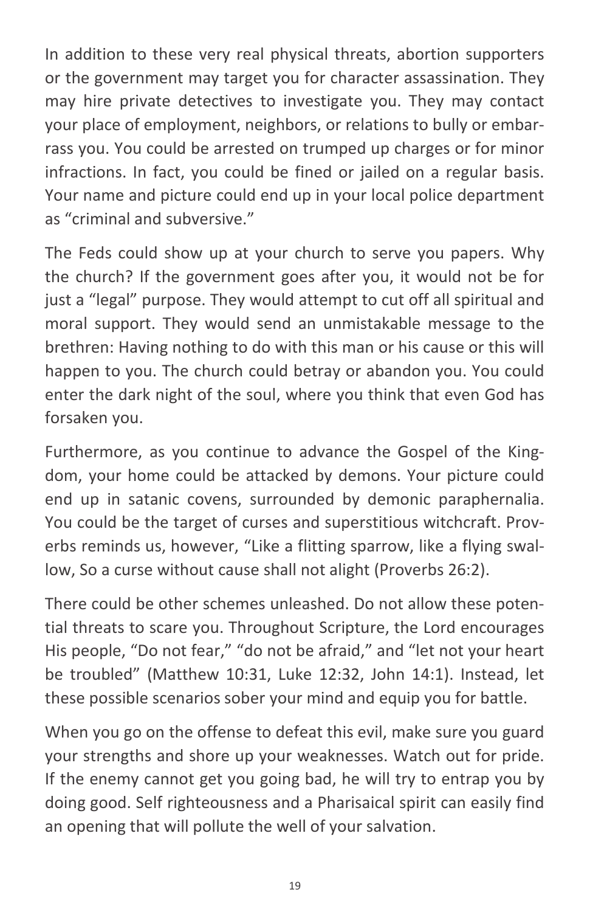In addition to these very real physical threats, abortion supporters or the government may target you for character assassination. They may hire private detectives to investigate you. They may contact your place of employment, neighbors, or relations to bully or embarrass you. You could be arrested on trumped up charges or for minor infractions. In fact, you could be fined or jailed on a regular basis. Your name and picture could end up in your local police department as "criminal and subversive."

The Feds could show up at your church to serve you papers. Why the church? If the government goes after you, it would not be for just a "legal" purpose. They would attempt to cut off all spiritual and moral support. They would send an unmistakable message to the brethren: Having nothing to do with this man or his cause or this will happen to you. The church could betray or abandon you. You could enter the dark night of the soul, where you think that even God has forsaken you.

Furthermore, as you continue to advance the Gospel of the Kingdom, your home could be attacked by demons. Your picture could end up in satanic covens, surrounded by demonic paraphernalia. You could be the target of curses and superstitious witchcraft. Proverbs reminds us, however, "Like a flitting sparrow, like a flying swallow, So a curse without cause shall not alight (Proverbs 26:2).

There could be other schemes unleashed. Do not allow these potential threats to scare you. Throughout Scripture, the Lord encourages His people, "Do not fear," "do not be afraid," and "let not your heart be troubled" (Matthew 10:31, Luke 12:32, John 14:1). Instead, let these possible scenarios sober your mind and equip you for battle.

When you go on the offense to defeat this evil, make sure you guard your strengths and shore up your weaknesses. Watch out for pride. If the enemy cannot get you going bad, he will try to entrap you by doing good. Self righteousness and a Pharisaical spirit can easily find an opening that will pollute the well of your salvation.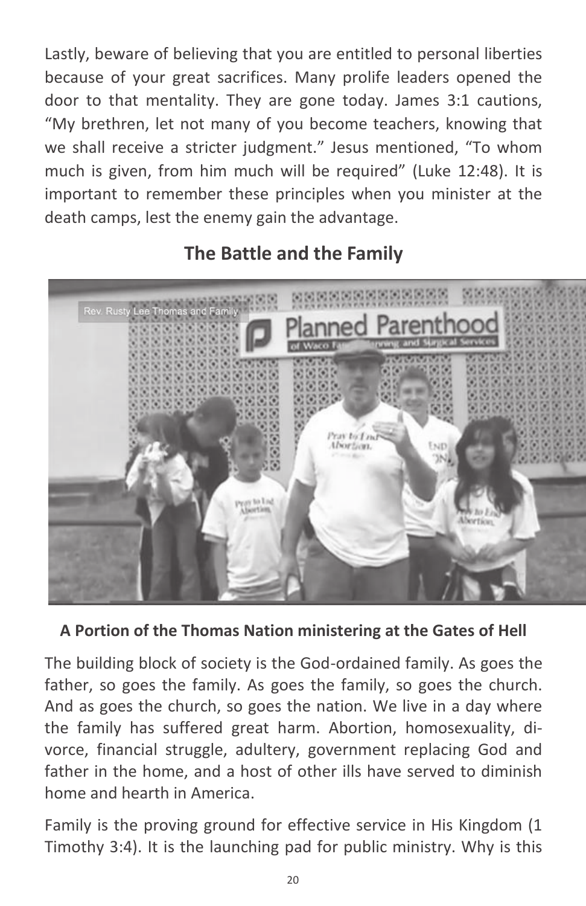Lastly, beware of believing that you are entitled to personal liberties because of your great sacrifices. Many prolife leaders opened the door to that mentality. They are gone today. James 3:1 cautions, "My brethren, let not many of you become teachers, knowing that we shall receive a stricter judgment." Jesus mentioned, "To whom much is given, from him much will be required" (Luke 12:48). It is important to remember these principles when you minister at the death camps, lest the enemy gain the advantage.

## The Battle and the Family

**A Portion of the Thomas Nation ministering at the Gates of Hell**

The building block of society is the God-ordained family. As goes the father, so goes the family. As goes the family, so goes the church. And as goes the church, so goes the nation. We live in a day where the family has suffered great harm. Abortion, homosexuality, divorce, financial struggle, adultery, government replacing God and father in the home, and a host of other ills have served to diminish home and hearth in America.

Family is the proving ground for effective service in His Kingdom (1 Timothy 3:4). It is the launching pad for public ministry. Why is this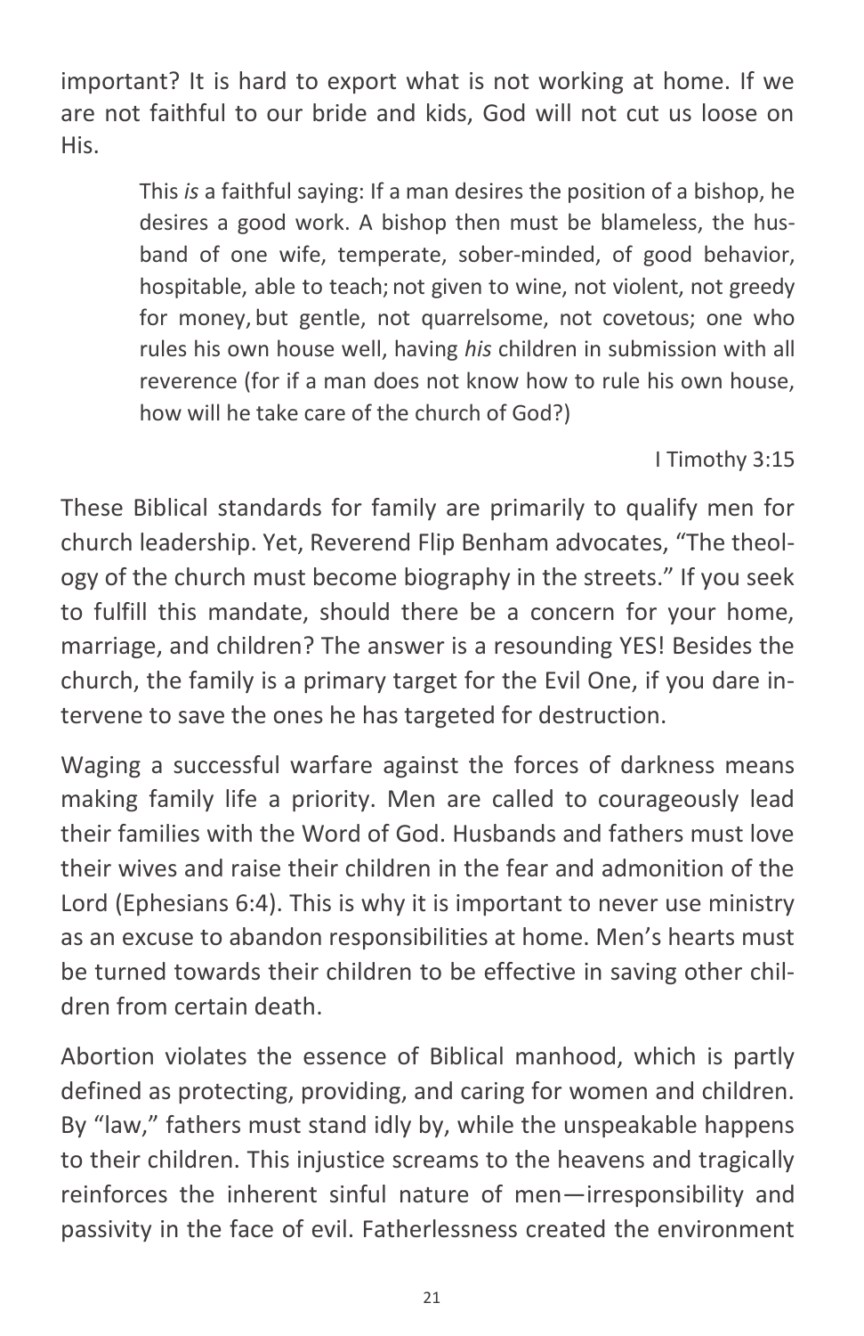important? It is hard to export what is not working at home. If we are not faithful to our bride and kids, God will not cut us loose on His.

> This *is* a faithful saying: If a man desires the position of a bishop, he desires a good work. A bishop then must be blameless, the husband of one wife, temperate, sober-minded, of good behavior, hospitable, able to teach; not given to wine, not violent, not greedy for money, but gentle, not quarrelsome, not covetous; one who rules his own house well, having *his* children in submission with all reverence (for if a man does not know how to rule his own house, how will he take care of the church of God?)
>
> I Timothy 3:15

These Biblical standards for family are primarily to qualify men for church leadership. Yet, Reverend Flip Benham advocates, "The theology of the church must become biography in the streets." If you seek to fulfill this mandate, should there be a concern for your home, marriage, and children? The answer is a resounding YES! Besides the church, the family is a primary target for the Evil One, if you dare intervene to save the ones he has targeted for destruction.

Waging a successful warfare against the forces of darkness means making family life a priority. Men are called to courageously lead their families with the Word of God. Husbands and fathers must love their wives and raise their children in the fear and admonition of the Lord (Ephesians 6:4). This is why it is important to never use ministry as an excuse to abandon responsibilities at home. Men's hearts must be turned towards their children to be effective in saving other children from certain death.

Abortion violates the essence of Biblical manhood, which is partly defined as protecting, providing, and caring for women and children. By "law," fathers must stand idly by, while the unspeakable happens to their children. This injustice screams to the heavens and tragically reinforces the inherent sinful nature of men—irresponsibility and passivity in the face of evil. Fatherlessness created the environment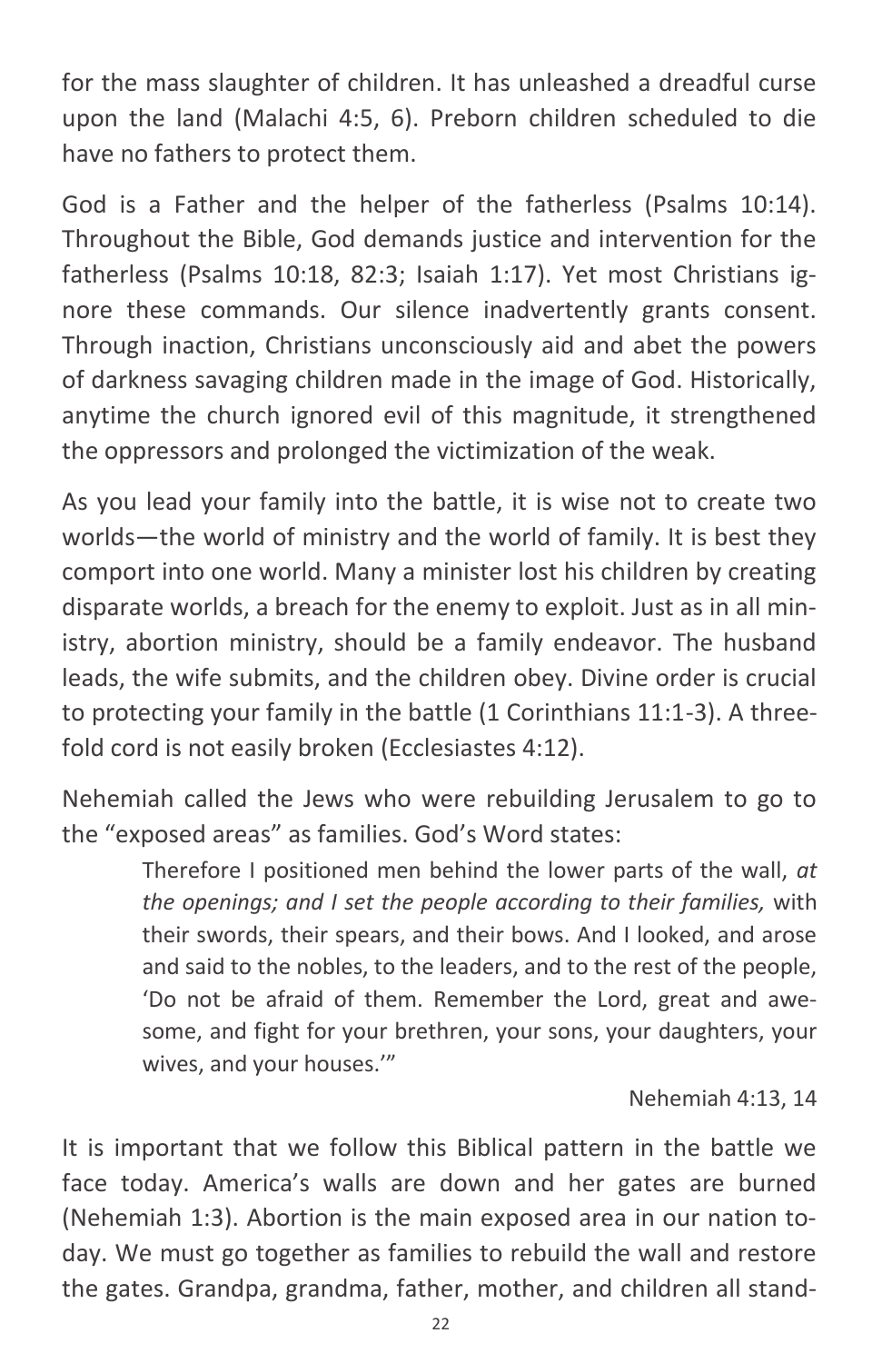for the mass slaughter of children. It has unleashed a dreadful curse upon the land (Malachi 4:5, 6). Preborn children scheduled to die have no fathers to protect them.

God is a Father and the helper of the fatherless (Psalms 10:14). Throughout the Bible, God demands justice and intervention for the fatherless (Psalms 10:18, 82:3; Isaiah 1:17). Yet most Christians ignore these commands. Our silence inadvertently grants consent. Through inaction, Christians unconsciously aid and abet the powers of darkness savaging children made in the image of God. Historically, anytime the church ignored evil of this magnitude, it strengthened the oppressors and prolonged the victimization of the weak.

As you lead your family into the battle, it is wise not to create two worlds—the world of ministry and the world of family. It is best they comport into one world. Many a minister lost his children by creating disparate worlds, a breach for the enemy to exploit. Just as in all ministry, abortion ministry, should be a family endeavor. The husband leads, the wife submits, and the children obey. Divine order is crucial to protecting your family in the battle (1 Corinthians 11:1-3). A threefold cord is not easily broken (Ecclesiastes 4:12).

Nehemiah called the Jews who were rebuilding Jerusalem to go to the "exposed areas" as families. God's Word states:

> Therefore I positioned men behind the lower parts of the wall, *at the openings; and I set the people according to their families,* with their swords, their spears, and their bows. And I looked, and arose and said to the nobles, to the leaders, and to the rest of the people, 'Do not be afraid of them. Remember the Lord, great and awesome, and fight for your brethren, your sons, your daughters, your wives, and your houses.'"
>
> Nehemiah 4:13, 14

It is important that we follow this Biblical pattern in the battle we face today. America's walls are down and her gates are burned (Nehemiah 1:3). Abortion is the main exposed area in our nation today. We must go together as families to rebuild the wall and restore the gates. Grandpa, grandma, father, mother, and children all stand-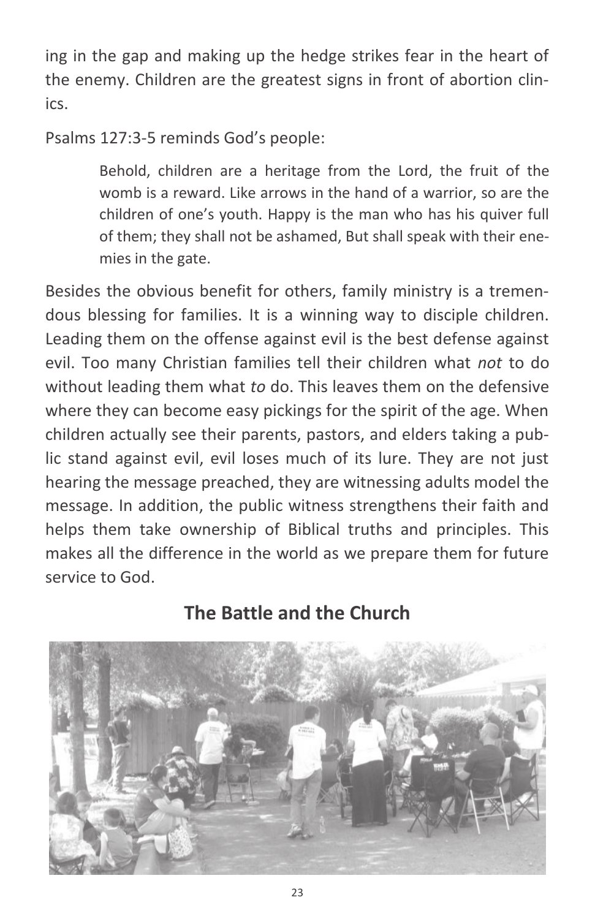ing in the gap and making up the hedge strikes fear in the heart of the enemy. Children are the greatest signs in front of abortion clinics.

Psalms 127:3-5 reminds God's people:

> Behold, children are a heritage from the Lord, the fruit of the womb is a reward. Like arrows in the hand of a warrior, so are the children of one's youth. Happy is the man who has his quiver full of them; they shall not be ashamed, But shall speak with their enemies in the gate.

Besides the obvious benefit for others, family ministry is a tremendous blessing for families. It is a winning way to disciple children. Leading them on the offense against evil is the best defense against evil. Too many Christian families tell their children what *not* to do without leading them what *to* do. This leaves them on the defensive where they can become easy pickings for the spirit of the age. When children actually see their parents, pastors, and elders taking a public stand against evil, evil loses much of its lure. They are not just hearing the message preached, they are witnessing adults model the message. In addition, the public witness strengthens their faith and helps them take ownership of Biblical truths and principles. This makes all the difference in the world as we prepare them for future service to God.

## The Battle and the Church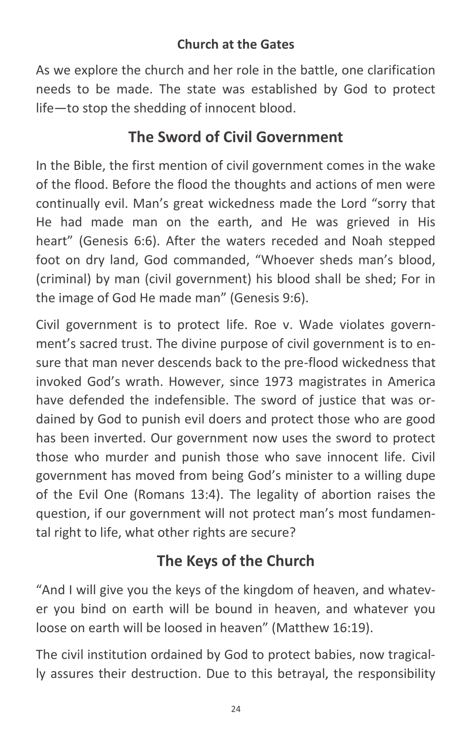**Church at the Gates**

As we explore the church and her role in the battle, one clarification needs to be made. The state was established by God to protect life—to stop the shedding of innocent blood.

## The Sword of Civil Government

In the Bible, the first mention of civil government comes in the wake of the flood. Before the flood the thoughts and actions of men were continually evil. Man's great wickedness made the Lord "sorry that He had made man on the earth, and He was grieved in His heart" (Genesis 6:6). After the waters receded and Noah stepped foot on dry land, God commanded, "Whoever sheds man's blood, (criminal) by man (civil government) his blood shall be shed; For in the image of God He made man" (Genesis 9:6).

Civil government is to protect life. Roe v. Wade violates government's sacred trust. The divine purpose of civil government is to ensure that man never descends back to the pre-flood wickedness that invoked God's wrath. However, since 1973 magistrates in America have defended the indefensible. The sword of justice that was ordained by God to punish evil doers and protect those who are good has been inverted. Our government now uses the sword to protect those who murder and punish those who save innocent life. Civil government has moved from being God's minister to a willing dupe of the Evil One (Romans 13:4). The legality of abortion raises the question, if our government will not protect man's most fundamental right to life, what other rights are secure?

## The Keys of the Church

"And I will give you the keys of the kingdom of heaven, and whatever you bind on earth will be bound in heaven, and whatever you loose on earth will be loosed in heaven" (Matthew 16:19).

The civil institution ordained by God to protect babies, now tragically assures their destruction. Due to this betrayal, the responsibility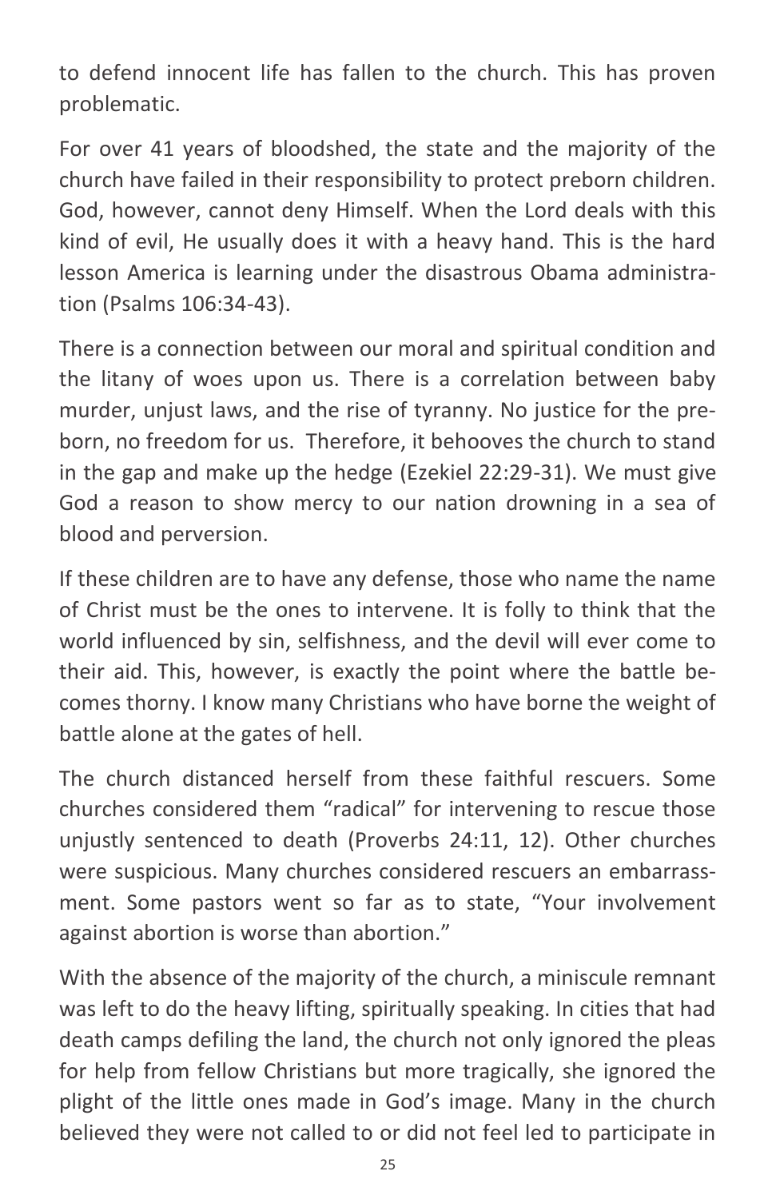to defend innocent life has fallen to the church. This has proven problematic.

For over 41 years of bloodshed, the state and the majority of the church have failed in their responsibility to protect preborn children. God, however, cannot deny Himself. When the Lord deals with this kind of evil, He usually does it with a heavy hand. This is the hard lesson America is learning under the disastrous Obama administration (Psalms 106:34-43).

There is a connection between our moral and spiritual condition and the litany of woes upon us. There is a correlation between baby murder, unjust laws, and the rise of tyranny. No justice for the preborn, no freedom for us. Therefore, it behooves the church to stand in the gap and make up the hedge (Ezekiel 22:29-31). We must give God a reason to show mercy to our nation drowning in a sea of blood and perversion.

If these children are to have any defense, those who name the name of Christ must be the ones to intervene. It is folly to think that the world influenced by sin, selfishness, and the devil will ever come to their aid. This, however, is exactly the point where the battle becomes thorny. I know many Christians who have borne the weight of battle alone at the gates of hell.

The church distanced herself from these faithful rescuers. Some churches considered them "radical" for intervening to rescue those unjustly sentenced to death (Proverbs 24:11, 12). Other churches were suspicious. Many churches considered rescuers an embarrassment. Some pastors went so far as to state, "Your involvement against abortion is worse than abortion."

With the absence of the majority of the church, a miniscule remnant was left to do the heavy lifting, spiritually speaking. In cities that had death camps defiling the land, the church not only ignored the pleas for help from fellow Christians but more tragically, she ignored the plight of the little ones made in God's image. Many in the church believed they were not called to or did not feel led to participate in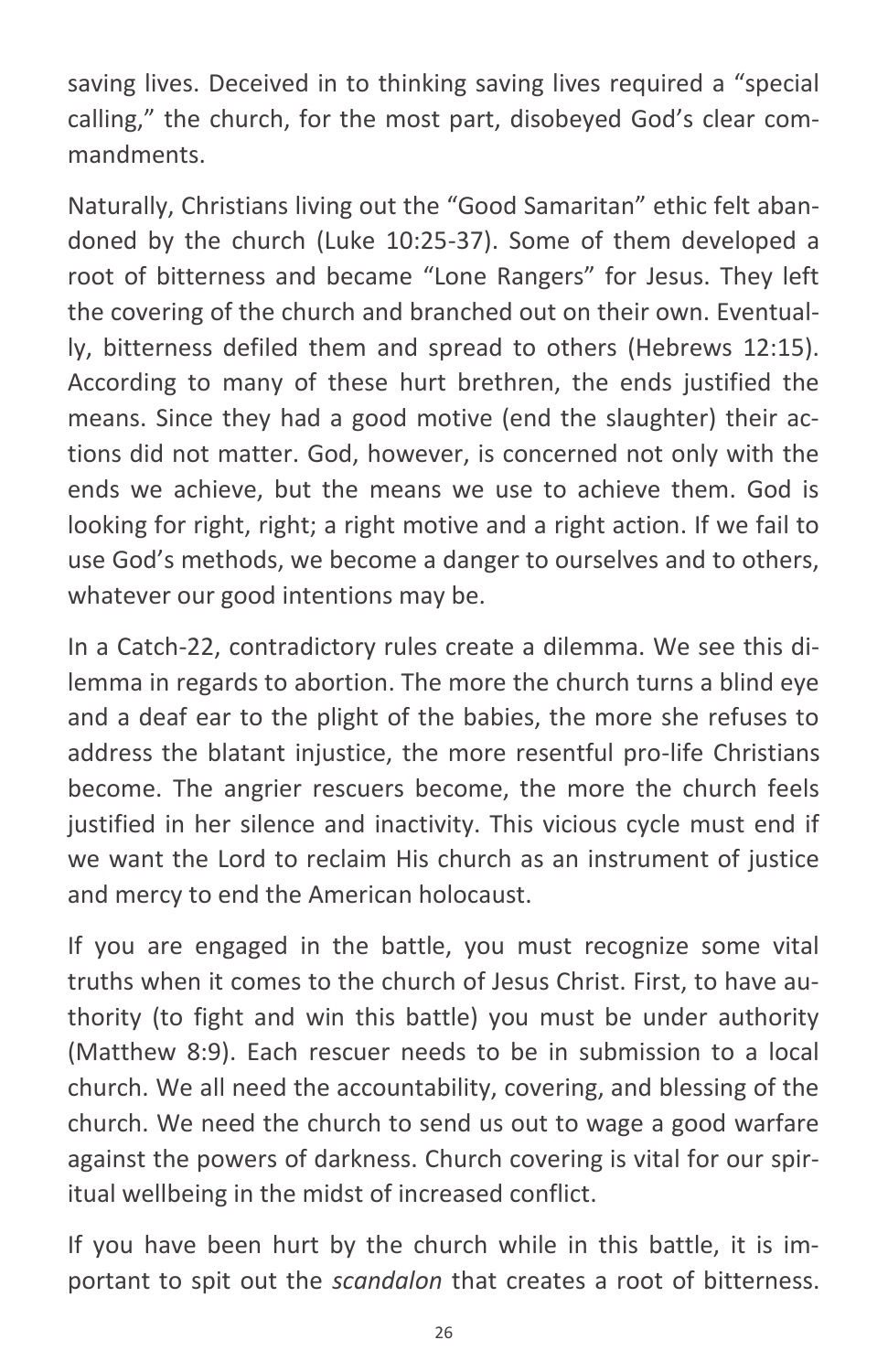saving lives. Deceived in to thinking saving lives required a "special calling," the church, for the most part, disobeyed God's clear commandments.

Naturally, Christians living out the "Good Samaritan" ethic felt abandoned by the church (Luke 10:25-37). Some of them developed a root of bitterness and became "Lone Rangers" for Jesus. They left the covering of the church and branched out on their own. Eventually, bitterness defiled them and spread to others (Hebrews 12:15). According to many of these hurt brethren, the ends justified the means. Since they had a good motive (end the slaughter) their actions did not matter. God, however, is concerned not only with the ends we achieve, but the means we use to achieve them. God is looking for right, right; a right motive and a right action. If we fail to use God's methods, we become a danger to ourselves and to others, whatever our good intentions may be.

In a Catch-22, contradictory rules create a dilemma. We see this dilemma in regards to abortion. The more the church turns a blind eye and a deaf ear to the plight of the babies, the more she refuses to address the blatant injustice, the more resentful pro-life Christians become. The angrier rescuers become, the more the church feels justified in her silence and inactivity. This vicious cycle must end if we want the Lord to reclaim His church as an instrument of justice and mercy to end the American holocaust.

If you are engaged in the battle, you must recognize some vital truths when it comes to the church of Jesus Christ. First, to have authority (to fight and win this battle) you must be under authority (Matthew 8:9). Each rescuer needs to be in submission to a local church. We all need the accountability, covering, and blessing of the church. We need the church to send us out to wage a good warfare against the powers of darkness. Church covering is vital for our spiritual wellbeing in the midst of increased conflict.

If you have been hurt by the church while in this battle, it is important to spit out the *scandalon* that creates a root of bitterness.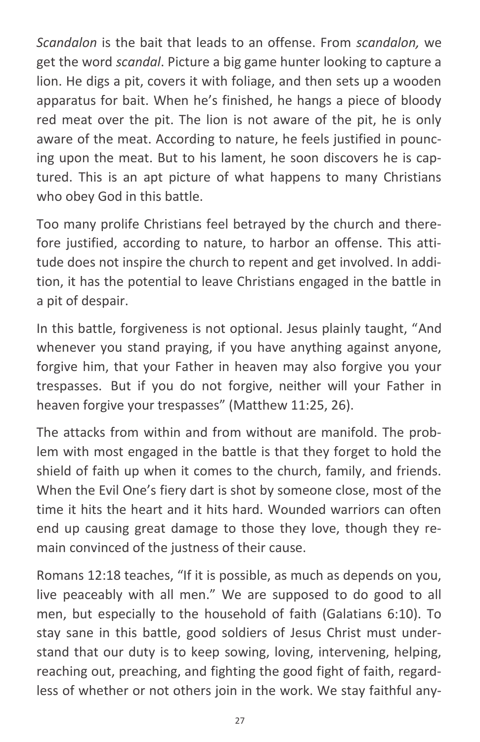*Scandalon* is the bait that leads to an offense. From *scandalon,* we get the word *scandal*. Picture a big game hunter looking to capture a lion. He digs a pit, covers it with foliage, and then sets up a wooden apparatus for bait. When he's finished, he hangs a piece of bloody red meat over the pit. The lion is not aware of the pit, he is only aware of the meat. According to nature, he feels justified in pouncing upon the meat. But to his lament, he soon discovers he is captured. This is an apt picture of what happens to many Christians who obey God in this battle.

Too many prolife Christians feel betrayed by the church and therefore justified, according to nature, to harbor an offense. This attitude does not inspire the church to repent and get involved. In addition, it has the potential to leave Christians engaged in the battle in a pit of despair.

In this battle, forgiveness is not optional. Jesus plainly taught, "And whenever you stand praying, if you have anything against anyone, forgive him, that your Father in heaven may also forgive you your trespasses. But if you do not forgive, neither will your Father in heaven forgive your trespasses" (Matthew 11:25, 26).

The attacks from within and from without are manifold. The problem with most engaged in the battle is that they forget to hold the shield of faith up when it comes to the church, family, and friends. When the Evil One's fiery dart is shot by someone close, most of the time it hits the heart and it hits hard. Wounded warriors can often end up causing great damage to those they love, though they remain convinced of the justness of their cause.

Romans 12:18 teaches, "If it is possible, as much as depends on you, live peaceably with all men." We are supposed to do good to all men, but especially to the household of faith (Galatians 6:10). To stay sane in this battle, good soldiers of Jesus Christ must understand that our duty is to keep sowing, loving, intervening, helping, reaching out, preaching, and fighting the good fight of faith, regardless of whether or not others join in the work. We stay faithful any-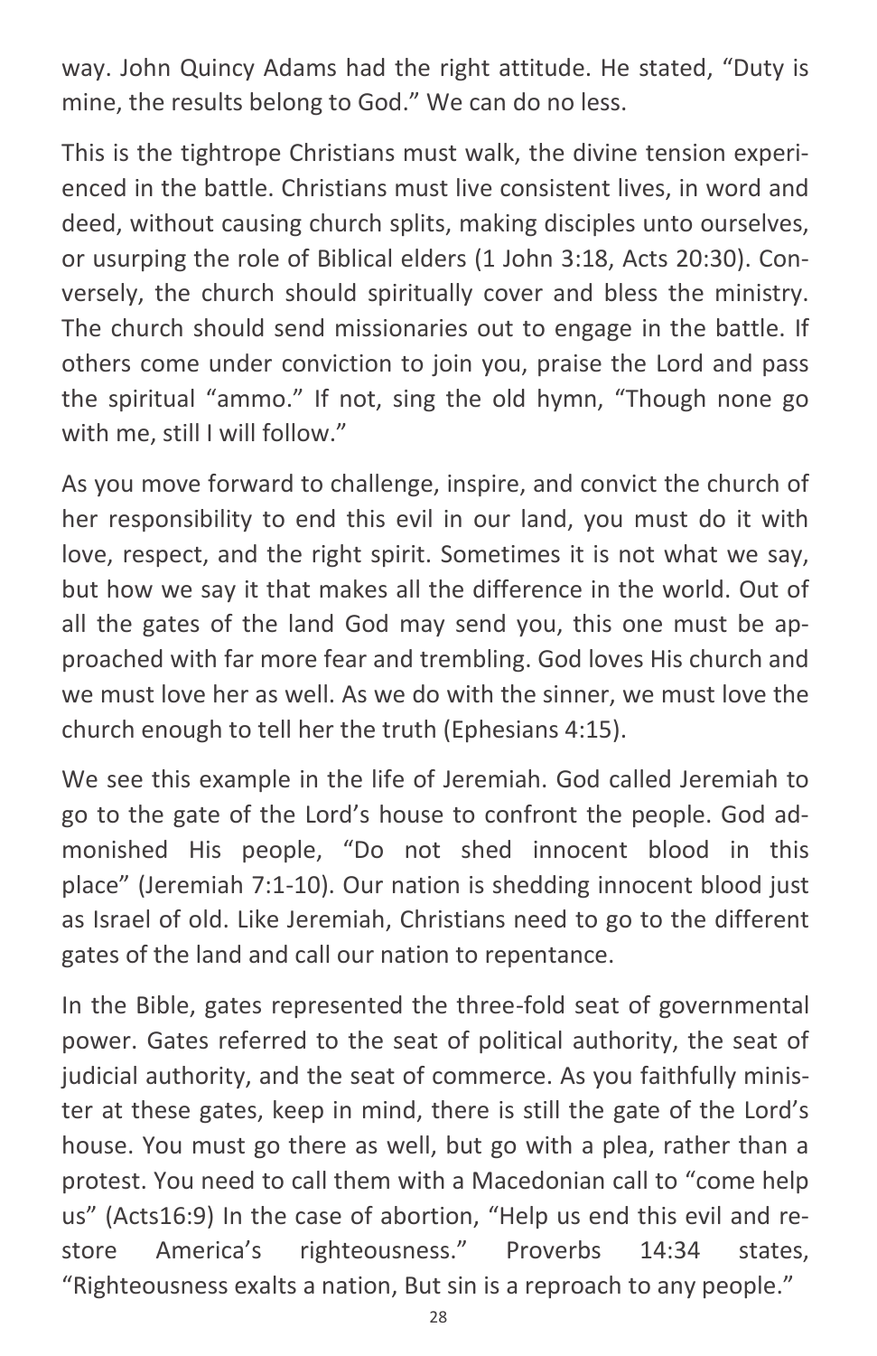way. John Quincy Adams had the right attitude. He stated, "Duty is mine, the results belong to God." We can do no less.

This is the tightrope Christians must walk, the divine tension experienced in the battle. Christians must live consistent lives, in word and deed, without causing church splits, making disciples unto ourselves, or usurping the role of Biblical elders (1 John 3:18, Acts 20:30). Conversely, the church should spiritually cover and bless the ministry. The church should send missionaries out to engage in the battle. If others come under conviction to join you, praise the Lord and pass the spiritual "ammo." If not, sing the old hymn, "Though none go with me, still I will follow."

As you move forward to challenge, inspire, and convict the church of her responsibility to end this evil in our land, you must do it with love, respect, and the right spirit. Sometimes it is not what we say, but how we say it that makes all the difference in the world. Out of all the gates of the land God may send you, this one must be approached with far more fear and trembling. God loves His church and we must love her as well. As we do with the sinner, we must love the church enough to tell her the truth (Ephesians 4:15).

We see this example in the life of Jeremiah. God called Jeremiah to go to the gate of the Lord's house to confront the people. God admonished His people, "Do not shed innocent blood in this place" (Jeremiah 7:1-10). Our nation is shedding innocent blood just as Israel of old. Like Jeremiah, Christians need to go to the different gates of the land and call our nation to repentance.

In the Bible, gates represented the three-fold seat of governmental power. Gates referred to the seat of political authority, the seat of judicial authority, and the seat of commerce. As you faithfully minister at these gates, keep in mind, there is still the gate of the Lord's house. You must go there as well, but go with a plea, rather than a protest. You need to call them with a Macedonian call to "come help us" (Acts16:9) In the case of abortion, "Help us end this evil and restore America's righteousness." Proverbs 14:34 states, "Righteousness exalts a nation, But sin is a reproach to any people."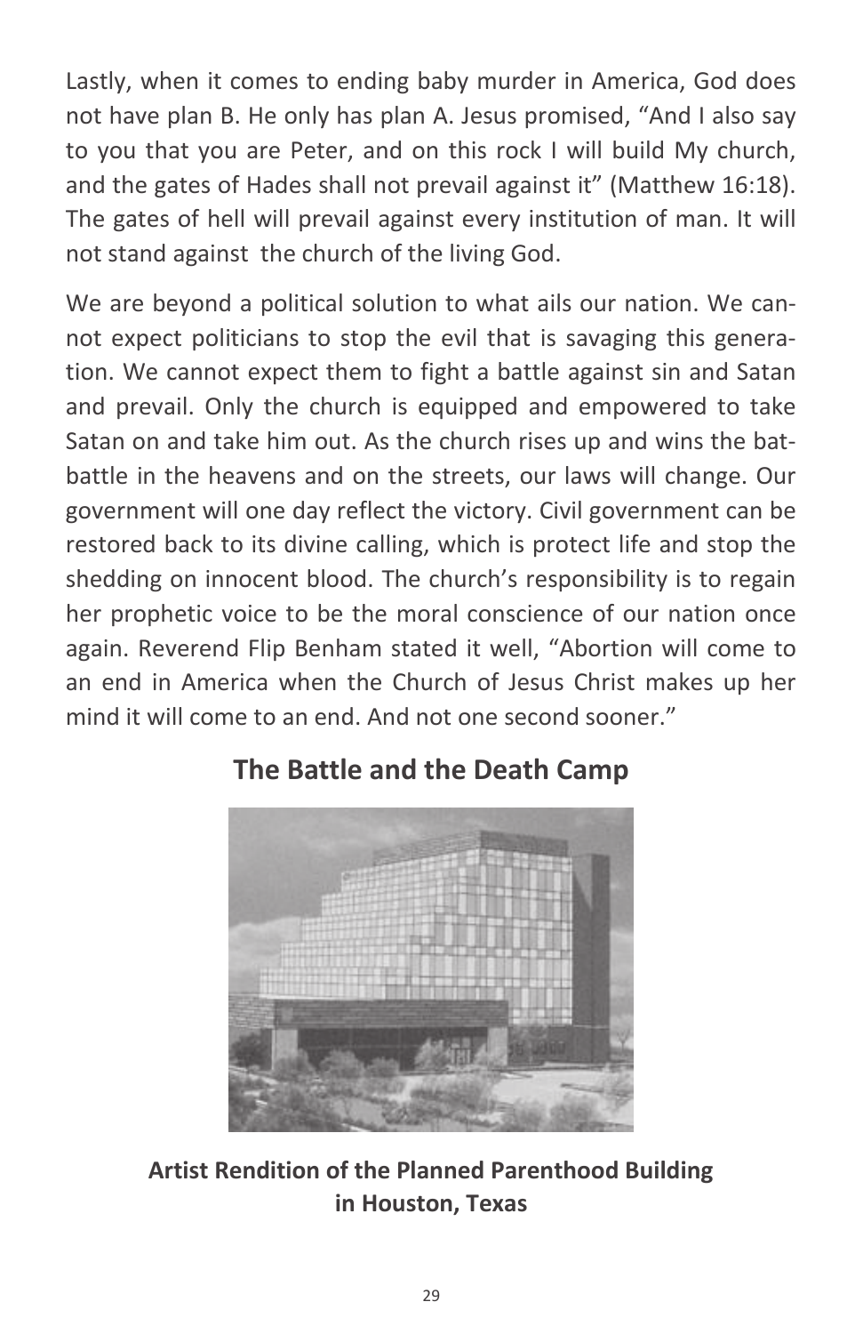Lastly, when it comes to ending baby murder in America, God does not have plan B. He only has plan A. Jesus promised, "And I also say to you that you are Peter, and on this rock I will build My church, and the gates of Hades shall not prevail against it" (Matthew 16:18). The gates of hell will prevail against every institution of man. It will not stand against the church of the living God.

We are beyond a political solution to what ails our nation. We cannot expect politicians to stop the evil that is savaging this generation. We cannot expect them to fight a battle against sin and Satan and prevail. Only the church is equipped and empowered to take Satan on and take him out. As the church rises up and wins the bat-battle in the heavens and on the streets, our laws will change. Our government will one day reflect the victory. Civil government can be restored back to its divine calling, which is protect life and stop the shedding on innocent blood. The church's responsibility is to regain her prophetic voice to be the moral conscience of our nation once again. Reverend Flip Benham stated it well, "Abortion will come to an end in America when the Church of Jesus Christ makes up her mind it will come to an end. And not one second sooner."

## The Battle and the Death Camp

**Artist Rendition of the Planned Parenthood Building in Houston, Texas**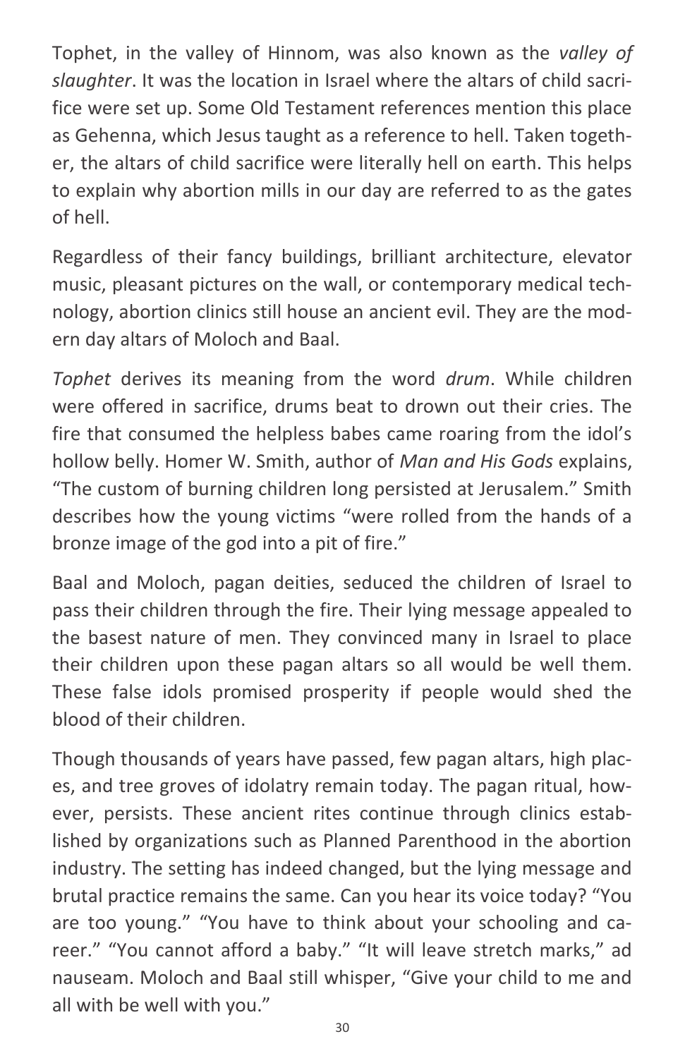Tophet, in the valley of Hinnom, was also known as the *valley of slaughter*. It was the location in Israel where the altars of child sacrifice were set up. Some Old Testament references mention this place as Gehenna, which Jesus taught as a reference to hell. Taken together, the altars of child sacrifice were literally hell on earth. This helps to explain why abortion mills in our day are referred to as the gates of hell.

Regardless of their fancy buildings, brilliant architecture, elevator music, pleasant pictures on the wall, or contemporary medical technology, abortion clinics still house an ancient evil. They are the modern day altars of Moloch and Baal.

*Tophet* derives its meaning from the word *drum*. While children were offered in sacrifice, drums beat to drown out their cries. The fire that consumed the helpless babes came roaring from the idol's hollow belly. Homer W. Smith, author of *Man and His Gods* explains, "The custom of burning children long persisted at Jerusalem." Smith describes how the young victims "were rolled from the hands of a bronze image of the god into a pit of fire."

Baal and Moloch, pagan deities, seduced the children of Israel to pass their children through the fire. Their lying message appealed to the basest nature of men. They convinced many in Israel to place their children upon these pagan altars so all would be well them. These false idols promised prosperity if people would shed the blood of their children.

Though thousands of years have passed, few pagan altars, high places, and tree groves of idolatry remain today. The pagan ritual, however, persists. These ancient rites continue through clinics established by organizations such as Planned Parenthood in the abortion industry. The setting has indeed changed, but the lying message and brutal practice remains the same. Can you hear its voice today? "You are too young." "You have to think about your schooling and career." "You cannot afford a baby." "It will leave stretch marks," ad nauseam. Moloch and Baal still whisper, "Give your child to me and all with be well with you."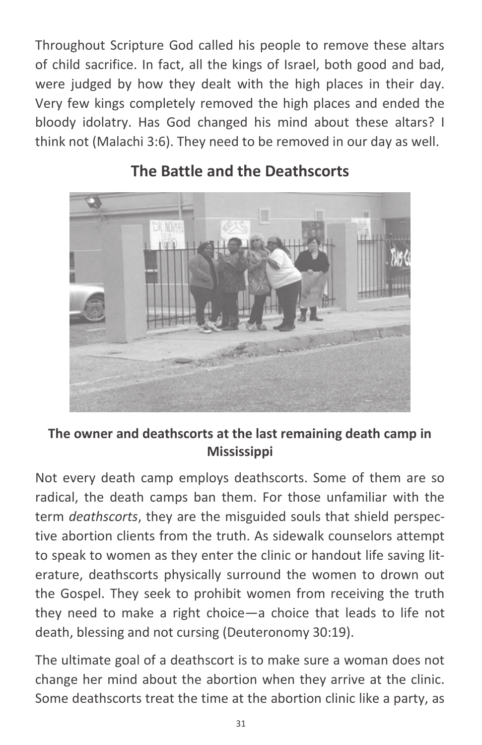Throughout Scripture God called his people to remove these altars of child sacrifice. In fact, all the kings of Israel, both good and bad, were judged by how they dealt with the high places in their day. Very few kings completely removed the high places and ended the bloody idolatry. Has God changed his mind about these altars? I think not (Malachi 3:6). They need to be removed in our day as well.

## The Battle and the Deathscorts

**The owner and deathscorts at the last remaining death camp in Mississippi**

Not every death camp employs deathscorts. Some of them are so radical, the death camps ban them. For those unfamiliar with the term *deathscorts*, they are the misguided souls that shield perspective abortion clients from the truth. As sidewalk counselors attempt to speak to women as they enter the clinic or handout life saving literature, deathscorts physically surround the women to drown out the Gospel. They seek to prohibit women from receiving the truth they need to make a right choice—a choice that leads to life not death, blessing and not cursing (Deuteronomy 30:19).

The ultimate goal of a deathscort is to make sure a woman does not change her mind about the abortion when they arrive at the clinic. Some deathscorts treat the time at the abortion clinic like a party, as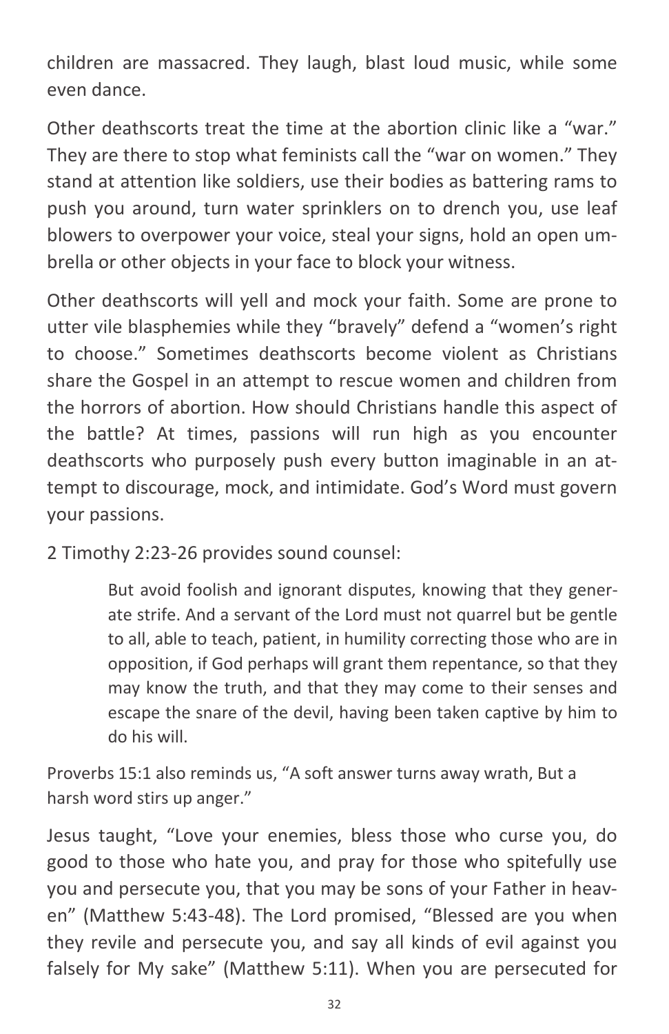children are massacred. They laugh, blast loud music, while some even dance.

Other deathscorts treat the time at the abortion clinic like a "war." They are there to stop what feminists call the "war on women." They stand at attention like soldiers, use their bodies as battering rams to push you around, turn water sprinklers on to drench you, use leaf blowers to overpower your voice, steal your signs, hold an open umbrella or other objects in your face to block your witness.

Other deathscorts will yell and mock your faith. Some are prone to utter vile blasphemies while they "bravely" defend a "women's right to choose." Sometimes deathscorts become violent as Christians share the Gospel in an attempt to rescue women and children from the horrors of abortion. How should Christians handle this aspect of the battle? At times, passions will run high as you encounter deathscorts who purposely push every button imaginable in an attempt to discourage, mock, and intimidate. God's Word must govern your passions.

2 Timothy 2:23-26 provides sound counsel:

> But avoid foolish and ignorant disputes, knowing that they generate strife. And a servant of the Lord must not quarrel but be gentle to all, able to teach, patient, in humility correcting those who are in opposition, if God perhaps will grant them repentance, so that they may know the truth, and that they may come to their senses and escape the snare of the devil, having been taken captive by him to do his will.

Proverbs 15:1 also reminds us, "A soft answer turns away wrath, But a harsh word stirs up anger."

Jesus taught, "Love your enemies, bless those who curse you, do good to those who hate you, and pray for those who spitefully use you and persecute you, that you may be sons of your Father in heaven" (Matthew 5:43-48). The Lord promised, "Blessed are you when they revile and persecute you, and say all kinds of evil against you falsely for My sake" (Matthew 5:11). When you are persecuted for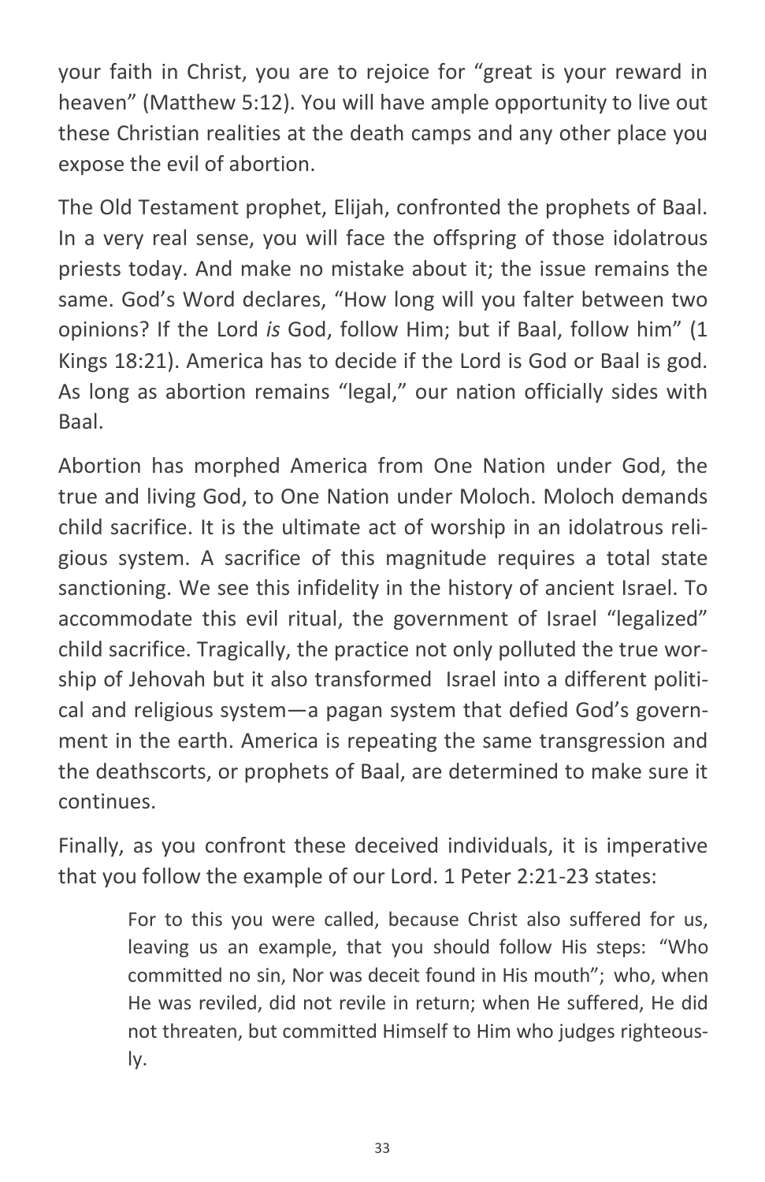your faith in Christ, you are to rejoice for "great is your reward in heaven" (Matthew 5:12). You will have ample opportunity to live out these Christian realities at the death camps and any other place you expose the evil of abortion.

The Old Testament prophet, Elijah, confronted the prophets of Baal. In a very real sense, you will face the offspring of those idolatrous priests today. And make no mistake about it; the issue remains the same. God's Word declares, "How long will you falter between two opinions? If the Lord *is* God, follow Him; but if Baal, follow him" (1 Kings 18:21). America has to decide if the Lord is God or Baal is god. As long as abortion remains "legal," our nation officially sides with Baal.

Abortion has morphed America from One Nation under God, the true and living God, to One Nation under Moloch. Moloch demands child sacrifice. It is the ultimate act of worship in an idolatrous religious system. A sacrifice of this magnitude requires a total state sanctioning. We see this infidelity in the history of ancient Israel. To accommodate this evil ritual, the government of Israel "legalized" child sacrifice. Tragically, the practice not only polluted the true worship of Jehovah but it also transformed Israel into a different political and religious system—a pagan system that defied God's government in the earth. America is repeating the same transgression and the deathscorts, or prophets of Baal, are determined to make sure it continues.

Finally, as you confront these deceived individuals, it is imperative that you follow the example of our Lord. 1 Peter 2:21-23 states:

> For to this you were called, because Christ also suffered for us, leaving us an example, that you should follow His steps: "Who committed no sin, Nor was deceit found in His mouth"; who, when He was reviled, did not revile in return; when He suffered, He did not threaten, but committed Himself to Him who judges righteously.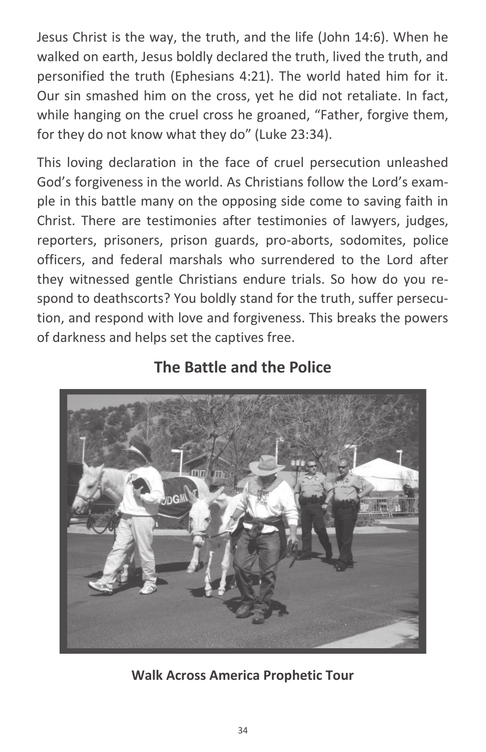Jesus Christ is the way, the truth, and the life (John 14:6). When he walked on earth, Jesus boldly declared the truth, lived the truth, and personified the truth (Ephesians 4:21). The world hated him for it. Our sin smashed him on the cross, yet he did not retaliate. In fact, while hanging on the cruel cross he groaned, "Father, forgive them, for they do not know what they do" (Luke 23:34).

This loving declaration in the face of cruel persecution unleashed God's forgiveness in the world. As Christians follow the Lord's example in this battle many on the opposing side come to saving faith in Christ. There are testimonies after testimonies of lawyers, judges, reporters, prisoners, prison guards, pro-aborts, sodomites, police officers, and federal marshals who surrendered to the Lord after they witnessed gentle Christians endure trials. So how do you respond to deathscorts? You boldly stand for the truth, suffer persecution, and respond with love and forgiveness. This breaks the powers of darkness and helps set the captives free.

## The Battle and the Police

**Walk Across America Prophetic Tour**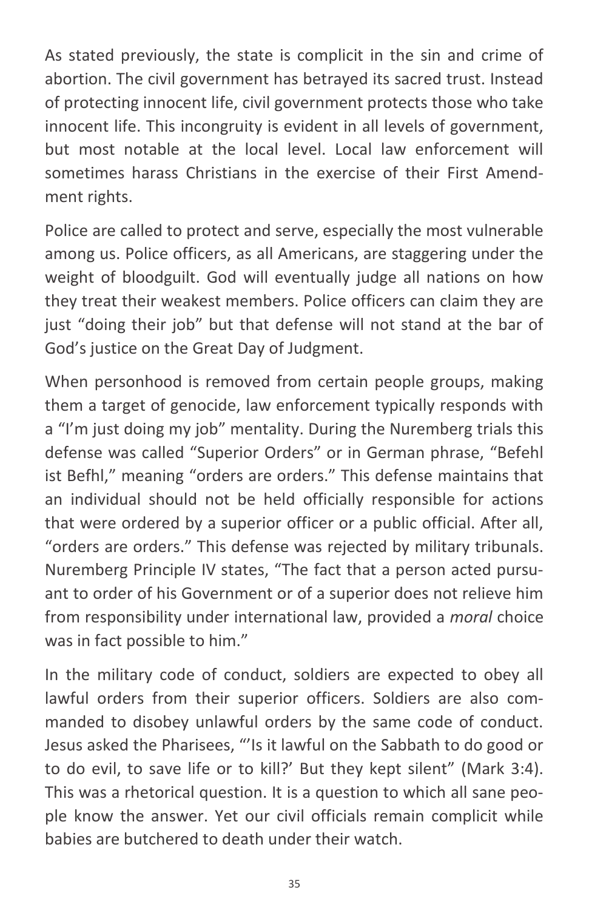As stated previously, the state is complicit in the sin and crime of abortion. The civil government has betrayed its sacred trust. Instead of protecting innocent life, civil government protects those who take innocent life. This incongruity is evident in all levels of government, but most notable at the local level. Local law enforcement will sometimes harass Christians in the exercise of their First Amendment rights.

Police are called to protect and serve, especially the most vulnerable among us. Police officers, as all Americans, are staggering under the weight of bloodguilt. God will eventually judge all nations on how they treat their weakest members. Police officers can claim they are just "doing their job" but that defense will not stand at the bar of God's justice on the Great Day of Judgment.

When personhood is removed from certain people groups, making them a target of genocide, law enforcement typically responds with a "I'm just doing my job" mentality. During the Nuremberg trials this defense was called "Superior Orders" or in German phrase, "Befehl ist Befhl," meaning "orders are orders." This defense maintains that an individual should not be held officially responsible for actions that were ordered by a superior officer or a public official. After all, "orders are orders." This defense was rejected by military tribunals. Nuremberg Principle IV states, "The fact that a person acted pursuant to order of his Government or of a superior does not relieve him from responsibility under international law, provided a *moral* choice was in fact possible to him."

In the military code of conduct, soldiers are expected to obey all lawful orders from their superior officers. Soldiers are also commanded to disobey unlawful orders by the same code of conduct. Jesus asked the Pharisees, "'Is it lawful on the Sabbath to do good or to do evil, to save life or to kill?' But they kept silent" (Mark 3:4). This was a rhetorical question. It is a question to which all sane people know the answer. Yet our civil officials remain complicit while babies are butchered to death under their watch.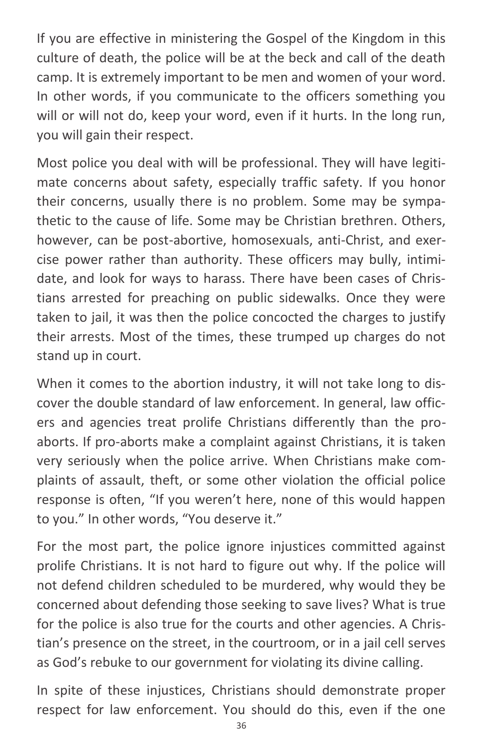If you are effective in ministering the Gospel of the Kingdom in this culture of death, the police will be at the beck and call of the death camp. It is extremely important to be men and women of your word. In other words, if you communicate to the officers something you will or will not do, keep your word, even if it hurts. In the long run, you will gain their respect.

Most police you deal with will be professional. They will have legitimate concerns about safety, especially traffic safety. If you honor their concerns, usually there is no problem. Some may be sympathetic to the cause of life. Some may be Christian brethren. Others, however, can be post-abortive, homosexuals, anti-Christ, and exercise power rather than authority. These officers may bully, intimidate, and look for ways to harass. There have been cases of Christians arrested for preaching on public sidewalks. Once they were taken to jail, it was then the police concocted the charges to justify their arrests. Most of the times, these trumped up charges do not stand up in court.

When it comes to the abortion industry, it will not take long to discover the double standard of law enforcement. In general, law officers and agencies treat prolife Christians differently than the pro-aborts. If pro-aborts make a complaint against Christians, it is taken very seriously when the police arrive. When Christians make complaints of assault, theft, or some other violation the official police response is often, "If you weren't here, none of this would happen to you." In other words, "You deserve it."

For the most part, the police ignore injustices committed against prolife Christians. It is not hard to figure out why. If the police will not defend children scheduled to be murdered, why would they be concerned about defending those seeking to save lives? What is true for the police is also true for the courts and other agencies. A Christian's presence on the street, in the courtroom, or in a jail cell serves as God's rebuke to our government for violating its divine calling.

In spite of these injustices, Christians should demonstrate proper respect for law enforcement. You should do this, even if the one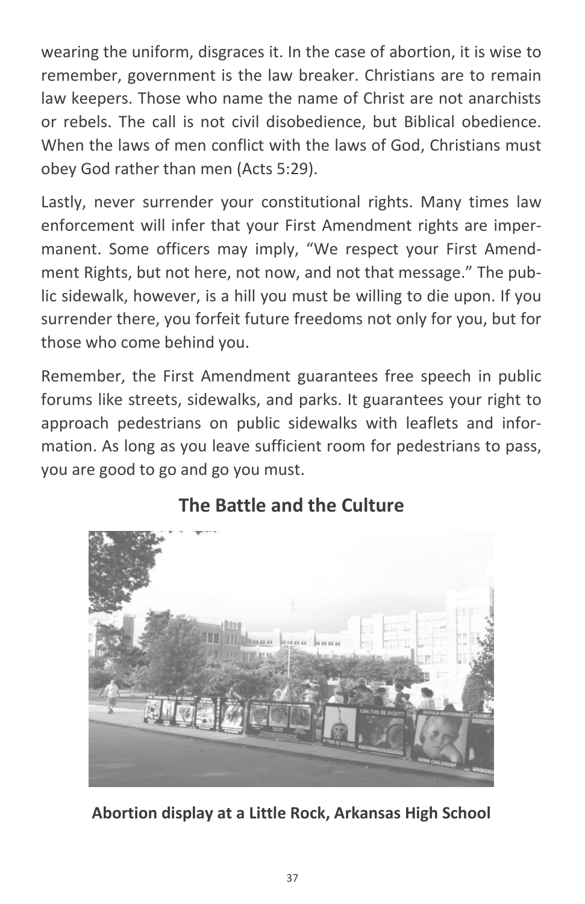wearing the uniform, disgraces it. In the case of abortion, it is wise to remember, government is the law breaker. Christians are to remain law keepers. Those who name the name of Christ are not anarchists or rebels. The call is not civil disobedience, but Biblical obedience. When the laws of men conflict with the laws of God, Christians must obey God rather than men (Acts 5:29).

Lastly, never surrender your constitutional rights. Many times law enforcement will infer that your First Amendment rights are impermanent. Some officers may imply, "We respect your First Amendment Rights, but not here, not now, and not that message." The public sidewalk, however, is a hill you must be willing to die upon. If you surrender there, you forfeit future freedoms not only for you, but for those who come behind you.

Remember, the First Amendment guarantees free speech in public forums like streets, sidewalks, and parks. It guarantees your right to approach pedestrians on public sidewalks with leaflets and information. As long as you leave sufficient room for pedestrians to pass, you are good to go and go you must.

## The Battle and the Culture

**Abortion display at a Little Rock, Arkansas High School**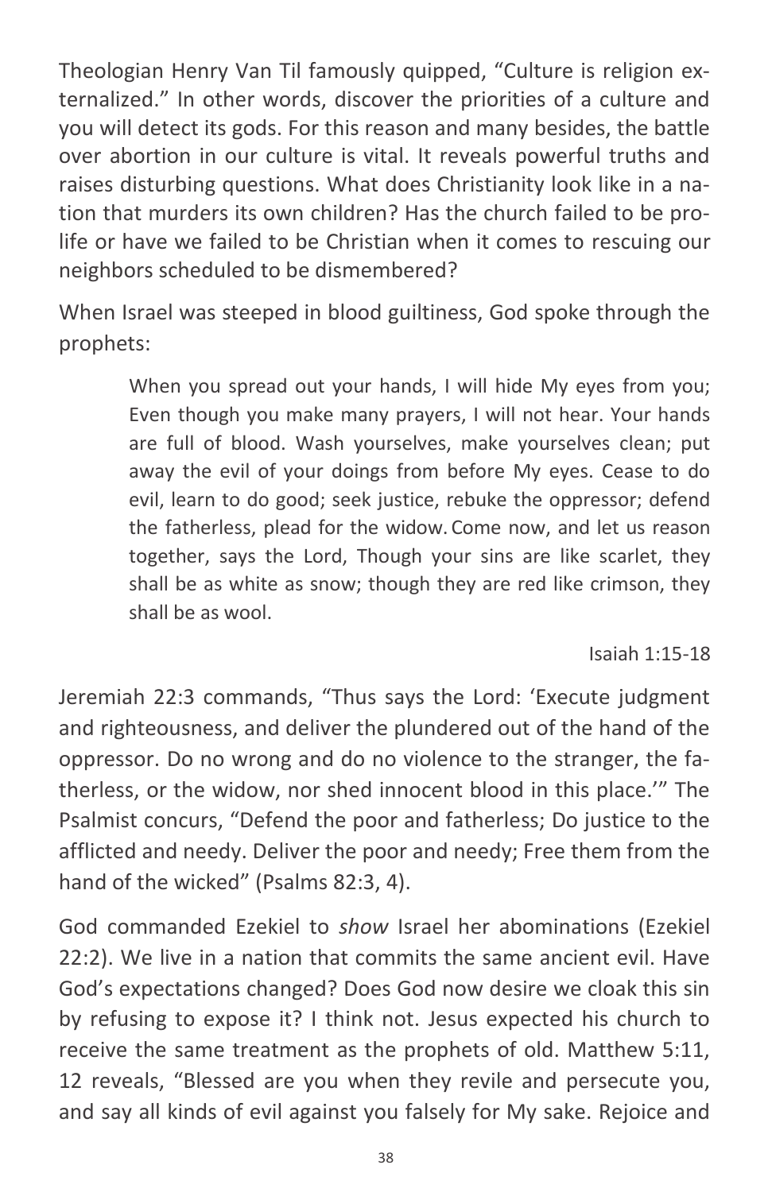Theologian Henry Van Til famously quipped, “Culture is religion externalized.” In other words, discover the priorities of a culture and you will detect its gods. For this reason and many besides, the battle over abortion in our culture is vital. It reveals powerful truths and raises disturbing questions. What does Christianity look like in a nation that murders its own children? Has the church failed to be pro-life or have we failed to be Christian when it comes to rescuing our neighbors scheduled to be dismembered?

When Israel was steeped in blood guiltiness, God spoke through the prophets:

> When you spread out your hands, I will hide My eyes from you; Even though you make many prayers, I will not hear. Your hands are full of blood. Wash yourselves, make yourselves clean; put away the evil of your doings from before My eyes. Cease to do evil, learn to do good; seek justice, rebuke the oppressor; defend the fatherless, plead for the widow. Come now, and let us reason together, says the Lord, Though your sins are like scarlet, they shall be as white as snow; though they are red like crimson, they shall be as wool.
>
> Isaiah 1:15-18

Jeremiah 22:3 commands, “Thus says the Lord: ‘Execute judgment and righteousness, and deliver the plundered out of the hand of the oppressor. Do no wrong and do no violence to the stranger, the fatherless, or the widow, nor shed innocent blood in this place.’” The Psalmist concurs, “Defend the poor and fatherless; Do justice to the afflicted and needy. Deliver the poor and needy; Free them from the hand of the wicked” (Psalms 82:3, 4).

God commanded Ezekiel to *show* Israel her abominations (Ezekiel 22:2). We live in a nation that commits the same ancient evil. Have God’s expectations changed? Does God now desire we cloak this sin by refusing to expose it? I think not. Jesus expected his church to receive the same treatment as the prophets of old. Matthew 5:11, 12 reveals, “Blessed are you when they revile and persecute you, and say all kinds of evil against you falsely for My sake. Rejoice and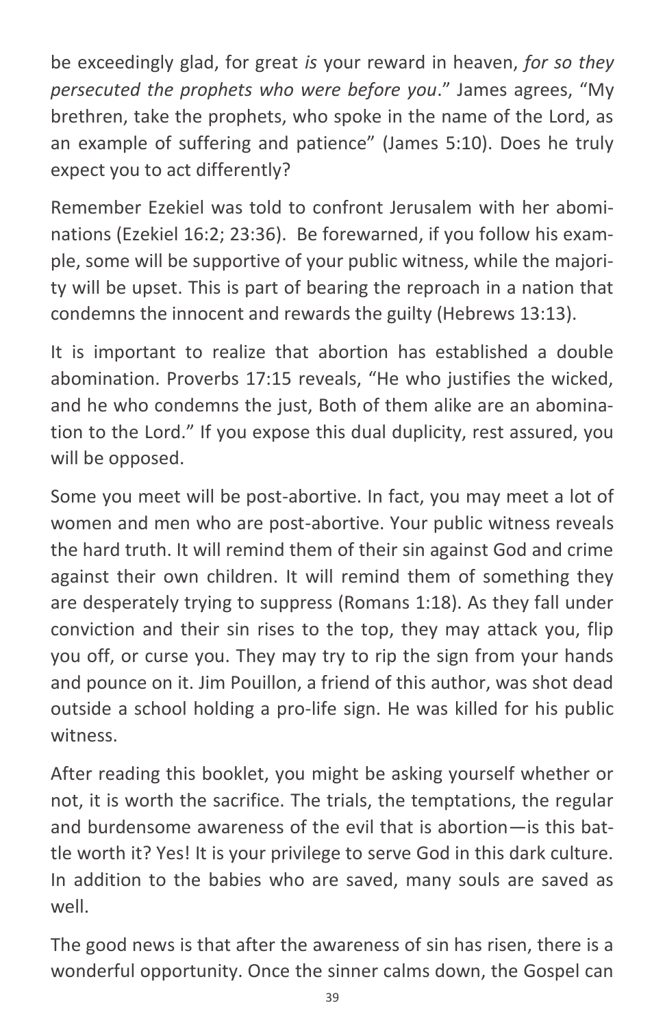be exceedingly glad, for great *is* your reward in heaven, *for so they persecuted the prophets who were before you*." James agrees, "My brethren, take the prophets, who spoke in the name of the Lord, as an example of suffering and patience" (James 5:10). Does he truly expect you to act differently?

Remember Ezekiel was told to confront Jerusalem with her abominations (Ezekiel 16:2; 23:36). Be forewarned, if you follow his example, some will be supportive of your public witness, while the majority will be upset. This is part of bearing the reproach in a nation that condemns the innocent and rewards the guilty (Hebrews 13:13).

It is important to realize that abortion has established a double abomination. Proverbs 17:15 reveals, "He who justifies the wicked, and he who condemns the just, Both of them alike are an abomination to the Lord." If you expose this dual duplicity, rest assured, you will be opposed.

Some you meet will be post-abortive. In fact, you may meet a lot of women and men who are post-abortive. Your public witness reveals the hard truth. It will remind them of their sin against God and crime against their own children. It will remind them of something they are desperately trying to suppress (Romans 1:18). As they fall under conviction and their sin rises to the top, they may attack you, flip you off, or curse you. They may try to rip the sign from your hands and pounce on it. Jim Pouillon, a friend of this author, was shot dead outside a school holding a pro-life sign. He was killed for his public witness.

After reading this booklet, you might be asking yourself whether or not, it is worth the sacrifice. The trials, the temptations, the regular and burdensome awareness of the evil that is abortion—is this battle worth it? Yes! It is your privilege to serve God in this dark culture. In addition to the babies who are saved, many souls are saved as well.

The good news is that after the awareness of sin has risen, there is a wonderful opportunity. Once the sinner calms down, the Gospel can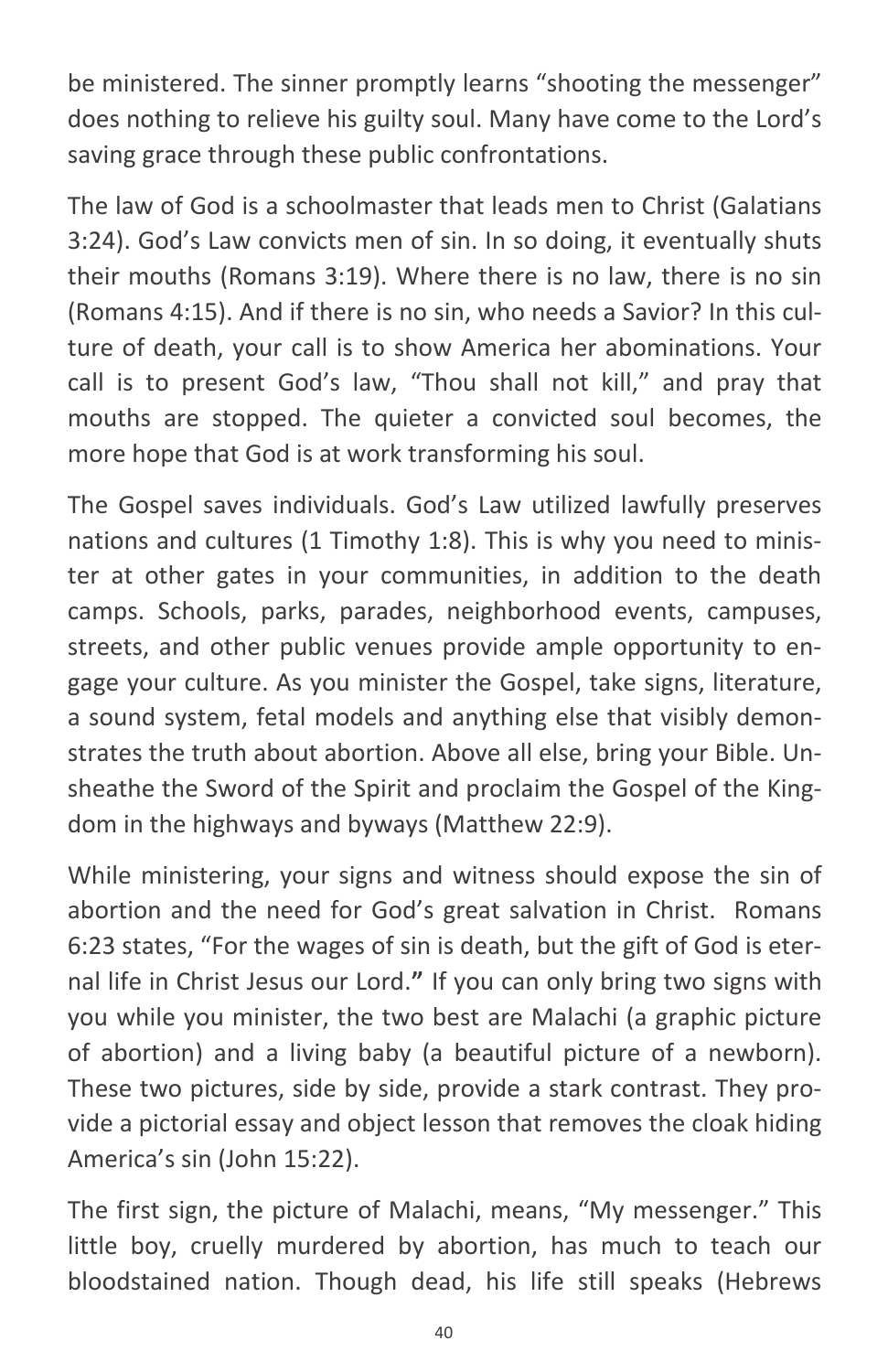be ministered. The sinner promptly learns "shooting the messenger" does nothing to relieve his guilty soul. Many have come to the Lord's saving grace through these public confrontations.

The law of God is a schoolmaster that leads men to Christ (Galatians 3:24). God's Law convicts men of sin. In so doing, it eventually shuts their mouths (Romans 3:19). Where there is no law, there is no sin (Romans 4:15). And if there is no sin, who needs a Savior? In this culture of death, your call is to show America her abominations. Your call is to present God's law, "Thou shall not kill," and pray that mouths are stopped. The quieter a convicted soul becomes, the more hope that God is at work transforming his soul.

The Gospel saves individuals. God's Law utilized lawfully preserves nations and cultures (1 Timothy 1:8). This is why you need to minister at other gates in your communities, in addition to the death camps. Schools, parks, parades, neighborhood events, campuses, streets, and other public venues provide ample opportunity to engage your culture. As you minister the Gospel, take signs, literature, a sound system, fetal models and anything else that visibly demonstrates the truth about abortion. Above all else, bring your Bible. Unsheathe the Sword of the Spirit and proclaim the Gospel of the Kingdom in the highways and byways (Matthew 22:9).

While ministering, your signs and witness should expose the sin of abortion and the need for God's great salvation in Christ. Romans 6:23 states, "For the wages of sin is death, but the gift of God is eternal life in Christ Jesus our Lord." If you can only bring two signs with you while you minister, the two best are Malachi (a graphic picture of abortion) and a living baby (a beautiful picture of a newborn). These two pictures, side by side, provide a stark contrast. They provide a pictorial essay and object lesson that removes the cloak hiding America's sin (John 15:22).

The first sign, the picture of Malachi, means, "My messenger." This little boy, cruelly murdered by abortion, has much to teach our bloodstained nation. Though dead, his life still speaks (Hebrews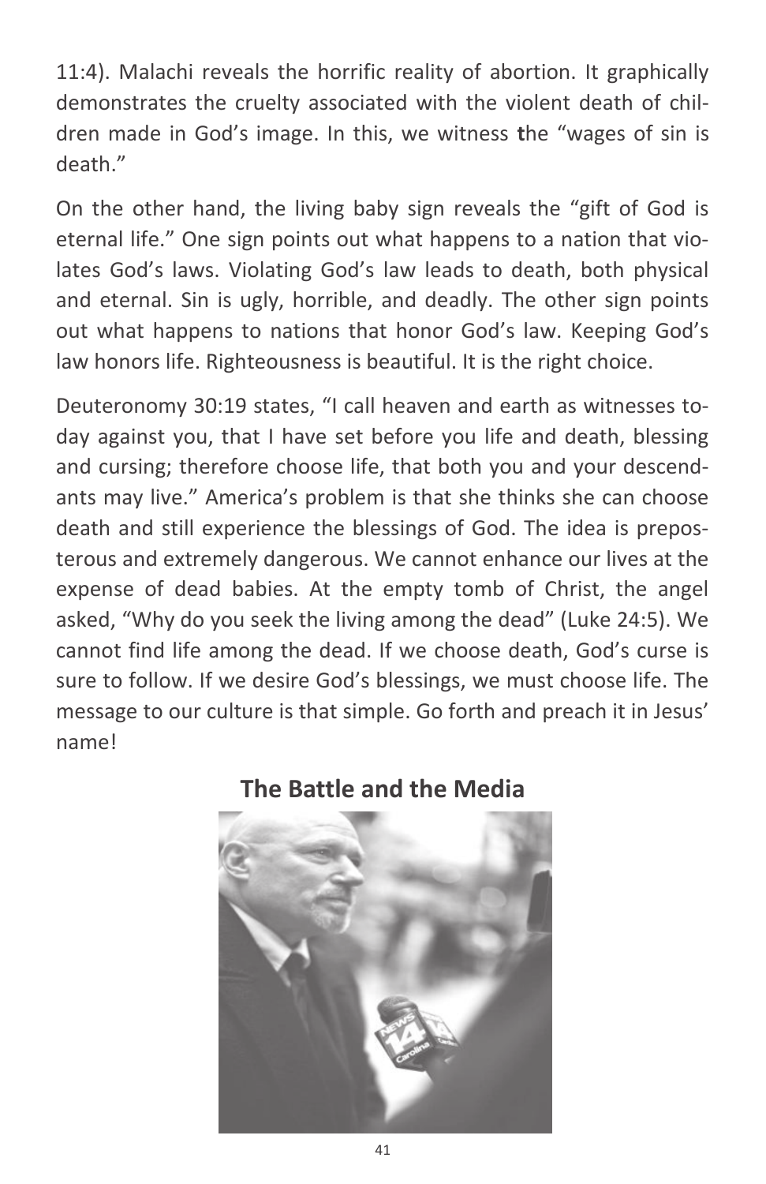11:4). Malachi reveals the horrific reality of abortion. It graphically demonstrates the cruelty associated with the violent death of children made in God's image. In this, we witness **t**he "wages of sin is death."

On the other hand, the living baby sign reveals the "gift of God is eternal life." One sign points out what happens to a nation that violates God's laws. Violating God's law leads to death, both physical and eternal. Sin is ugly, horrible, and deadly. The other sign points out what happens to nations that honor God's law. Keeping God's law honors life. Righteousness is beautiful. It is the right choice.

Deuteronomy 30:19 states, "I call heaven and earth as witnesses today against you, that I have set before you life and death, blessing and cursing; therefore choose life, that both you and your descendants may live." America's problem is that she thinks she can choose death and still experience the blessings of God. The idea is preposterous and extremely dangerous. We cannot enhance our lives at the expense of dead babies. At the empty tomb of Christ, the angel asked, "Why do you seek the living among the dead" (Luke 24:5). We cannot find life among the dead. If we choose death, God's curse is sure to follow. If we desire God's blessings, we must choose life. The message to our culture is that simple. Go forth and preach it in Jesus' name!

## The Battle and the Media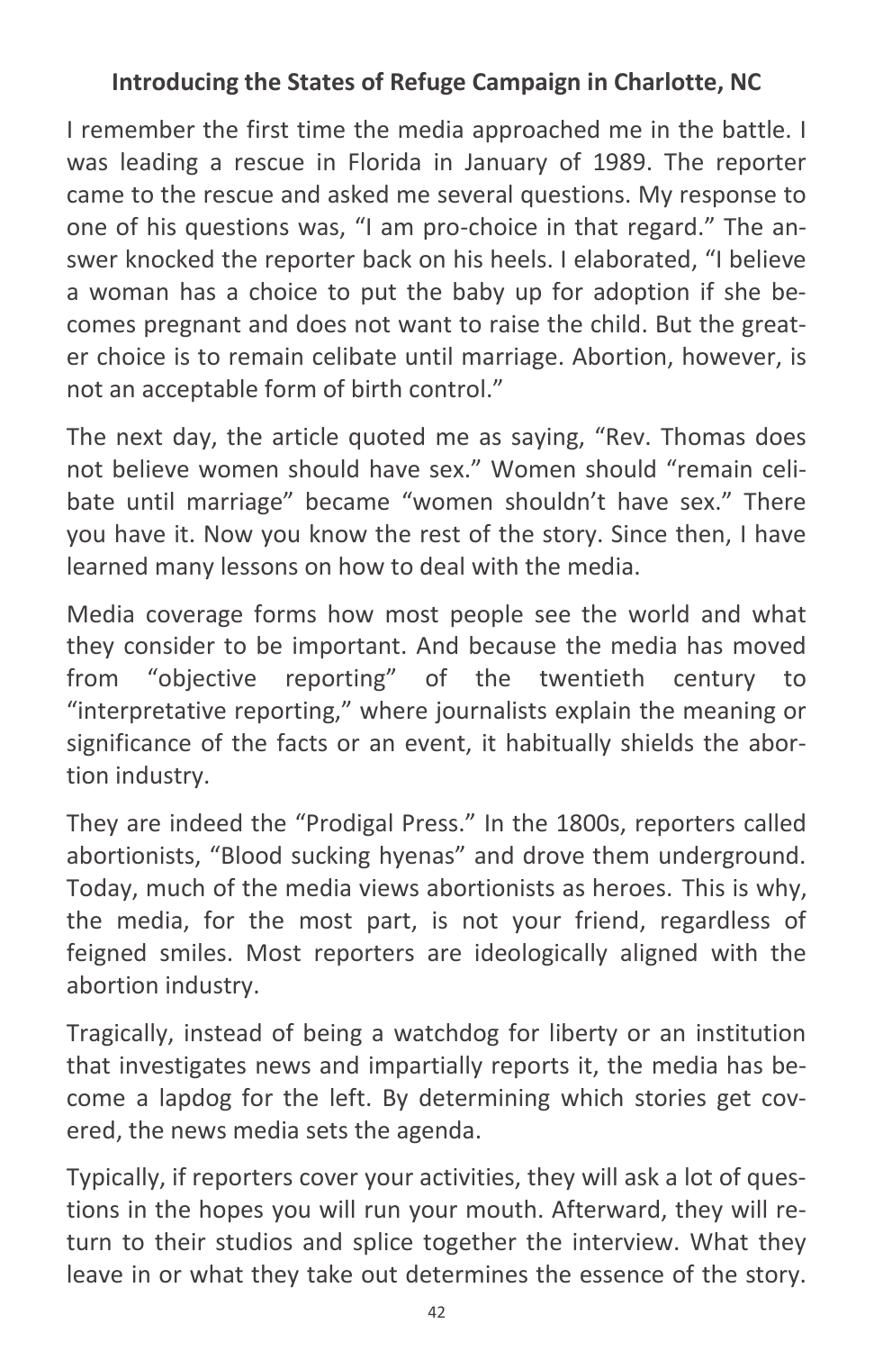**Introducing the States of Refuge Campaign in Charlotte, NC**

I remember the first time the media approached me in the battle. I was leading a rescue in Florida in January of 1989. The reporter came to the rescue and asked me several questions. My response to one of his questions was, "I am pro-choice in that regard." The answer knocked the reporter back on his heels. I elaborated, "I believe a woman has a choice to put the baby up for adoption if she becomes pregnant and does not want to raise the child. But the greater choice is to remain celibate until marriage. Abortion, however, is not an acceptable form of birth control."

The next day, the article quoted me as saying, "Rev. Thomas does not believe women should have sex." Women should "remain celibate until marriage" became "women shouldn't have sex." There you have it. Now you know the rest of the story. Since then, I have learned many lessons on how to deal with the media.

Media coverage forms how most people see the world and what they consider to be important. And because the media has moved from "objective reporting" of the twentieth century to "interpretative reporting," where journalists explain the meaning or significance of the facts or an event, it habitually shields the abortion industry.

They are indeed the "Prodigal Press." In the 1800s, reporters called abortionists, "Blood sucking hyenas" and drove them underground. Today, much of the media views abortionists as heroes. This is why, the media, for the most part, is not your friend, regardless of feigned smiles. Most reporters are ideologically aligned with the abortion industry.

Tragically, instead of being a watchdog for liberty or an institution that investigates news and impartially reports it, the media has become a lapdog for the left. By determining which stories get covered, the news media sets the agenda.

Typically, if reporters cover your activities, they will ask a lot of questions in the hopes you will run your mouth. Afterward, they will return to their studios and splice together the interview. What they leave in or what they take out determines the essence of the story.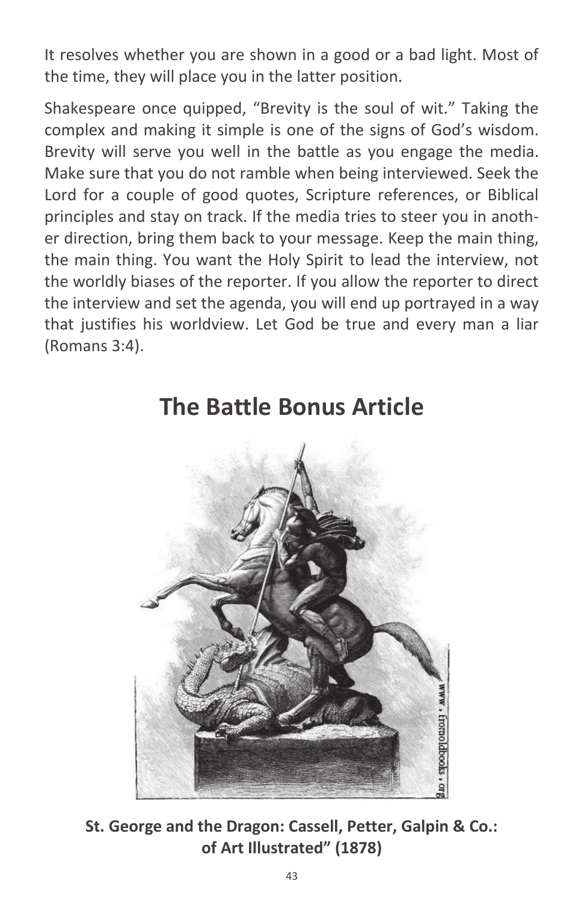It resolves whether you are shown in a good or a bad light. Most of the time, they will place you in the latter position.

Shakespeare once quipped, "Brevity is the soul of wit." Taking the complex and making it simple is one of the signs of God's wisdom. Brevity will serve you well in the battle as you engage the media. Make sure that you do not ramble when being interviewed. Seek the Lord for a couple of good quotes, Scripture references, or Biblical principles and stay on track. If the media tries to steer you in another direction, bring them back to your message. Keep the main thing, the main thing. You want the Holy Spirit to lead the interview, not the worldly biases of the reporter. If you allow the reporter to direct the interview and set the agenda, you will end up portrayed in a way that justifies his worldview. Let God be true and every man a liar (Romans 3:4).

## The Battle Bonus Article

**St. George and the Dragon: Cassell, Petter, Galpin & Co.: of Art Illustrated" (1878)**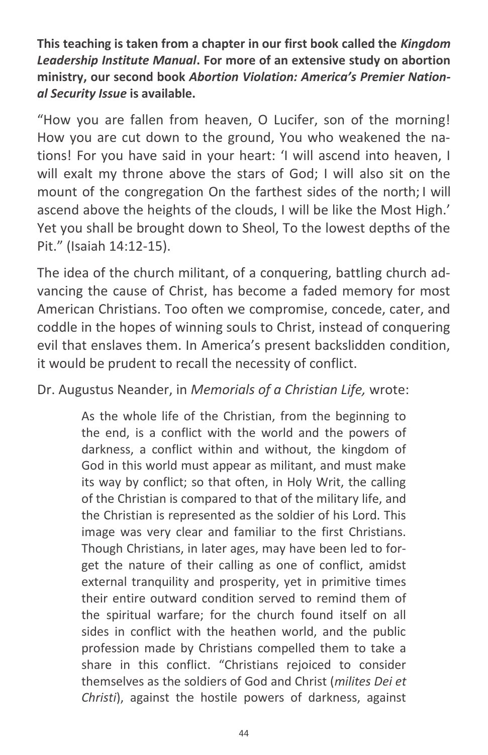**This teaching is taken from a chapter in our first book called the *Kingdom Leadership Institute Manual*. For more of an extensive study on abortion ministry, our second book *Abortion Violation: America's Premier National Security Issue* is available.**

"How you are fallen from heaven, O Lucifer, son of the morning! How you are cut down to the ground, You who weakened the nations! For you have said in your heart: 'I will ascend into heaven, I will exalt my throne above the stars of God; I will also sit on the mount of the congregation On the farthest sides of the north; I will ascend above the heights of the clouds, I will be like the Most High.' Yet you shall be brought down to Sheol, To the lowest depths of the Pit." (Isaiah 14:12-15).

The idea of the church militant, of a conquering, battling church advancing the cause of Christ, has become a faded memory for most American Christians. Too often we compromise, concede, cater, and coddle in the hopes of winning souls to Christ, instead of conquering evil that enslaves them. In America's present backslidden condition, it would be prudent to recall the necessity of conflict.

Dr. Augustus Neander, in *Memorials of a Christian Life,* wrote:

> As the whole life of the Christian, from the beginning to the end, is a conflict with the world and the powers of darkness, a conflict within and without, the kingdom of God in this world must appear as militant, and must make its way by conflict; so that often, in Holy Writ, the calling of the Christian is compared to that of the military life, and the Christian is represented as the soldier of his Lord. This image was very clear and familiar to the first Christians. Though Christians, in later ages, may have been led to forget the nature of their calling as one of conflict, amidst external tranquility and prosperity, yet in primitive times their entire outward condition served to remind them of the spiritual warfare; for the church found itself on all sides in conflict with the heathen world, and the public profession made by Christians compelled them to take a share in this conflict. "Christians rejoiced to consider themselves as the soldiers of God and Christ (*milites Dei et Christi*), against the hostile powers of darkness, against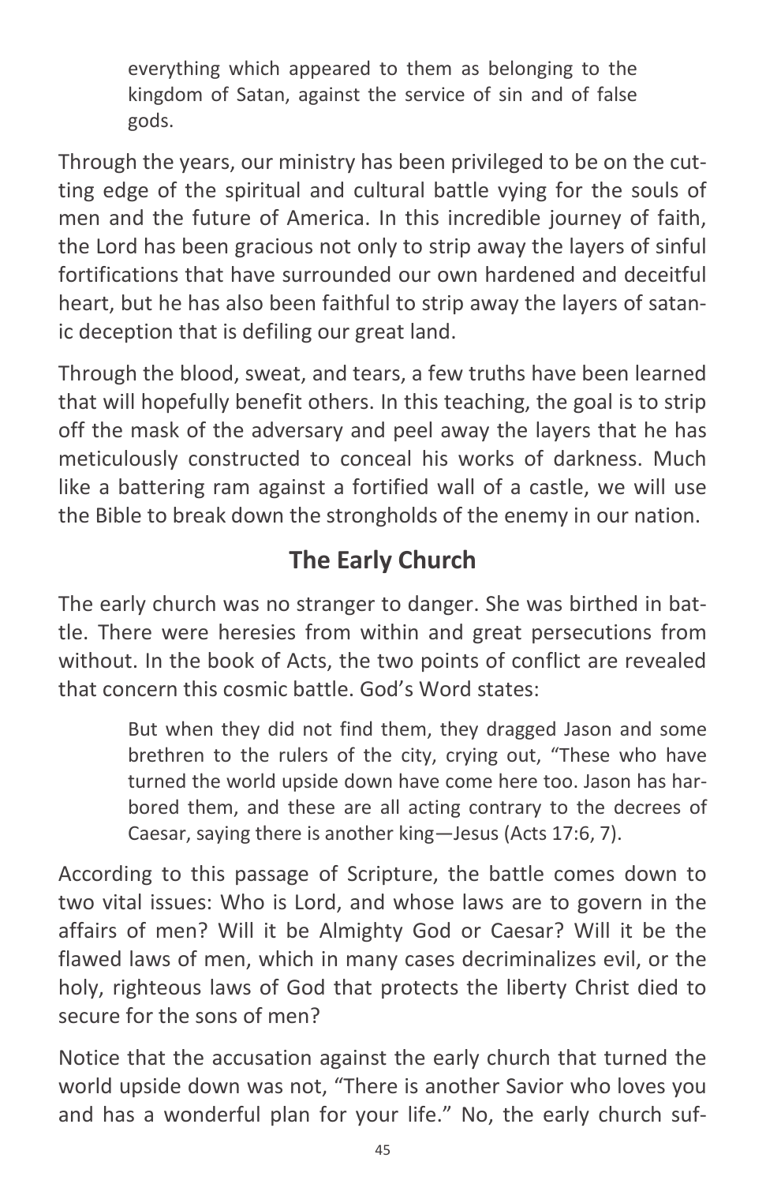> everything which appeared to them as belonging to the kingdom of Satan, against the service of sin and of false gods.

Through the years, our ministry has been privileged to be on the cutting edge of the spiritual and cultural battle vying for the souls of men and the future of America. In this incredible journey of faith, the Lord has been gracious not only to strip away the layers of sinful fortifications that have surrounded our own hardened and deceitful heart, but he has also been faithful to strip away the layers of satanic deception that is defiling our great land.

Through the blood, sweat, and tears, a few truths have been learned that will hopefully benefit others. In this teaching, the goal is to strip off the mask of the adversary and peel away the layers that he has meticulously constructed to conceal his works of darkness. Much like a battering ram against a fortified wall of a castle, we will use the Bible to break down the strongholds of the enemy in our nation.

## The Early Church

The early church was no stranger to danger. She was birthed in battle. There were heresies from within and great persecutions from without. In the book of Acts, the two points of conflict are revealed that concern this cosmic battle. God's Word states:

> But when they did not find them, they dragged Jason and some brethren to the rulers of the city, crying out, "These who have turned the world upside down have come here too. Jason has harbored them, and these are all acting contrary to the decrees of Caesar, saying there is another king—Jesus (Acts 17:6, 7).

According to this passage of Scripture, the battle comes down to two vital issues: Who is Lord, and whose laws are to govern in the affairs of men? Will it be Almighty God or Caesar? Will it be the flawed laws of men, which in many cases decriminalizes evil, or the holy, righteous laws of God that protects the liberty Christ died to secure for the sons of men?

Notice that the accusation against the early church that turned the world upside down was not, "There is another Savior who loves you and has a wonderful plan for your life." No, the early church suf-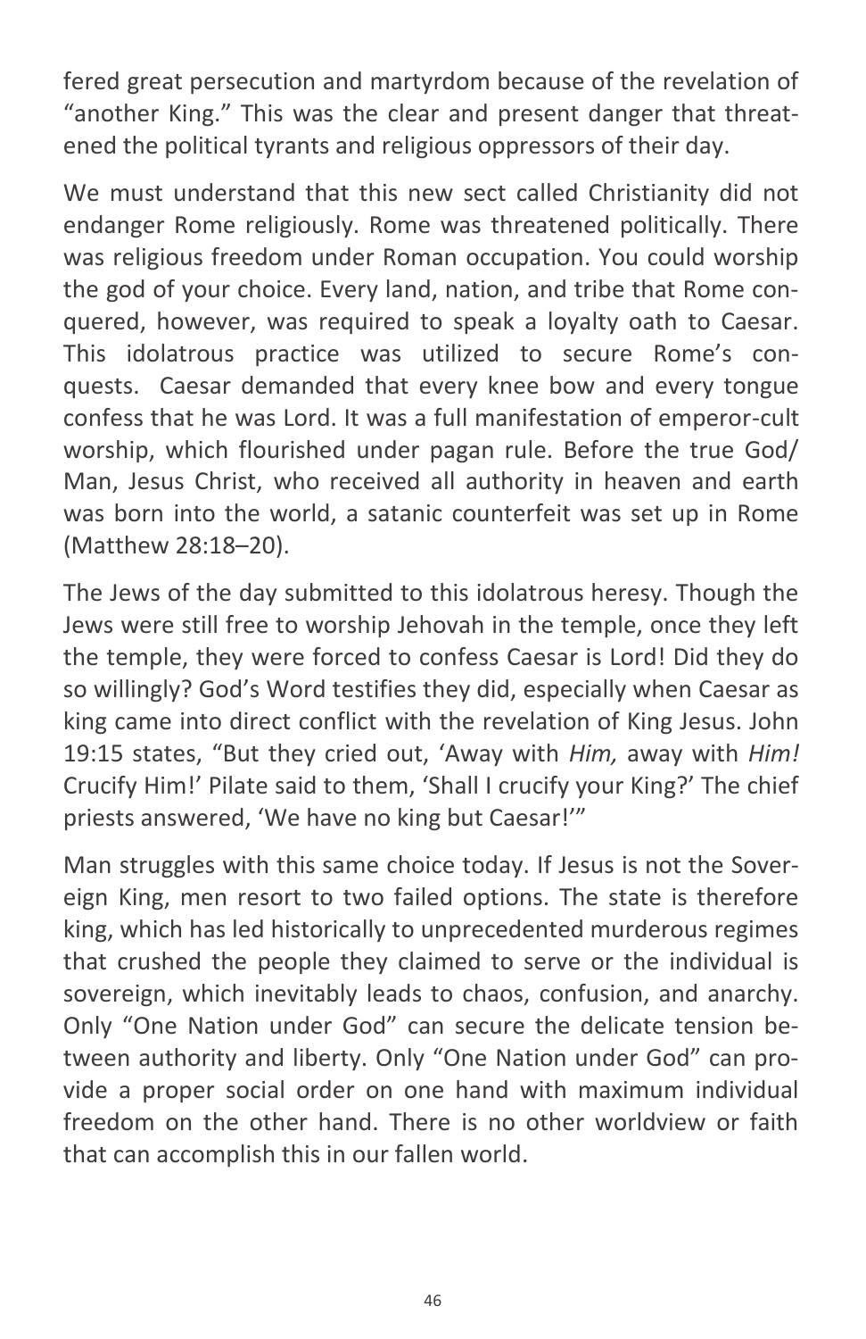fered great persecution and martyrdom because of the revelation of "another King." This was the clear and present danger that threatened the political tyrants and religious oppressors of their day.

We must understand that this new sect called Christianity did not endanger Rome religiously. Rome was threatened politically. There was religious freedom under Roman occupation. You could worship the god of your choice. Every land, nation, and tribe that Rome conquered, however, was required to speak a loyalty oath to Caesar. This idolatrous practice was utilized to secure Rome's conquests. Caesar demanded that every knee bow and every tongue confess that he was Lord. It was a full manifestation of emperor-cult worship, which flourished under pagan rule. Before the true God/Man, Jesus Christ, who received all authority in heaven and earth was born into the world, a satanic counterfeit was set up in Rome (Matthew 28:18–20).

The Jews of the day submitted to this idolatrous heresy. Though the Jews were still free to worship Jehovah in the temple, once they left the temple, they were forced to confess Caesar is Lord! Did they do so willingly? God's Word testifies they did, especially when Caesar as king came into direct conflict with the revelation of King Jesus. John 19:15 states, "But they cried out, 'Away with *Him,* away with *Him!* Crucify Him!' Pilate said to them, 'Shall I crucify your King?' The chief priests answered, 'We have no king but Caesar!'"

Man struggles with this same choice today. If Jesus is not the Sovereign King, men resort to two failed options. The state is therefore king, which has led historically to unprecedented murderous regimes that crushed the people they claimed to serve or the individual is sovereign, which inevitably leads to chaos, confusion, and anarchy. Only "One Nation under God" can secure the delicate tension between authority and liberty. Only "One Nation under God" can provide a proper social order on one hand with maximum individual freedom on the other hand. There is no other worldview or faith that can accomplish this in our fallen world.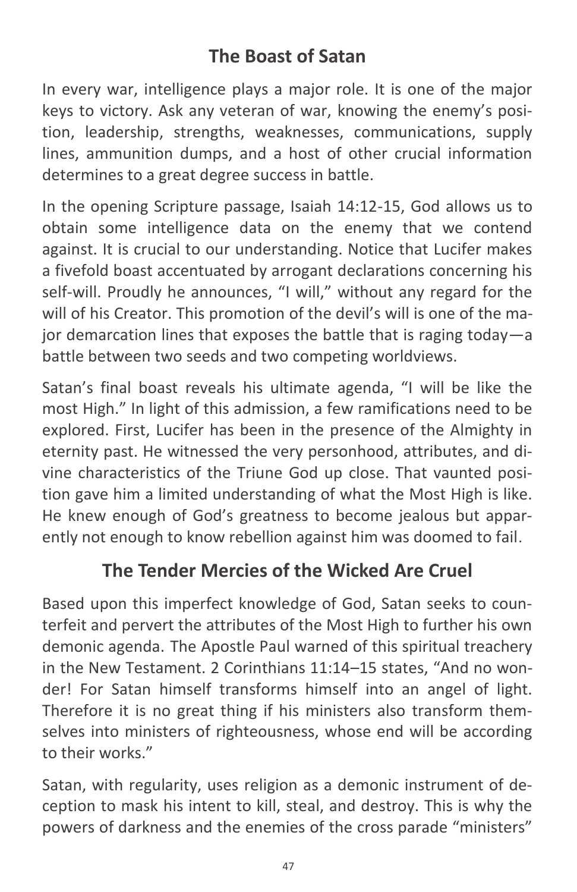## The Boast of Satan

In every war, intelligence plays a major role. It is one of the major keys to victory. Ask any veteran of war, knowing the enemy's position, leadership, strengths, weaknesses, communications, supply lines, ammunition dumps, and a host of other crucial information determines to a great degree success in battle.

In the opening Scripture passage, Isaiah 14:12-15, God allows us to obtain some intelligence data on the enemy that we contend against. It is crucial to our understanding. Notice that Lucifer makes a fivefold boast accentuated by arrogant declarations concerning his self-will. Proudly he announces, "I will," without any regard for the will of his Creator. This promotion of the devil's will is one of the major demarcation lines that exposes the battle that is raging today—a battle between two seeds and two competing worldviews.

Satan's final boast reveals his ultimate agenda, "I will be like the most High." In light of this admission, a few ramifications need to be explored. First, Lucifer has been in the presence of the Almighty in eternity past. He witnessed the very personhood, attributes, and divine characteristics of the Triune God up close. That vaunted position gave him a limited understanding of what the Most High is like. He knew enough of God's greatness to become jealous but apparently not enough to know rebellion against him was doomed to fail.

## The Tender Mercies of the Wicked Are Cruel

Based upon this imperfect knowledge of God, Satan seeks to counterfeit and pervert the attributes of the Most High to further his own demonic agenda. The Apostle Paul warned of this spiritual treachery in the New Testament. 2 Corinthians 11:14–15 states, "And no wonder! For Satan himself transforms himself into an angel of light. Therefore it is no great thing if his ministers also transform themselves into ministers of righteousness, whose end will be according to their works."

Satan, with regularity, uses religion as a demonic instrument of deception to mask his intent to kill, steal, and destroy. This is why the powers of darkness and the enemies of the cross parade "ministers"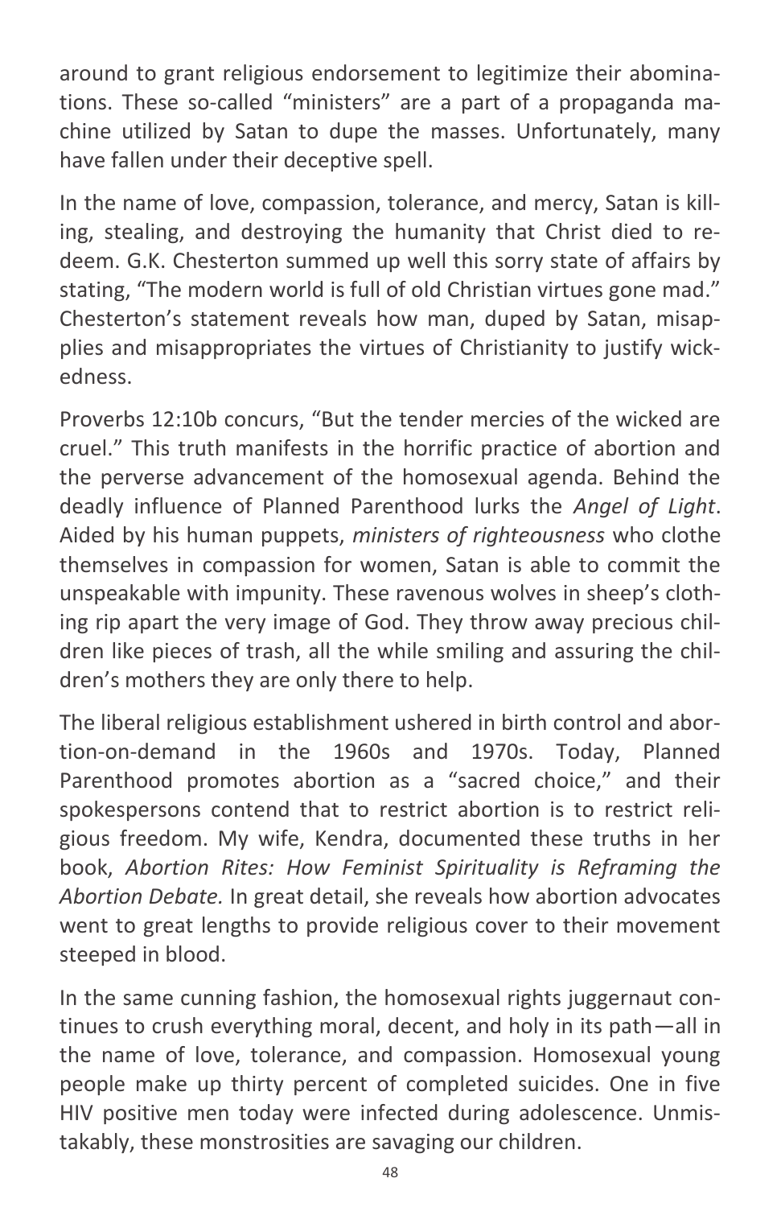around to grant religious endorsement to legitimize their abominations. These so-called "ministers" are a part of a propaganda machine utilized by Satan to dupe the masses. Unfortunately, many have fallen under their deceptive spell.

In the name of love, compassion, tolerance, and mercy, Satan is killing, stealing, and destroying the humanity that Christ died to redeem. G.K. Chesterton summed up well this sorry state of affairs by stating, "The modern world is full of old Christian virtues gone mad." Chesterton's statement reveals how man, duped by Satan, misapplies and misappropriates the virtues of Christianity to justify wickedness.

Proverbs 12:10b concurs, "But the tender mercies of the wicked are cruel." This truth manifests in the horrific practice of abortion and the perverse advancement of the homosexual agenda. Behind the deadly influence of Planned Parenthood lurks the *Angel of Light*. Aided by his human puppets, *ministers of righteousness* who clothe themselves in compassion for women, Satan is able to commit the unspeakable with impunity. These ravenous wolves in sheep's clothing rip apart the very image of God. They throw away precious children like pieces of trash, all the while smiling and assuring the children's mothers they are only there to help.

The liberal religious establishment ushered in birth control and abortion-on-demand in the 1960s and 1970s. Today, Planned Parenthood promotes abortion as a "sacred choice," and their spokespersons contend that to restrict abortion is to restrict religious freedom. My wife, Kendra, documented these truths in her book, *Abortion Rites: How Feminist Spirituality is Reframing the Abortion Debate.* In great detail, she reveals how abortion advocates went to great lengths to provide religious cover to their movement steeped in blood.

In the same cunning fashion, the homosexual rights juggernaut continues to crush everything moral, decent, and holy in its path—all in the name of love, tolerance, and compassion. Homosexual young people make up thirty percent of completed suicides. One in five HIV positive men today were infected during adolescence. Unmistakably, these monstrosities are savaging our children.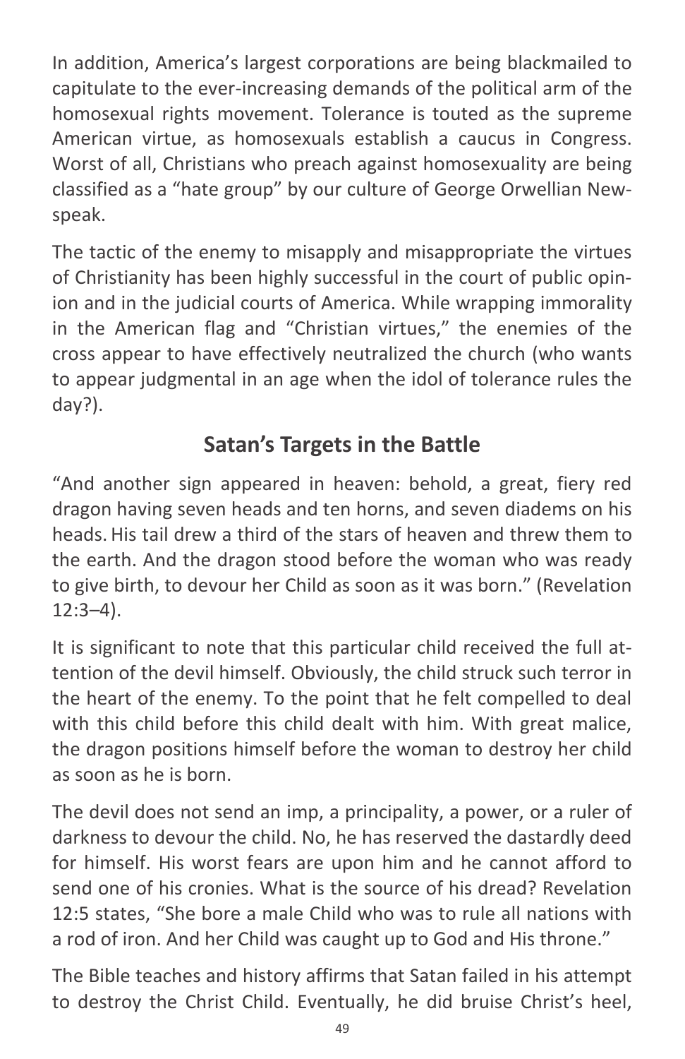In addition, America's largest corporations are being blackmailed to capitulate to the ever-increasing demands of the political arm of the homosexual rights movement. Tolerance is touted as the supreme American virtue, as homosexuals establish a caucus in Congress. Worst of all, Christians who preach against homosexuality are being classified as a "hate group" by our culture of George Orwellian Newspeak.

The tactic of the enemy to misapply and misappropriate the virtues of Christianity has been highly successful in the court of public opinion and in the judicial courts of America. While wrapping immorality in the American flag and "Christian virtues," the enemies of the cross appear to have effectively neutralized the church (who wants to appear judgmental in an age when the idol of tolerance rules the day?).

## Satan's Targets in the Battle

"And another sign appeared in heaven: behold, a great, fiery red dragon having seven heads and ten horns, and seven diadems on his heads. His tail drew a third of the stars of heaven and threw them to the earth. And the dragon stood before the woman who was ready to give birth, to devour her Child as soon as it was born." (Revelation 12:3–4).

It is significant to note that this particular child received the full attention of the devil himself. Obviously, the child struck such terror in the heart of the enemy. To the point that he felt compelled to deal with this child before this child dealt with him. With great malice, the dragon positions himself before the woman to destroy her child as soon as he is born.

The devil does not send an imp, a principality, a power, or a ruler of darkness to devour the child. No, he has reserved the dastardly deed for himself. His worst fears are upon him and he cannot afford to send one of his cronies. What is the source of his dread? Revelation 12:5 states, "She bore a male Child who was to rule all nations with a rod of iron. And her Child was caught up to God and His throne."

The Bible teaches and history affirms that Satan failed in his attempt to destroy the Christ Child. Eventually, he did bruise Christ's heel,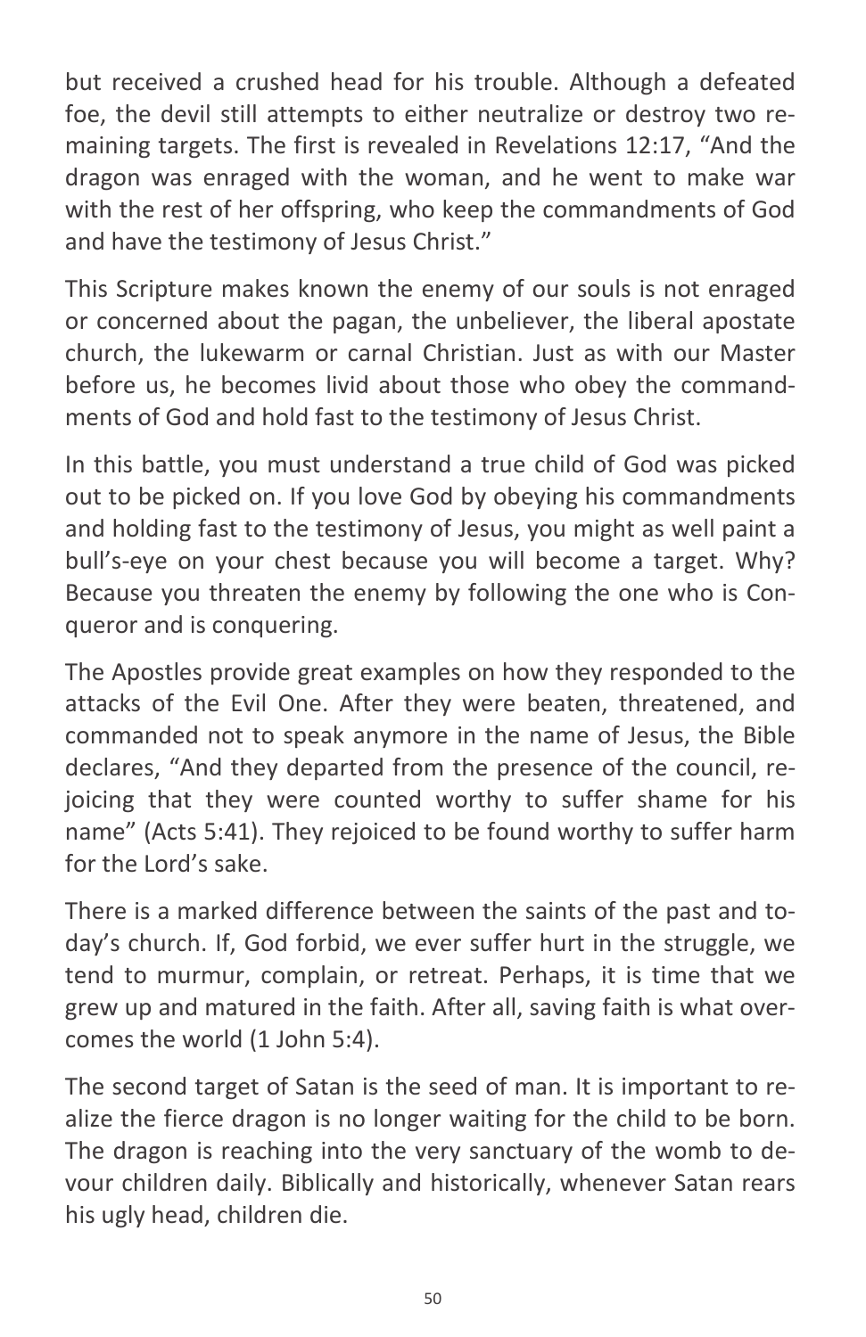but received a crushed head for his trouble. Although a defeated foe, the devil still attempts to either neutralize or destroy two remaining targets. The first is revealed in Revelations 12:17, "And the dragon was enraged with the woman, and he went to make war with the rest of her offspring, who keep the commandments of God and have the testimony of Jesus Christ."

This Scripture makes known the enemy of our souls is not enraged or concerned about the pagan, the unbeliever, the liberal apostate church, the lukewarm or carnal Christian. Just as with our Master before us, he becomes livid about those who obey the commandments of God and hold fast to the testimony of Jesus Christ.

In this battle, you must understand a true child of God was picked out to be picked on. If you love God by obeying his commandments and holding fast to the testimony of Jesus, you might as well paint a bull's-eye on your chest because you will become a target. Why? Because you threaten the enemy by following the one who is Conqueror and is conquering.

The Apostles provide great examples on how they responded to the attacks of the Evil One. After they were beaten, threatened, and commanded not to speak anymore in the name of Jesus, the Bible declares, "And they departed from the presence of the council, rejoicing that they were counted worthy to suffer shame for his name" (Acts 5:41). They rejoiced to be found worthy to suffer harm for the Lord's sake.

There is a marked difference between the saints of the past and today's church. If, God forbid, we ever suffer hurt in the struggle, we tend to murmur, complain, or retreat. Perhaps, it is time that we grew up and matured in the faith. After all, saving faith is what overcomes the world (1 John 5:4).

The second target of Satan is the seed of man. It is important to realize the fierce dragon is no longer waiting for the child to be born. The dragon is reaching into the very sanctuary of the womb to devour children daily. Biblically and historically, whenever Satan rears his ugly head, children die.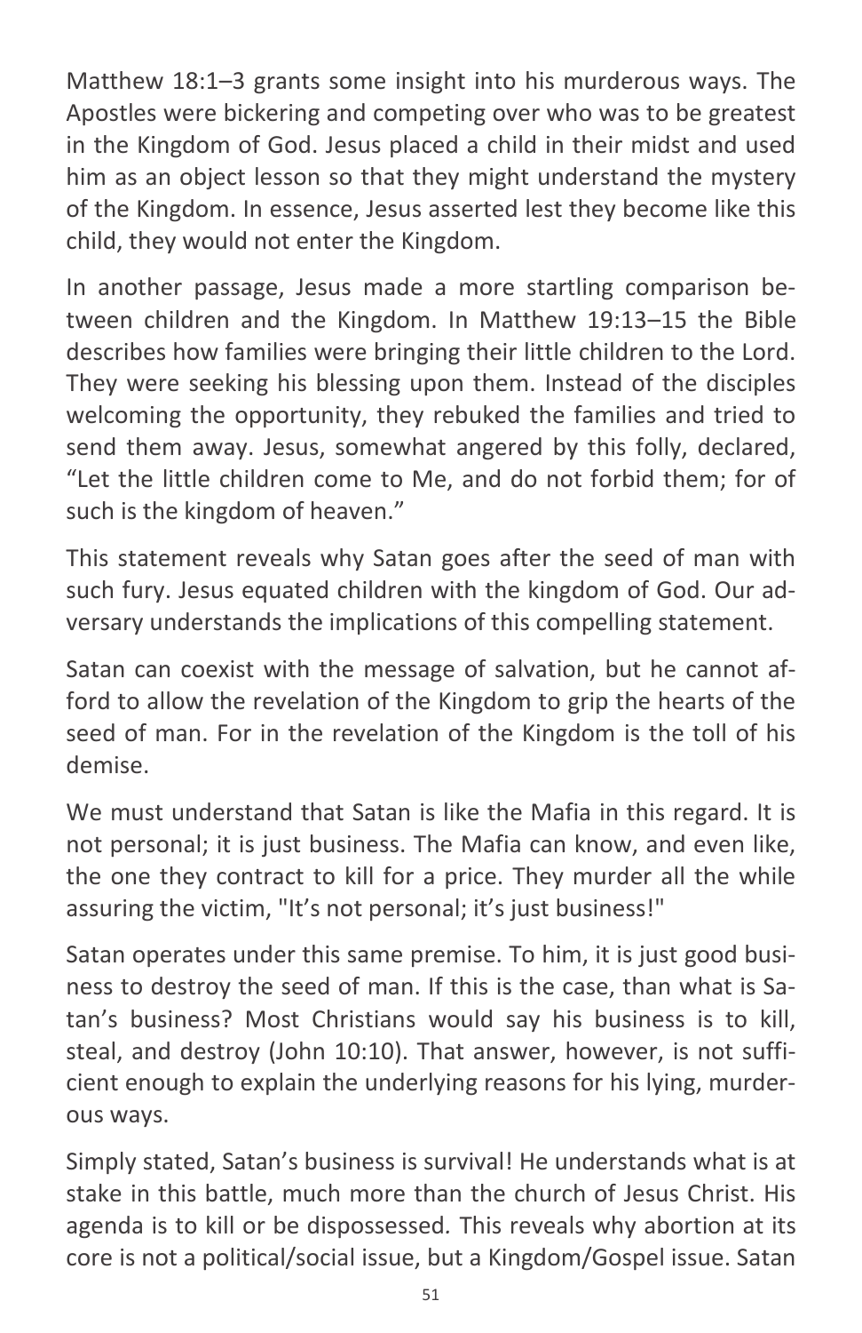Matthew 18:1–3 grants some insight into his murderous ways. The Apostles were bickering and competing over who was to be greatest in the Kingdom of God. Jesus placed a child in their midst and used him as an object lesson so that they might understand the mystery of the Kingdom. In essence, Jesus asserted lest they become like this child, they would not enter the Kingdom.

In another passage, Jesus made a more startling comparison between children and the Kingdom. In Matthew 19:13–15 the Bible describes how families were bringing their little children to the Lord. They were seeking his blessing upon them. Instead of the disciples welcoming the opportunity, they rebuked the families and tried to send them away. Jesus, somewhat angered by this folly, declared, "Let the little children come to Me, and do not forbid them; for of such is the kingdom of heaven."

This statement reveals why Satan goes after the seed of man with such fury. Jesus equated children with the kingdom of God. Our adversary understands the implications of this compelling statement.

Satan can coexist with the message of salvation, but he cannot afford to allow the revelation of the Kingdom to grip the hearts of the seed of man. For in the revelation of the Kingdom is the toll of his demise.

We must understand that Satan is like the Mafia in this regard. It is not personal; it is just business. The Mafia can know, and even like, the one they contract to kill for a price. They murder all the while assuring the victim, "It's not personal; it's just business!"

Satan operates under this same premise. To him, it is just good business to destroy the seed of man. If this is the case, than what is Satan's business? Most Christians would say his business is to kill, steal, and destroy (John 10:10). That answer, however, is not sufficient enough to explain the underlying reasons for his lying, murderous ways.

Simply stated, Satan's business is survival! He understands what is at stake in this battle, much more than the church of Jesus Christ. His agenda is to kill or be dispossessed. This reveals why abortion at its core is not a political/social issue, but a Kingdom/Gospel issue. Satan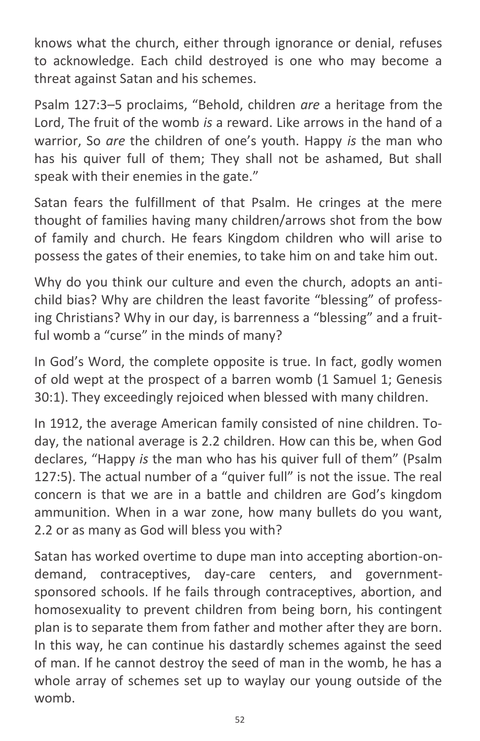knows what the church, either through ignorance or denial, refuses to acknowledge. Each child destroyed is one who may become a threat against Satan and his schemes.

Psalm 127:3–5 proclaims, “Behold, children *are* a heritage from the Lord, The fruit of the womb *is* a reward. Like arrows in the hand of a warrior, So *are* the children of one’s youth. Happy *is* the man who has his quiver full of them; They shall not be ashamed, But shall speak with their enemies in the gate.”

Satan fears the fulfillment of that Psalm. He cringes at the mere thought of families having many children/arrows shot from the bow of family and church. He fears Kingdom children who will arise to possess the gates of their enemies, to take him on and take him out.

Why do you think our culture and even the church, adopts an anti-child bias? Why are children the least favorite “blessing” of professing Christians? Why in our day, is barrenness a “blessing” and a fruitful womb a “curse” in the minds of many?

In God’s Word, the complete opposite is true. In fact, godly women of old wept at the prospect of a barren womb (1 Samuel 1; Genesis 30:1). They exceedingly rejoiced when blessed with many children.

In 1912, the average American family consisted of nine children. Today, the national average is 2.2 children. How can this be, when God declares, “Happy *is* the man who has his quiver full of them” (Psalm 127:5). The actual number of a “quiver full” is not the issue. The real concern is that we are in a battle and children are God’s kingdom ammunition. When in a war zone, how many bullets do you want, 2.2 or as many as God will bless you with?

Satan has worked overtime to dupe man into accepting abortion-on-demand, contraceptives, day-care centers, and government-sponsored schools. If he fails through contraceptives, abortion, and homosexuality to prevent children from being born, his contingent plan is to separate them from father and mother after they are born. In this way, he can continue his dastardly schemes against the seed of man. If he cannot destroy the seed of man in the womb, he has a whole array of schemes set up to waylay our young outside of the womb.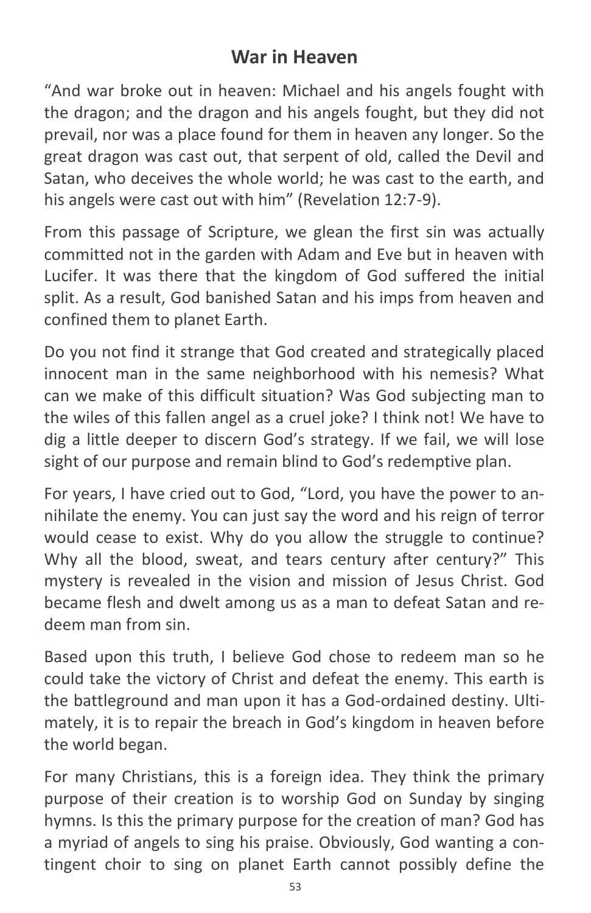## War in Heaven

"And war broke out in heaven: Michael and his angels fought with the dragon; and the dragon and his angels fought, but they did not prevail, nor was a place found for them in heaven any longer. So the great dragon was cast out, that serpent of old, called the Devil and Satan, who deceives the whole world; he was cast to the earth, and his angels were cast out with him" (Revelation 12:7-9).

From this passage of Scripture, we glean the first sin was actually committed not in the garden with Adam and Eve but in heaven with Lucifer. It was there that the kingdom of God suffered the initial split. As a result, God banished Satan and his imps from heaven and confined them to planet Earth.

Do you not find it strange that God created and strategically placed innocent man in the same neighborhood with his nemesis? What can we make of this difficult situation? Was God subjecting man to the wiles of this fallen angel as a cruel joke? I think not! We have to dig a little deeper to discern God's strategy. If we fail, we will lose sight of our purpose and remain blind to God's redemptive plan.

For years, I have cried out to God, "Lord, you have the power to annihilate the enemy. You can just say the word and his reign of terror would cease to exist. Why do you allow the struggle to continue? Why all the blood, sweat, and tears century after century?" This mystery is revealed in the vision and mission of Jesus Christ. God became flesh and dwelt among us as a man to defeat Satan and redeem man from sin.

Based upon this truth, I believe God chose to redeem man so he could take the victory of Christ and defeat the enemy. This earth is the battleground and man upon it has a God-ordained destiny. Ultimately, it is to repair the breach in God's kingdom in heaven before the world began.

For many Christians, this is a foreign idea. They think the primary purpose of their creation is to worship God on Sunday by singing hymns. Is this the primary purpose for the creation of man? God has a myriad of angels to sing his praise. Obviously, God wanting a contingent choir to sing on planet Earth cannot possibly define the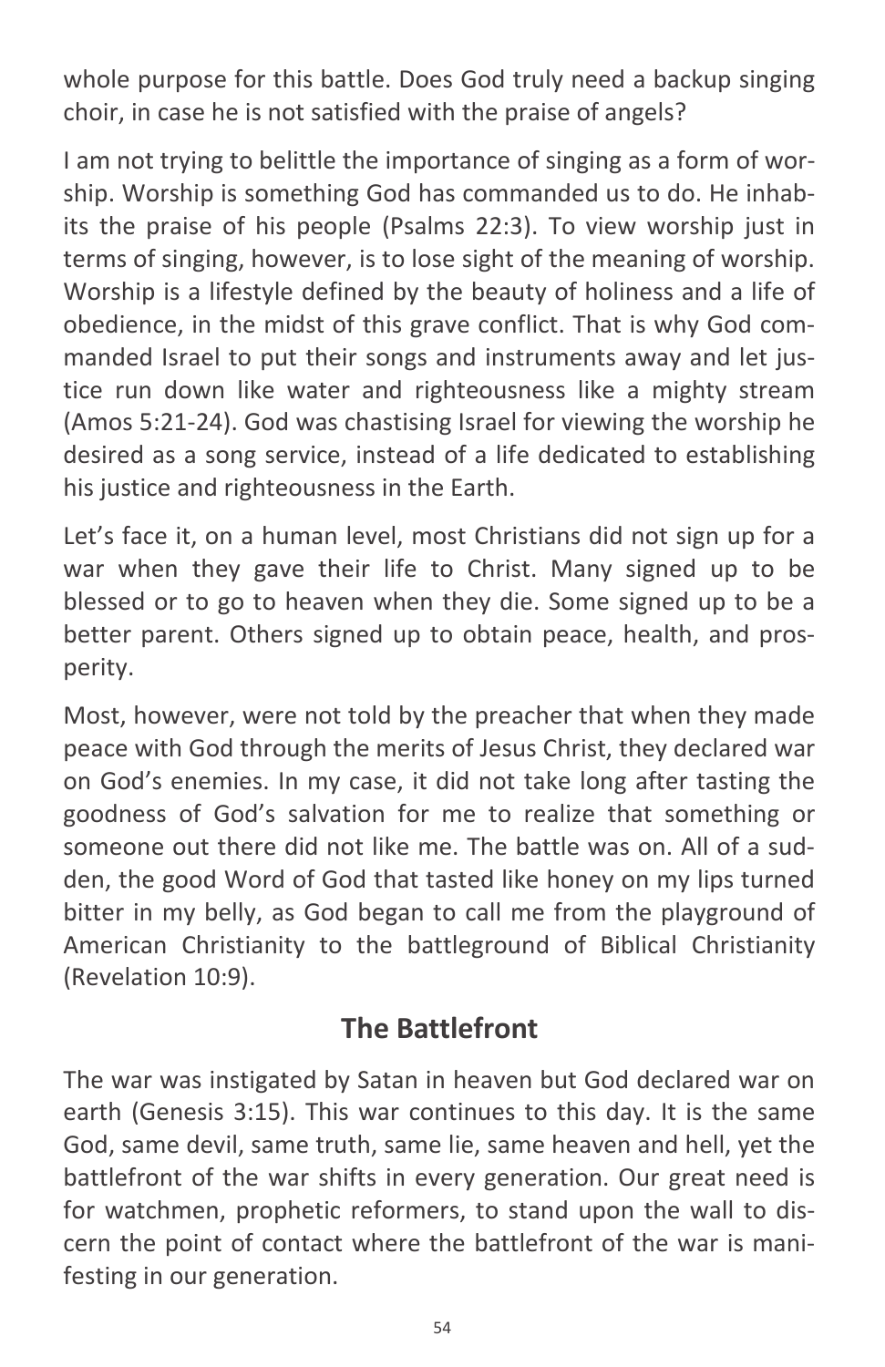whole purpose for this battle. Does God truly need a backup singing choir, in case he is not satisfied with the praise of angels?

I am not trying to belittle the importance of singing as a form of worship. Worship is something God has commanded us to do. He inhabits the praise of his people (Psalms 22:3). To view worship just in terms of singing, however, is to lose sight of the meaning of worship. Worship is a lifestyle defined by the beauty of holiness and a life of obedience, in the midst of this grave conflict. That is why God commanded Israel to put their songs and instruments away and let justice run down like water and righteousness like a mighty stream (Amos 5:21-24). God was chastising Israel for viewing the worship he desired as a song service, instead of a life dedicated to establishing his justice and righteousness in the Earth.

Let's face it, on a human level, most Christians did not sign up for a war when they gave their life to Christ. Many signed up to be blessed or to go to heaven when they die. Some signed up to be a better parent. Others signed up to obtain peace, health, and prosperity.

Most, however, were not told by the preacher that when they made peace with God through the merits of Jesus Christ, they declared war on God's enemies. In my case, it did not take long after tasting the goodness of God's salvation for me to realize that something or someone out there did not like me. The battle was on. All of a sudden, the good Word of God that tasted like honey on my lips turned bitter in my belly, as God began to call me from the playground of American Christianity to the battleground of Biblical Christianity (Revelation 10:9).

## The Battlefront

The war was instigated by Satan in heaven but God declared war on earth (Genesis 3:15). This war continues to this day. It is the same God, same devil, same truth, same lie, same heaven and hell, yet the battlefront of the war shifts in every generation. Our great need is for watchmen, prophetic reformers, to stand upon the wall to discern the point of contact where the battlefront of the war is manifesting in our generation.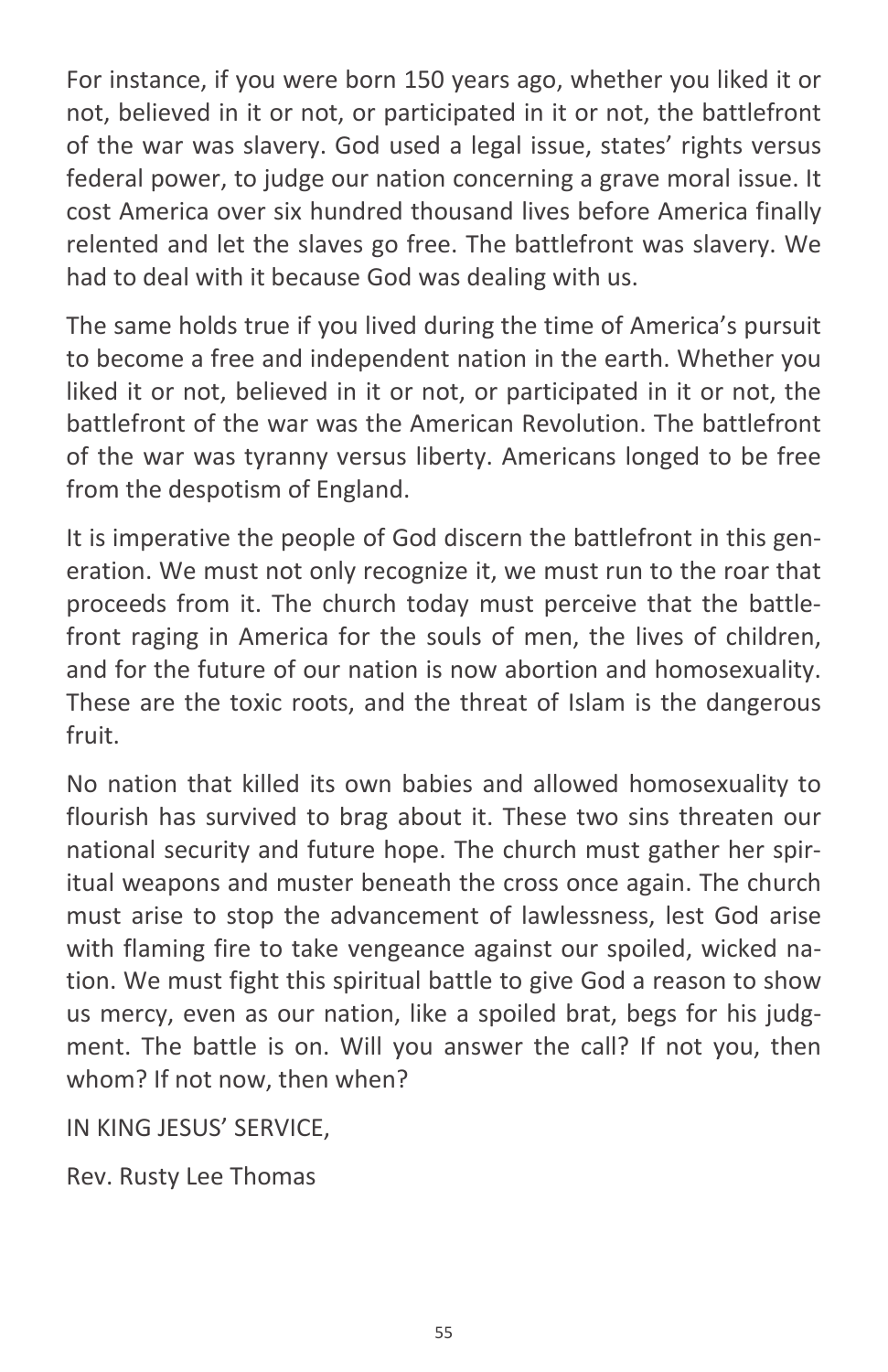For instance, if you were born 150 years ago, whether you liked it or not, believed in it or not, or participated in it or not, the battlefront of the war was slavery. God used a legal issue, states' rights versus federal power, to judge our nation concerning a grave moral issue. It cost America over six hundred thousand lives before America finally relented and let the slaves go free. The battlefront was slavery. We had to deal with it because God was dealing with us.

The same holds true if you lived during the time of America's pursuit to become a free and independent nation in the earth. Whether you liked it or not, believed in it or not, or participated in it or not, the battlefront of the war was the American Revolution. The battlefront of the war was tyranny versus liberty. Americans longed to be free from the despotism of England.

It is imperative the people of God discern the battlefront in this generation. We must not only recognize it, we must run to the roar that proceeds from it. The church today must perceive that the battlefront raging in America for the souls of men, the lives of children, and for the future of our nation is now abortion and homosexuality. These are the toxic roots, and the threat of Islam is the dangerous fruit.

No nation that killed its own babies and allowed homosexuality to flourish has survived to brag about it. These two sins threaten our national security and future hope. The church must gather her spiritual weapons and muster beneath the cross once again. The church must arise to stop the advancement of lawlessness, lest God arise with flaming fire to take vengeance against our spoiled, wicked nation. We must fight this spiritual battle to give God a reason to show us mercy, even as our nation, like a spoiled brat, begs for his judgment. The battle is on. Will you answer the call? If not you, then whom? If not now, then when?

IN KING JESUS' SERVICE,

Rev. Rusty Lee Thomas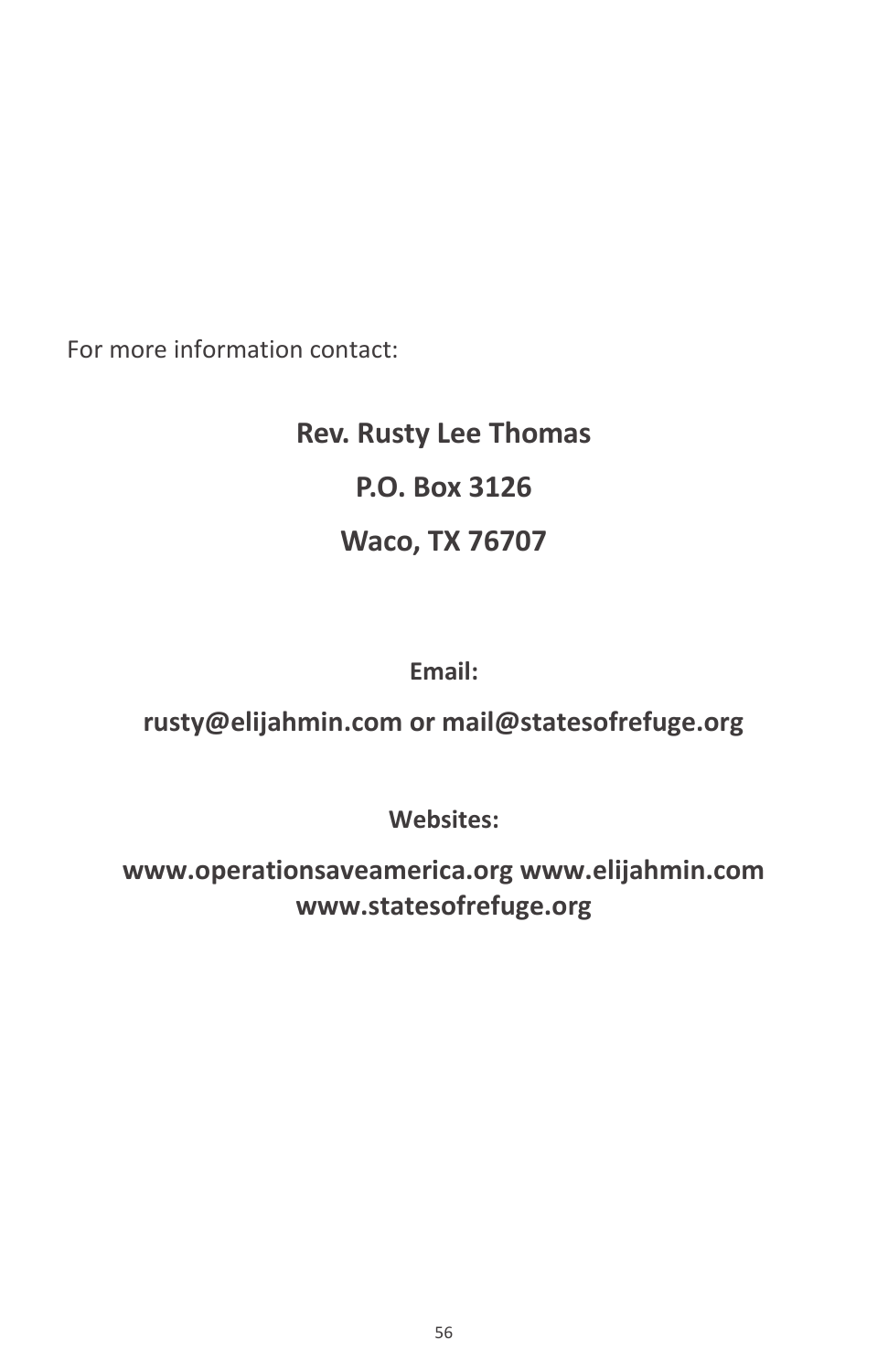For more information contact:

**Rev. Rusty Lee Thomas**

**P.O. Box 3126**

**Waco, TX 76707**

**Email:**

**rusty@elijahmin.com or mail@statesofrefuge.org**

**Websites:**

**www.operationsaveamerica.org www.elijahmin.com www.statesofrefuge.org**